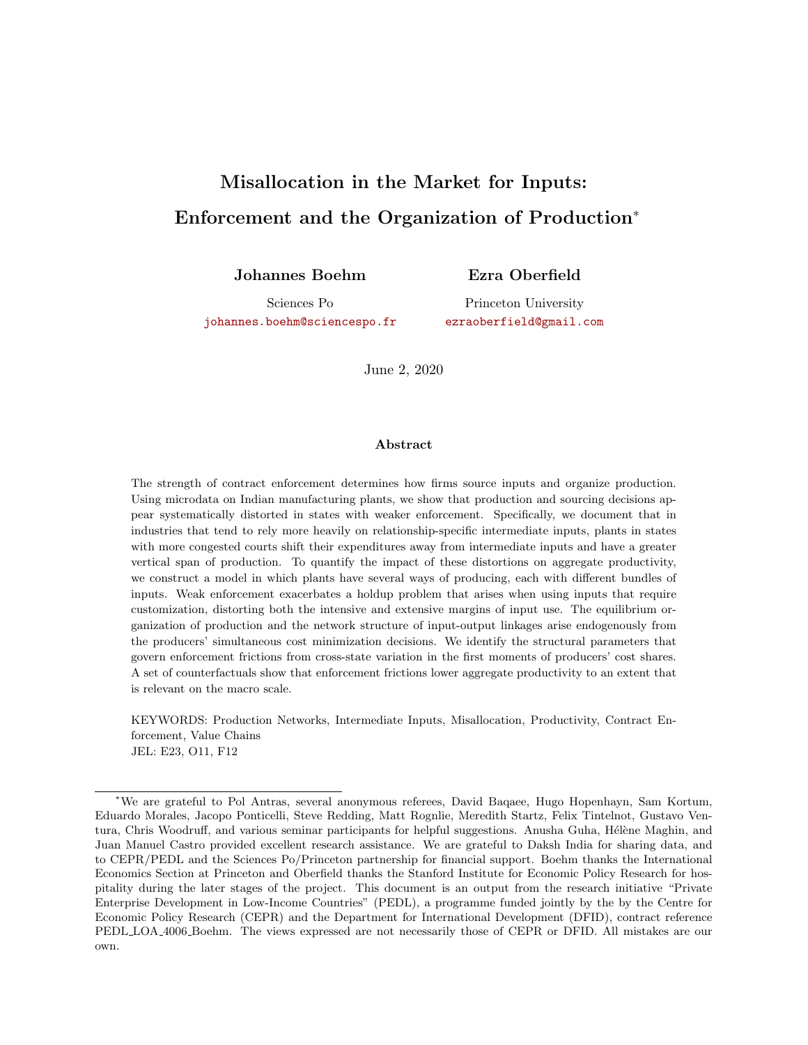# Misallocation in the Market for Inputs: Enforcement and the Organization of Production*

**Johannes Boehm**

Sciences Po

johannes.boehm@sciencespo.fr

**Ezra Oberfield**

Princeton University

ezraoberfield@gmail.com

June 2, 2020

### Abstract

The strength of contract enforcement determines how firms source inputs and organize production. Using microdata on Indian manufacturing plants, we show that production and sourcing decisions appear systematically distorted in states with weaker enforcement. Specifically, we document that in industries that tend to rely more heavily on relationship-specific intermediate inputs, plants in states with more congested courts shift their expenditures away from intermediate inputs and have a greater vertical span of production. To quantify the impact of these distortions on aggregate productivity, we construct a model in which plants have several ways of producing, each with different bundles of inputs. Weak enforcement exacerbates a holdup problem that arises when using inputs that require customization, distorting both the intensive and extensive margins of input use. The equilibrium organization of production and the network structure of input-output linkages arise endogenously from the producers' simultaneous cost minimization decisions. We identify the structural parameters that govern enforcement frictions from cross-state variation in the first moments of producers' cost shares. A set of counterfactuals show that enforcement frictions lower aggregate productivity to an extent that is relevant on the macro scale.

KEYWORDS: Production Networks, Intermediate Inputs, Misallocation, Productivity, Contract Enforcement, Value Chains

JEL: E23, O11, F12

---

*We are grateful to Pol Antras, several anonymous referees, David Baqaee, Hugo Hopenhayn, Sam Kortum, Eduardo Morales, Jacopo Ponticelli, Steve Redding, Matt Rognlie, Meredith Startz, Felix Tintelnot, Gustavo Ventura, Chris Woodruff, and various seminar participants for helpful suggestions. Anusha Guha, Hélène Maghin, and Juan Manuel Castro provided excellent research assistance. We are grateful to Daksh India for sharing data, and to CEPR/PEDL and the Sciences Po/Princeton partnership for financial support. Boehm thanks the International Economics Section at Princeton and Oberfield thanks the Stanford Institute for Economic Policy Research for hospitality during the later stages of the project. This document is an output from the research initiative "Private Enterprise Development in Low-Income Countries" (PEDL), a programme funded jointly by the by the Centre for Economic Policy Research (CEPR) and the Department for International Development (DFID), contract reference PEDL_LOA_4006_Boehm. The views expressed are not necessarily those of CEPR or DFID. All mistakes are our own.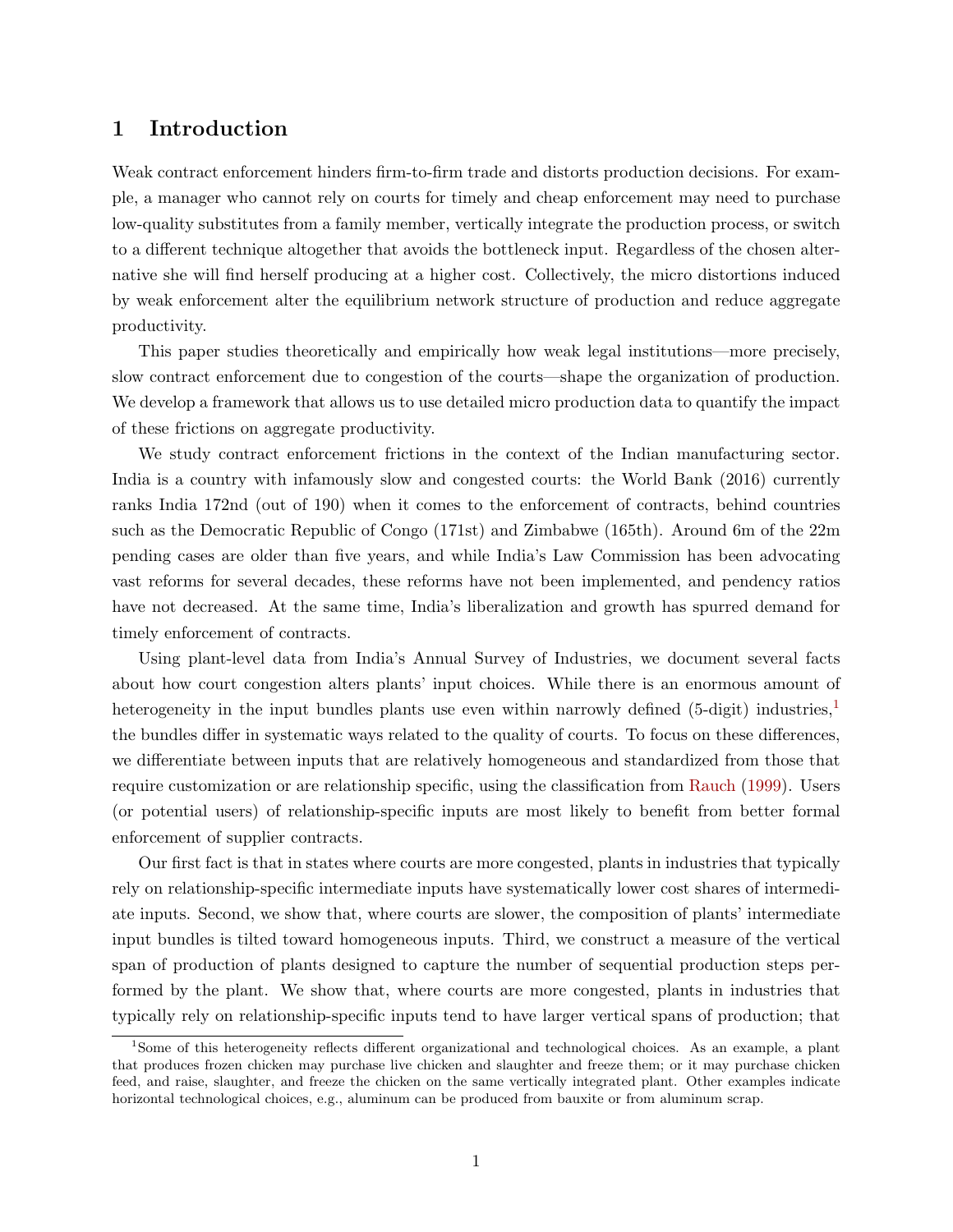# 1 Introduction

Weak contract enforcement hinders firm-to-firm trade and distorts production decisions. For example, a manager who cannot rely on courts for timely and cheap enforcement may need to purchase low-quality substitutes from a family member, vertically integrate the production process, or switch to a different technique altogether that avoids the bottleneck input. Regardless of the chosen alternative she will find herself producing at a higher cost. Collectively, the micro distortions induced by weak enforcement alter the equilibrium network structure of production and reduce aggregate productivity.

This paper studies theoretically and empirically how weak legal institutions—more precisely, slow contract enforcement due to congestion of the courts—shape the organization of production. We develop a framework that allows us to use detailed micro production data to quantify the impact of these frictions on aggregate productivity.

We study contract enforcement frictions in the context of the Indian manufacturing sector. India is a country with infamously slow and congested courts: the World Bank (2016) currently ranks India 172nd (out of 190) when it comes to the enforcement of contracts, behind countries such as the Democratic Republic of Congo (171st) and Zimbabwe (165th). Around 6m of the 22m pending cases are older than five years, and while India's Law Commission has been advocating vast reforms for several decades, these reforms have not been implemented, and pendency ratios have not decreased. At the same time, India's liberalization and growth has spurred demand for timely enforcement of contracts.

Using plant-level data from India's Annual Survey of Industries, we document several facts about how court congestion alters plants' input choices. While there is an enormous amount of heterogeneity in the input bundles plants use even within narrowly defined (5-digit) industries,[1] the bundles differ in systematic ways related to the quality of courts. To focus on these differences, we differentiate between inputs that are relatively homogeneous and standardized from those that require customization or are relationship specific, using the classification from Rauch (1999). Users (or potential users) of relationship-specific inputs are most likely to benefit from better formal enforcement of supplier contracts.

Our first fact is that in states where courts are more congested, plants in industries that typically rely on relationship-specific intermediate inputs have systematically lower cost shares of intermediate inputs. Second, we show that, where courts are slower, the composition of plants' intermediate input bundles is tilted toward homogeneous inputs. Third, we construct a measure of the vertical span of production of plants designed to capture the number of sequential production steps performed by the plant. We show that, where courts are more congested, plants in industries that typically rely on relationship-specific inputs tend to have larger vertical spans of production; that

[1] Some of this heterogeneity reflects different organizational and technological choices. As an example, a plant that produces frozen chicken may purchase live chicken and slaughter and freeze them; or it may purchase chicken feed, and raise, slaughter, and freeze the chicken on the same vertically integrated plant. Other examples indicate horizontal technological choices, e.g., aluminum can be produced from bauxite or from aluminum scrap.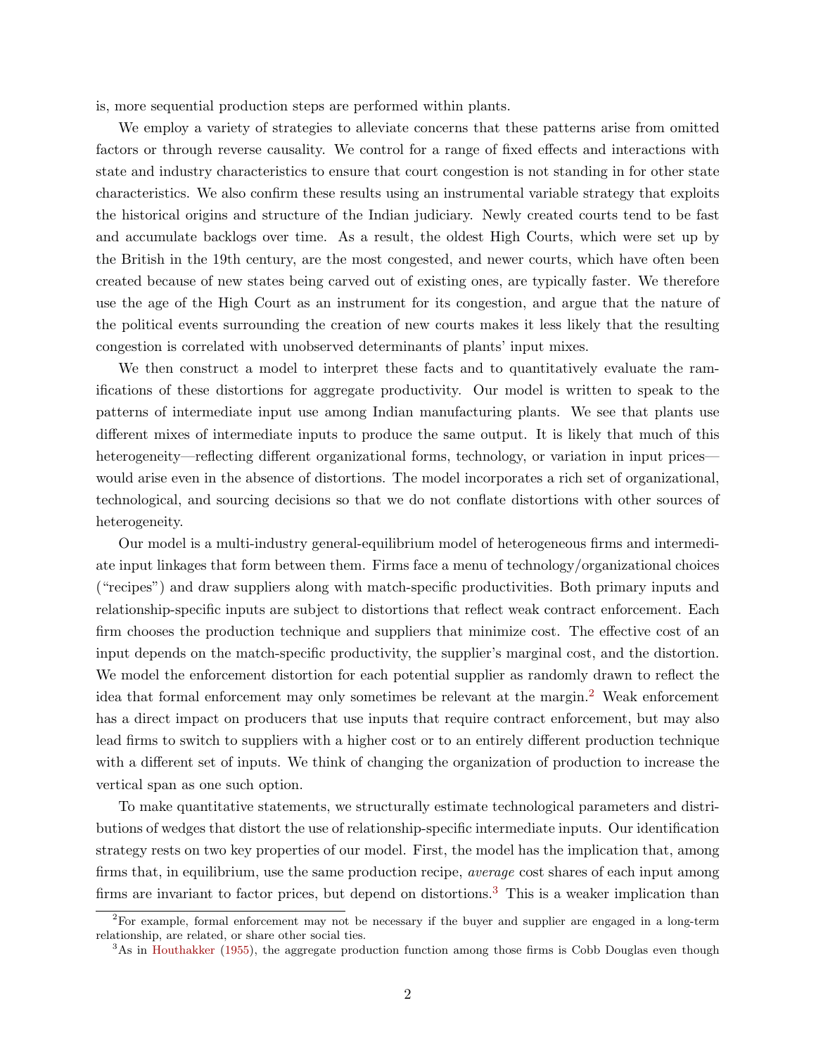is, more sequential production steps are performed within plants.

We employ a variety of strategies to alleviate concerns that these patterns arise from omitted factors or through reverse causality. We control for a range of fixed effects and interactions with state and industry characteristics to ensure that court congestion is not standing in for other state characteristics. We also confirm these results using an instrumental variable strategy that exploits the historical origins and structure of the Indian judiciary. Newly created courts tend to be fast and accumulate backlogs over time. As a result, the oldest High Courts, which were set up by the British in the 19th century, are the most congested, and newer courts, which have often been created because of new states being carved out of existing ones, are typically faster. We therefore use the age of the High Court as an instrument for its congestion, and argue that the nature of the political events surrounding the creation of new courts makes it less likely that the resulting congestion is correlated with unobserved determinants of plants' input mixes.

We then construct a model to interpret these facts and to quantitatively evaluate the ramifications of these distortions for aggregate productivity. Our model is written to speak to the patterns of intermediate input use among Indian manufacturing plants. We see that plants use different mixes of intermediate inputs to produce the same output. It is likely that much of this heterogeneity—reflecting different organizational forms, technology, or variation in input prices—would arise even in the absence of distortions. The model incorporates a rich set of organizational, technological, and sourcing decisions so that we do not conflate distortions with other sources of heterogeneity.

Our model is a multi-industry general-equilibrium model of heterogeneous firms and intermediate input linkages that form between them. Firms face a menu of technology/organizational choices ("recipes") and draw suppliers along with match-specific productivities. Both primary inputs and relationship-specific inputs are subject to distortions that reflect weak contract enforcement. Each firm chooses the production technique and suppliers that minimize cost. The effective cost of an input depends on the match-specific productivity, the supplier's marginal cost, and the distortion. We model the enforcement distortion for each potential supplier as randomly drawn to reflect the idea that formal enforcement may only sometimes be relevant at the margin.[2] Weak enforcement has a direct impact on producers that use inputs that require contract enforcement, but may also lead firms to switch to suppliers with a higher cost or to an entirely different production technique with a different set of inputs. We think of changing the organization of production to increase the vertical span as one such option.

To make quantitative statements, we structurally estimate technological parameters and distributions of wedges that distort the use of relationship-specific intermediate inputs. Our identification strategy rests on two key properties of our model. First, the model has the implication that, among firms that, in equilibrium, use the same production recipe, *average* cost shares of each input among firms are invariant to factor prices, but depend on distortions.[3] This is a weaker implication than

[2] For example, formal enforcement may not be necessary if the buyer and supplier are engaged in a long-term relationship, are related, or share other social ties.

[3] As in Houthakker (1955), the aggregate production function among those firms is Cobb Douglas even though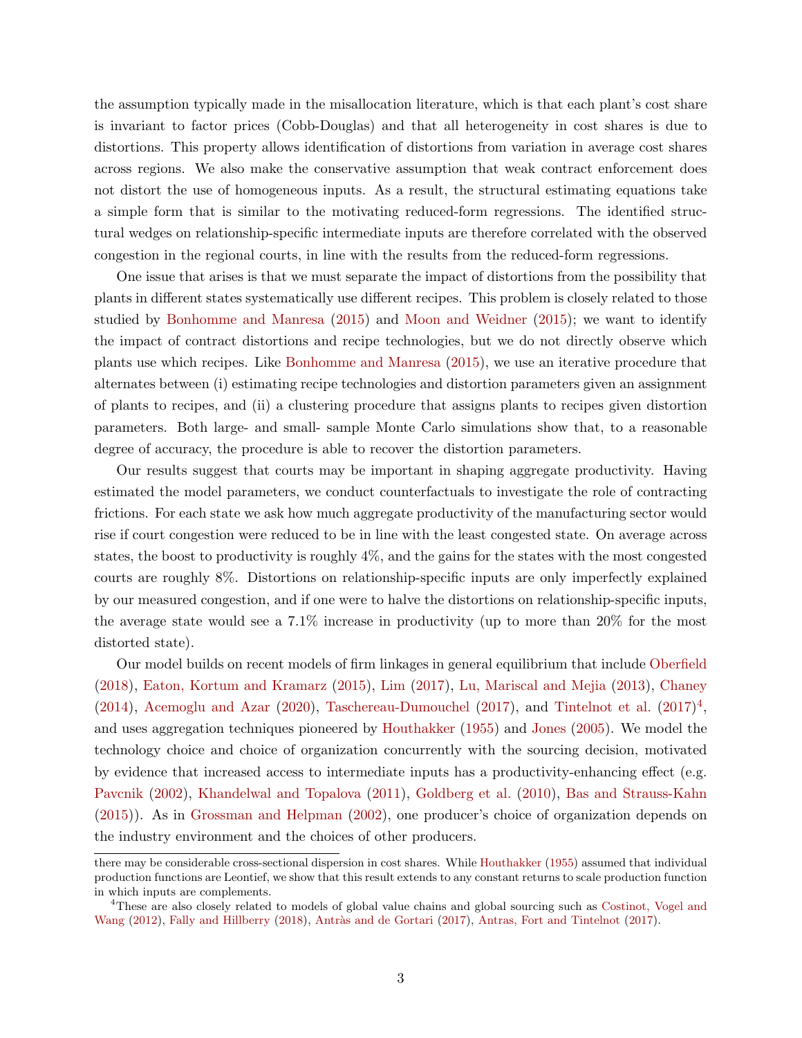the assumption typically made in the misallocation literature, which is that each plant's cost share is invariant to factor prices (Cobb-Douglas) and that all heterogeneity in cost shares is due to distortions. This property allows identification of distortions from variation in average cost shares across regions. We also make the conservative assumption that weak contract enforcement does not distort the use of homogeneous inputs. As a result, the structural estimating equations take a simple form that is similar to the motivating reduced-form regressions. The identified structural wedges on relationship-specific intermediate inputs are therefore correlated with the observed congestion in the regional courts, in line with the results from the reduced-form regressions.

One issue that arises is that we must separate the impact of distortions from the possibility that plants in different states systematically use different recipes. This problem is closely related to those studied by Bonhomme and Manresa (2015) and Moon and Weidner (2015); we want to identify the impact of contract distortions and recipe technologies, but we do not directly observe which plants use which recipes. Like Bonhomme and Manresa (2015), we use an iterative procedure that alternates between (i) estimating recipe technologies and distortion parameters given an assignment of plants to recipes, and (ii) a clustering procedure that assigns plants to recipes given distortion parameters. Both large- and small- sample Monte Carlo simulations show that, to a reasonable degree of accuracy, the procedure is able to recover the distortion parameters.

Our results suggest that courts may be important in shaping aggregate productivity. Having estimated the model parameters, we conduct counterfactuals to investigate the role of contracting frictions. For each state we ask how much aggregate productivity of the manufacturing sector would rise if court congestion were reduced to be in line with the least congested state. On average across states, the boost to productivity is roughly 4%, and the gains for the states with the most congested courts are roughly 8%. Distortions on relationship-specific inputs are only imperfectly explained by our measured congestion, and if one were to halve the distortions on relationship-specific inputs, the average state would see a 7.1% increase in productivity (up to more than 20% for the most distorted state).

Our model builds on recent models of firm linkages in general equilibrium that include Oberfield (2018), Eaton, Kortum and Kramarz (2015), Lim (2017), Lu, Mariscal and Mejia (2013), Chaney (2014), Acemoglu and Azar (2020), Taschereau-Dumouchel (2017), and Tintelnot et al. (2017)[4], and uses aggregation techniques pioneered by Houthakker (1955) and Jones (2005). We model the technology choice and choice of organization concurrently with the sourcing decision, motivated by evidence that increased access to intermediate inputs has a productivity-enhancing effect (e.g. Pavcnik (2002), Khandelwal and Topalova (2011), Goldberg et al. (2010), Bas and Strauss-Kahn (2015)). As in Grossman and Helpman (2002), one producer's choice of organization depends on the industry environment and the choices of other producers.

---

there may be considerable cross-sectional dispersion in cost shares. While Houthakker (1955) assumed that individual production functions are Leontief, we show that this result extends to any constant returns to scale production function in which inputs are complements.

[4]These are also closely related to models of global value chains and global sourcing such as Costinot, Vogel and Wang (2012), Fally and Hillberry (2018), Antràs and de Gortari (2017), Antras, Fort and Tintelnot (2017).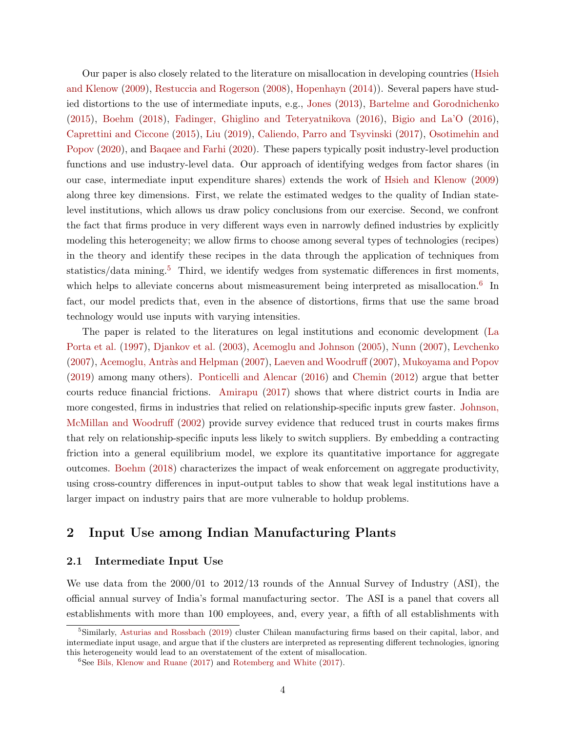Our paper is also closely related to the literature on misallocation in developing countries (Hsieh and Klenow (2009), Restuccia and Rogerson (2008), Hopenhayn (2014)). Several papers have studied distortions to the use of intermediate inputs, e.g., Jones (2013), Bartelme and Gorodnichenko (2015), Boehm (2018), Fadinger, Ghiglino and Teteryatnikova (2016), Bigio and La'O (2016), Caprettini and Ciccone (2015), Liu (2019), Caliendo, Parro and Tsyvinski (2017), Osotimehin and Popov (2020), and Baqaee and Farhi (2020). These papers typically posit industry-level production functions and use industry-level data. Our approach of identifying wedges from factor shares (in our case, intermediate input expenditure shares) extends the work of Hsieh and Klenow (2009) along three key dimensions. First, we relate the estimated wedges to the quality of Indian state-level institutions, which allows us draw policy conclusions from our exercise. Second, we confront the fact that firms produce in very different ways even in narrowly defined industries by explicitly modeling this heterogeneity; we allow firms to choose among several types of technologies (recipes) in the theory and identify these recipes in the data through the application of techniques from statistics/data mining.[5] Third, we identify wedges from systematic differences in first moments, which helps to alleviate concerns about mismeasurement being interpreted as misallocation.[6] In fact, our model predicts that, even in the absence of distortions, firms that use the same broad technology would use inputs with varying intensities.

The paper is related to the literatures on legal institutions and economic development (La Porta et al. (1997), Djankov et al. (2003), Acemoglu and Johnson (2005), Nunn (2007), Levchenko (2007), Acemoglu, Antràs and Helpman (2007), Laeven and Woodruff (2007), Mukoyama and Popov (2019) among many others). Ponticelli and Alencar (2016) and Chemin (2012) argue that better courts reduce financial frictions. Amirapu (2017) shows that where district courts in India are more congested, firms in industries that relied on relationship-specific inputs grew faster. Johnson, McMillan and Woodruff (2002) provide survey evidence that reduced trust in courts makes firms that rely on relationship-specific inputs less likely to switch suppliers. By embedding a contracting friction into a general equilibrium model, we explore its quantitative importance for aggregate outcomes. Boehm (2018) characterizes the impact of weak enforcement on aggregate productivity, using cross-country differences in input-output tables to show that weak legal institutions have a larger impact on industry pairs that are more vulnerable to holdup problems.

## 2 Input Use among Indian Manufacturing Plants

### 2.1 Intermediate Input Use

We use data from the 2000/01 to 2012/13 rounds of the Annual Survey of Industry (ASI), the official annual survey of India's formal manufacturing sector. The ASI is a panel that covers all establishments with more than 100 employees, and, every year, a fifth of all establishments with

[5] Similarly, Asturias and Rossbach (2019) cluster Chilean manufacturing firms based on their capital, labor, and intermediate input usage, and argue that if the clusters are interpreted as representing different technologies, ignoring this heterogeneity would lead to an overstatement of the extent of misallocation.

[6] See Bils, Klenow and Ruane (2017) and Rotemberg and White (2017).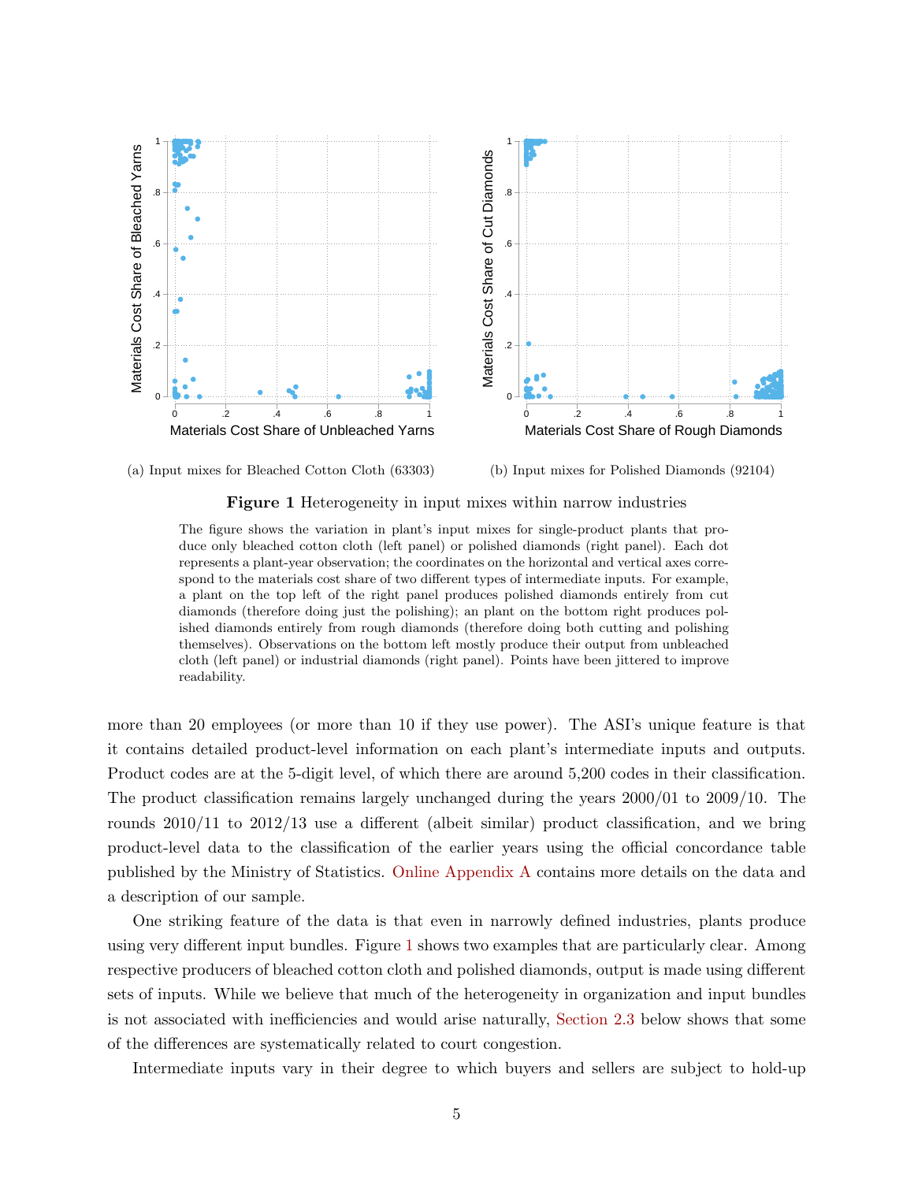(a) Input mixes for Bleached Cotton Cloth (63303)

(b) Input mixes for Polished Diamonds (92104)

**Figure 1** Heterogeneity in input mixes within narrow industries

The figure shows the variation in plant's input mixes for single-product plants that produce only bleached cotton cloth (left panel) or polished diamonds (right panel). Each dot represents a plant-year observation; the coordinates on the horizontal and vertical axes correspond to the materials cost share of two different types of intermediate inputs. For example, a plant on the top left of the right panel produces polished diamonds entirely from cut diamonds (therefore doing just the polishing); an plant on the bottom right produces polished diamonds entirely from rough diamonds (therefore doing both cutting and polishing themselves). Observations on the bottom left mostly produce their output from unbleached cloth (left panel) or industrial diamonds (right panel). Points have been jittered to improve readability.

more than 20 employees (or more than 10 if they use power). The ASI's unique feature is that it contains detailed product-level information on each plant's intermediate inputs and outputs. Product codes are at the 5-digit level, of which there are around 5,200 codes in their classification. The product classification remains largely unchanged during the years 2000/01 to 2009/10. The rounds 2010/11 to 2012/13 use a different (albeit similar) product classification, and we bring product-level data to the classification of the earlier years using the official concordance table published by the Ministry of Statistics. Online Appendix A contains more details on the data and a description of our sample.

One striking feature of the data is that even in narrowly defined industries, plants produce using very different input bundles. Figure 1 shows two examples that are particularly clear. Among respective producers of bleached cotton cloth and polished diamonds, output is made using different sets of inputs. While we believe that much of the heterogeneity in organization and input bundles is not associated with inefficiencies and would arise naturally, Section 2.3 below shows that some of the differences are systematically related to court congestion.

Intermediate inputs vary in their degree to which buyers and sellers are subject to hold-up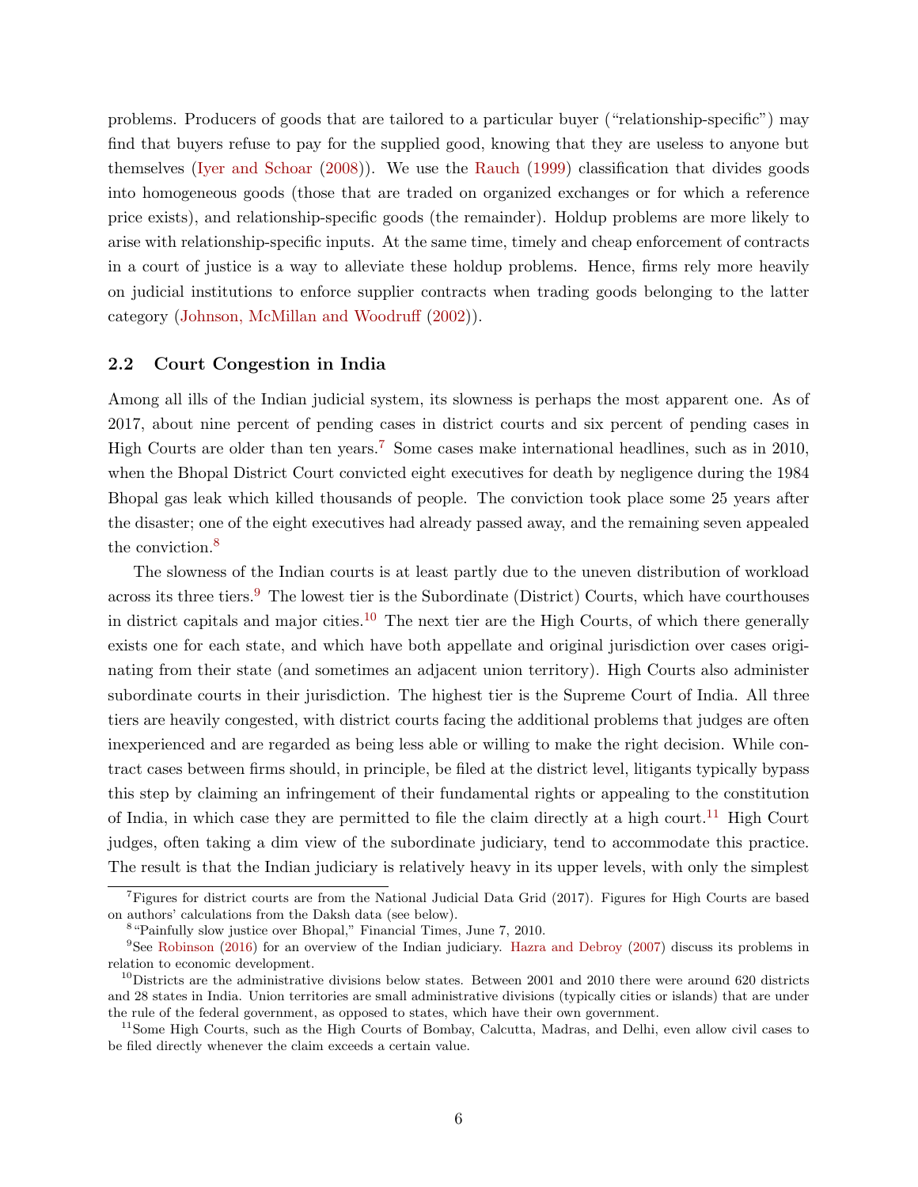problems. Producers of goods that are tailored to a particular buyer ("relationship-specific") may find that buyers refuse to pay for the supplied good, knowing that they are useless to anyone but themselves (Iyer and Schoar (2008)). We use the Rauch (1999) classification that divides goods into homogeneous goods (those that are traded on organized exchanges or for which a reference price exists), and relationship-specific goods (the remainder). Holdup problems are more likely to arise with relationship-specific inputs. At the same time, timely and cheap enforcement of contracts in a court of justice is a way to alleviate these holdup problems. Hence, firms rely more heavily on judicial institutions to enforce supplier contracts when trading goods belonging to the latter category (Johnson, McMillan and Woodruff (2002)).

### 2.2 Court Congestion in India

Among all ills of the Indian judicial system, its slowness is perhaps the most apparent one. As of 2017, about nine percent of pending cases in district courts and six percent of pending cases in High Courts are older than ten years.[7] Some cases make international headlines, such as in 2010, when the Bhopal District Court convicted eight executives for death by negligence during the 1984 Bhopal gas leak which killed thousands of people. The conviction took place some 25 years after the disaster; one of the eight executives had already passed away, and the remaining seven appealed the conviction.[8]

The slowness of the Indian courts is at least partly due to the uneven distribution of workload across its three tiers.[9] The lowest tier is the Subordinate (District) Courts, which have courthouses in district capitals and major cities.[10] The next tier are the High Courts, of which there generally exists one for each state, and which have both appellate and original jurisdiction over cases originating from their state (and sometimes an adjacent union territory). High Courts also administer subordinate courts in their jurisdiction. The highest tier is the Supreme Court of India. All three tiers are heavily congested, with district courts facing the additional problems that judges are often inexperienced and are regarded as being less able or willing to make the right decision. While contract cases between firms should, in principle, be filed at the district level, litigants typically bypass this step by claiming an infringement of their fundamental rights or appealing to the constitution of India, in which case they are permitted to file the claim directly at a high court.[11] High Court judges, often taking a dim view of the subordinate judiciary, tend to accommodate this practice. The result is that the Indian judiciary is relatively heavy in its upper levels, with only the simplest

---

[7] Figures for district courts are from the National Judicial Data Grid (2017). Figures for High Courts are based on authors' calculations from the Daksh data (see below).

[8] "Painfully slow justice over Bhopal," Financial Times, June 7, 2010.

[9] See Robinson (2016) for an overview of the Indian judiciary. Hazra and Debroy (2007) discuss its problems in relation to economic development.

[10] Districts are the administrative divisions below states. Between 2001 and 2010 there were around 620 districts and 28 states in India. Union territories are small administrative divisions (typically cities or islands) that are under the rule of the federal government, as opposed to states, which have their own government.

[11] Some High Courts, such as the High Courts of Bombay, Calcutta, Madras, and Delhi, even allow civil cases to be filed directly whenever the claim exceeds a certain value.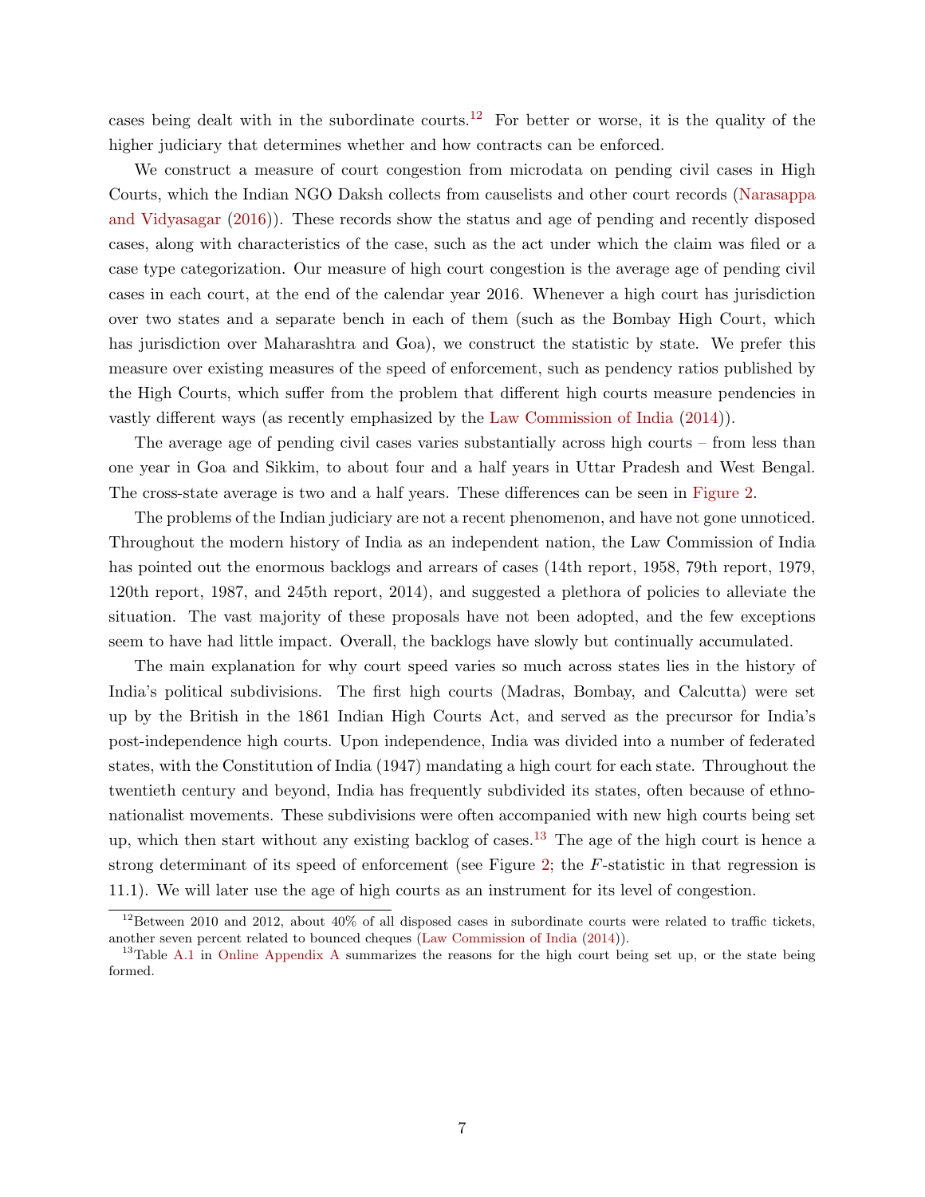cases being dealt with in the subordinate courts.[12] For better or worse, it is the quality of the higher judiciary that determines whether and how contracts can be enforced.

We construct a measure of court congestion from microdata on pending civil cases in High Courts, which the Indian NGO Daksh collects from causelists and other court records (Narasappa and Vidyasagar (2016)). These records show the status and age of pending and recently disposed cases, along with characteristics of the case, such as the act under which the claim was filed or a case type categorization. Our measure of high court congestion is the average age of pending civil cases in each court, at the end of the calendar year 2016. Whenever a high court has jurisdiction over two states and a separate bench in each of them (such as the Bombay High Court, which has jurisdiction over Maharashtra and Goa), we construct the statistic by state. We prefer this measure over existing measures of the speed of enforcement, such as pendency ratios published by the High Courts, which suffer from the problem that different high courts measure pendencies in vastly different ways (as recently emphasized by the Law Commission of India (2014)).

The average age of pending civil cases varies substantially across high courts – from less than one year in Goa and Sikkim, to about four and a half years in Uttar Pradesh and West Bengal. The cross-state average is two and a half years. These differences can be seen in Figure 2.

The problems of the Indian judiciary are not a recent phenomenon, and have not gone unnoticed. Throughout the modern history of India as an independent nation, the Law Commission of India has pointed out the enormous backlogs and arrears of cases (14th report, 1958, 79th report, 1979, 120th report, 1987, and 245th report, 2014), and suggested a plethora of policies to alleviate the situation. The vast majority of these proposals have not been adopted, and the few exceptions seem to have had little impact. Overall, the backlogs have slowly but continually accumulated.

The main explanation for why court speed varies so much across states lies in the history of India's political subdivisions. The first high courts (Madras, Bombay, and Calcutta) were set up by the British in the 1861 Indian High Courts Act, and served as the precursor for India's post-independence high courts. Upon independence, India was divided into a number of federated states, with the Constitution of India (1947) mandating a high court for each state. Throughout the twentieth century and beyond, India has frequently subdivided its states, often because of ethno-nationalist movements. These subdivisions were often accompanied with new high courts being set up, which then start without any existing backlog of cases.[13] The age of the high court is hence a strong determinant of its speed of enforcement (see Figure 2; the $F$-statistic in that regression is 11.1). We will later use the age of high courts as an instrument for its level of congestion.

[12] Between 2010 and 2012, about 40% of all disposed cases in subordinate courts were related to traffic tickets, another seven percent related to bounced cheques (Law Commission of India (2014)).

[13] Table A.1 in Online Appendix A summarizes the reasons for the high court being set up, or the state being formed.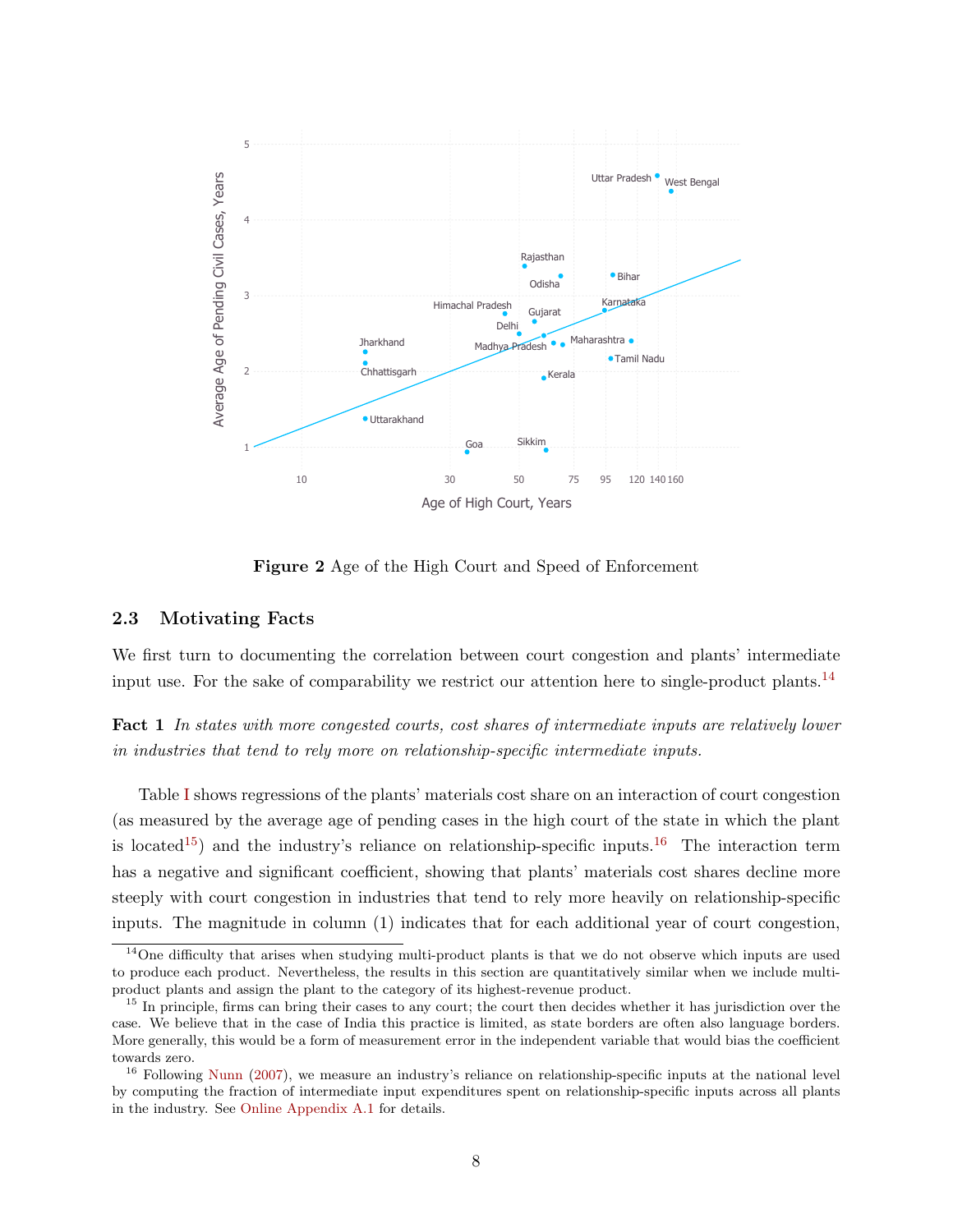**Figure 2** Age of the High Court and Speed of Enforcement

### 2.3 Motivating Facts

We first turn to documenting the correlation between court congestion and plants' intermediate input use. For the sake of comparability we restrict our attention here to single-product plants.[14]

**Fact 1** *In states with more congested courts, cost shares of intermediate inputs are relatively lower in industries that tend to rely more on relationship-specific intermediate inputs.*

Table I shows regressions of the plants' materials cost share on an interaction of court congestion (as measured by the average age of pending cases in the high court of the state in which the plant is located[15]) and the industry's reliance on relationship-specific inputs.[16] The interaction term has a negative and significant coefficient, showing that plants' materials cost shares decline more steeply with court congestion in industries that tend to rely more heavily on relationship-specific inputs. The magnitude in column (1) indicates that for each additional year of court congestion,

[14] One difficulty that arises when studying multi-product plants is that we do not observe which inputs are used to produce each product. Nevertheless, the results in this section are quantitatively similar when we include multi-product plants and assign the plant to the category of its highest-revenue product.

[15] In principle, firms can bring their cases to any court; the court then decides whether it has jurisdiction over the case. We believe that in the case of India this practice is limited, as state borders are often also language borders. More generally, this would be a form of measurement error in the independent variable that would bias the coefficient towards zero.

[16] Following Nunn (2007), we measure an industry's reliance on relationship-specific inputs at the national level by computing the fraction of intermediate input expenditures spent on relationship-specific inputs across all plants in the industry. See Online Appendix A.1 for details.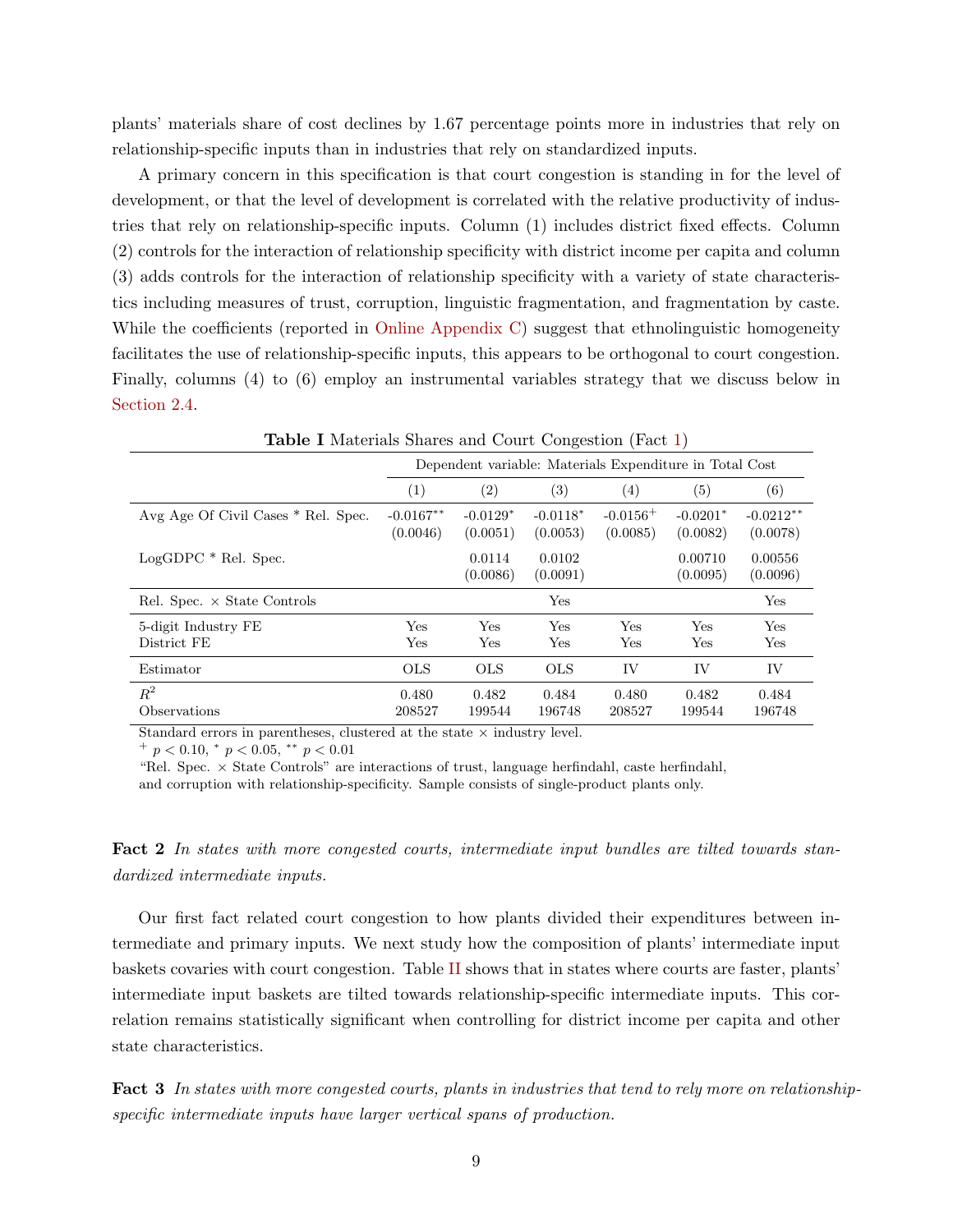plants' materials share of cost declines by 1.67 percentage points more in industries that rely on relationship-specific inputs than in industries that rely on standardized inputs.

A primary concern in this specification is that court congestion is standing in for the level of development, or that the level of development is correlated with the relative productivity of industries that rely on relationship-specific inputs. Column (1) includes district fixed effects. Column (2) controls for the interaction of relationship specificity with district income per capita and column (3) adds controls for the interaction of relationship specificity with a variety of state characteristics including measures of trust, corruption, linguistic fragmentation, and fragmentation by caste. While the coefficients (reported in Online Appendix C) suggest that ethnolinguistic homogeneity facilitates the use of relationship-specific inputs, this appears to be orthogonal to court congestion. Finally, columns (4) to (6) employ an instrumental variables strategy that we discuss below in Section 2.4.

**Table I** Materials Shares and Court Congestion (Fact 1)

| | Dependent variable: Materials Expenditure in Total Cost | | | | | |
|---|---|---|---|---|---|---|
| | (1) | (2) | (3) | (4) | (5) | (6) |
| Avg Age Of Civil Cases * Rel. Spec. | -0.0167** (0.0046) | -0.0129* (0.0051) | -0.0118* (0.0053) | -0.0156+ (0.0085) | -0.0201* (0.0082) | -0.0212** (0.0078) |
| LogGDPC * Rel. Spec. | | 0.0114 (0.0086) | 0.0102 (0.0091) | | 0.00710 (0.0095) | 0.00556 (0.0096) |
| Rel. Spec. × State Controls | | | Yes | | | Yes |
| 5-digit Industry FE | Yes | Yes | Yes | Yes | Yes | Yes |
| District FE | Yes | Yes | Yes | Yes | Yes | Yes |
| Estimator | OLS | OLS | OLS | IV | IV | IV |
| $R^2$ | 0.480 | 0.482 | 0.484 | 0.480 | 0.482 | 0.484 |
| Observations | 208527 | 199544 | 196748 | 208527 | 199544 | 196748 |

Standard errors in parentheses, clustered at the state × industry level.
$^{+}$ $p < 0.10$, $^{*}$ $p < 0.05$, $^{**}$ $p < 0.01$
"Rel. Spec. × State Controls" are interactions of trust, language herfindahl, caste herfindahl, and corruption with relationship-specificity. Sample consists of single-product plants only.

**Fact 2** *In states with more congested courts, intermediate input bundles are tilted towards standardized intermediate inputs.*

Our first fact related court congestion to how plants divided their expenditures between intermediate and primary inputs. We next study how the composition of plants' intermediate input baskets covaries with court congestion. Table II shows that in states where courts are faster, plants' intermediate input baskets are tilted towards relationship-specific intermediate inputs. This correlation remains statistically significant when controlling for district income per capita and other state characteristics.

**Fact 3** *In states with more congested courts, plants in industries that tend to rely more on relationship-specific intermediate inputs have larger vertical spans of production.*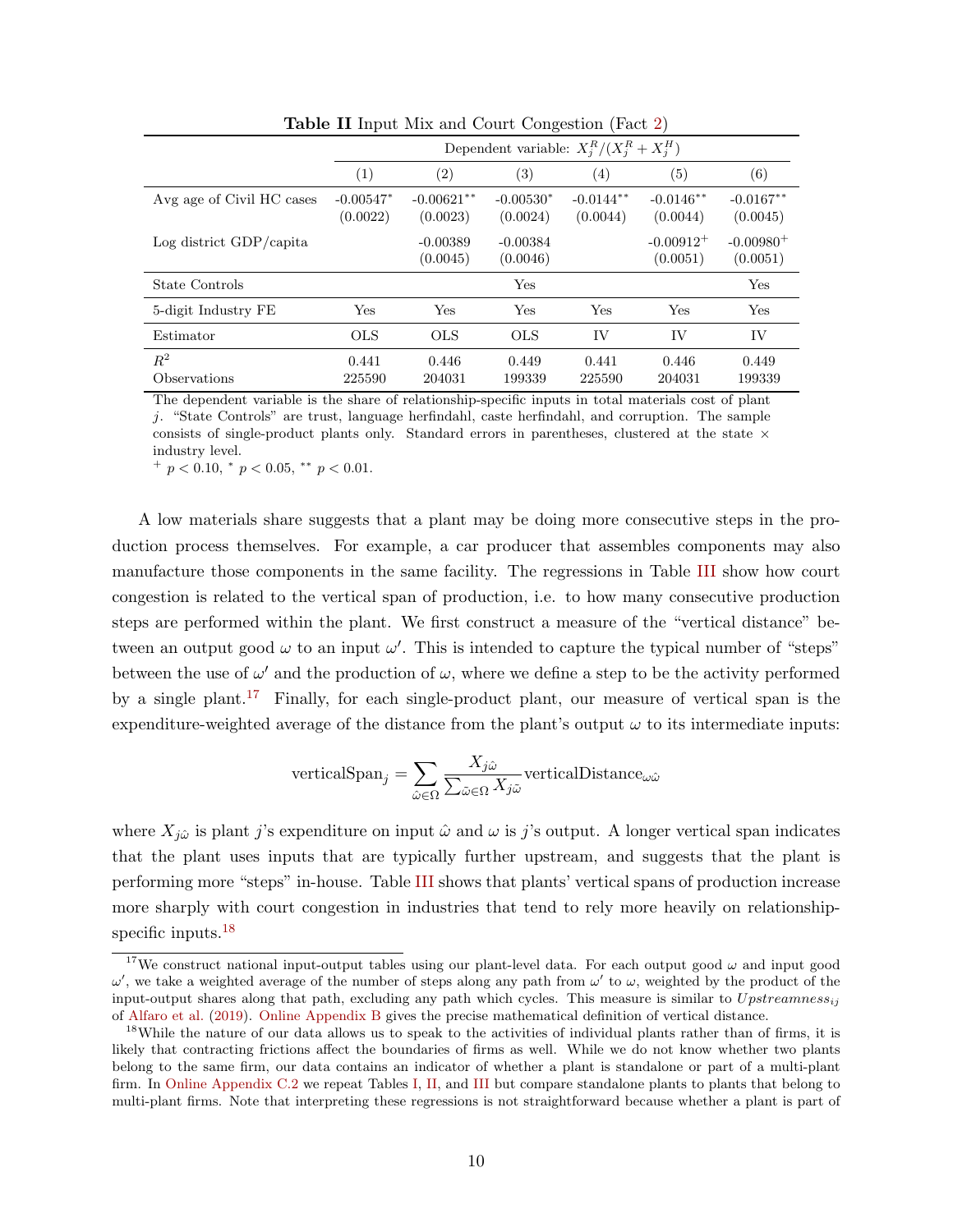**Table II** Input Mix and Court Congestion (Fact 2)

| | Dependent variable: $X_j^R/(X_j^R + X_j^H)$ | | | | | |
|---|---|---|---|---|---|---|
| | (1) | (2) | (3) | (4) | (5) | (6) |
| Avg age of Civil HC cases | -0.00547$^{*}$ | -0.00621$^{**}$ | -0.00530$^{*}$ | -0.0144$^{**}$ | -0.0146$^{**}$ | -0.0167$^{**}$ |
| | (0.0022) | (0.0023) | (0.0024) | (0.0044) | (0.0044) | (0.0045) |
| Log district GDP/capita | | -0.00389 | -0.00384 | | -0.00912$^{+}$ | -0.00980$^{+}$ |
| | | (0.0045) | (0.0046) | | (0.0051) | (0.0051) |
| State Controls | | | Yes | | | Yes |
| 5-digit Industry FE | Yes | Yes | Yes | Yes | Yes | Yes |
| Estimator | OLS | OLS | OLS | IV | IV | IV |
| $R^2$ | 0.441 | 0.446 | 0.449 | 0.441 | 0.446 | 0.449 |
| Observations | 225590 | 204031 | 199339 | 225590 | 204031 | 199339 |

The dependent variable is the share of relationship-specific inputs in total materials cost of plant $j$. "State Controls" are trust, language herfindahl, caste herfindahl, and corruption. The sample consists of single-product plants only. Standard errors in parentheses, clustered at the state × industry level.

$^{+}$ $p < 0.10$, $^{*}$ $p < 0.05$, $^{**}$ $p < 0.01$.

A low materials share suggests that a plant may be doing more consecutive steps in the production process themselves. For example, a car producer that assembles components may also manufacture those components in the same facility. The regressions in Table III show how court congestion is related to the vertical span of production, i.e. to how many consecutive production steps are performed within the plant. We first construct a measure of the "vertical distance" between an output good $\omega$ to an input $\omega'$. This is intended to capture the typical number of "steps" between the use of $\omega'$ and the production of $\omega$, where we define a step to be the activity performed by a single plant.[17] Finally, for each single-product plant, our measure of vertical span is the expenditure-weighted average of the distance from the plant's output $\omega$ to its intermediate inputs:

$$\text{verticalSpan}_j = \sum_{\hat{\omega}\in\Omega} \frac{X_{j\hat{\omega}}}{\sum_{\tilde{\omega}\in\Omega} X_{j\tilde{\omega}}} \text{verticalDistance}_{\omega\hat{\omega}}$$

where $X_{j\hat{\omega}}$ is plant $j$'s expenditure on input $\hat{\omega}$ and $\omega$ is $j$'s output. A longer vertical span indicates that the plant uses inputs that are typically further upstream, and suggests that the plant is performing more "steps" in-house. Table III shows that plants' vertical spans of production increase more sharply with court congestion in industries that tend to rely more heavily on relationship-specific inputs.[18]

[17] We construct national input-output tables using our plant-level data. For each output good $\omega$ and input good $\omega'$, we take a weighted average of the number of steps along any path from $\omega'$ to $\omega$, weighted by the product of the input-output shares along that path, excluding any path which cycles. This measure is similar to $Upstreamness_{ij}$ of Alfaro et al. (2019). Online Appendix B gives the precise mathematical definition of vertical distance.

[18] While the nature of our data allows us to speak to the activities of individual plants rather than of firms, it is likely that contracting frictions affect the boundaries of firms as well. While we do not know whether two plants belong to the same firm, our data contains an indicator of whether a plant is standalone or part of a multi-plant firm. In Online Appendix C.2 we repeat Tables I, II, and III but compare standalone plants to plants that belong to multi-plant firms. Note that interpreting these regressions is not straightforward because whether a plant is part of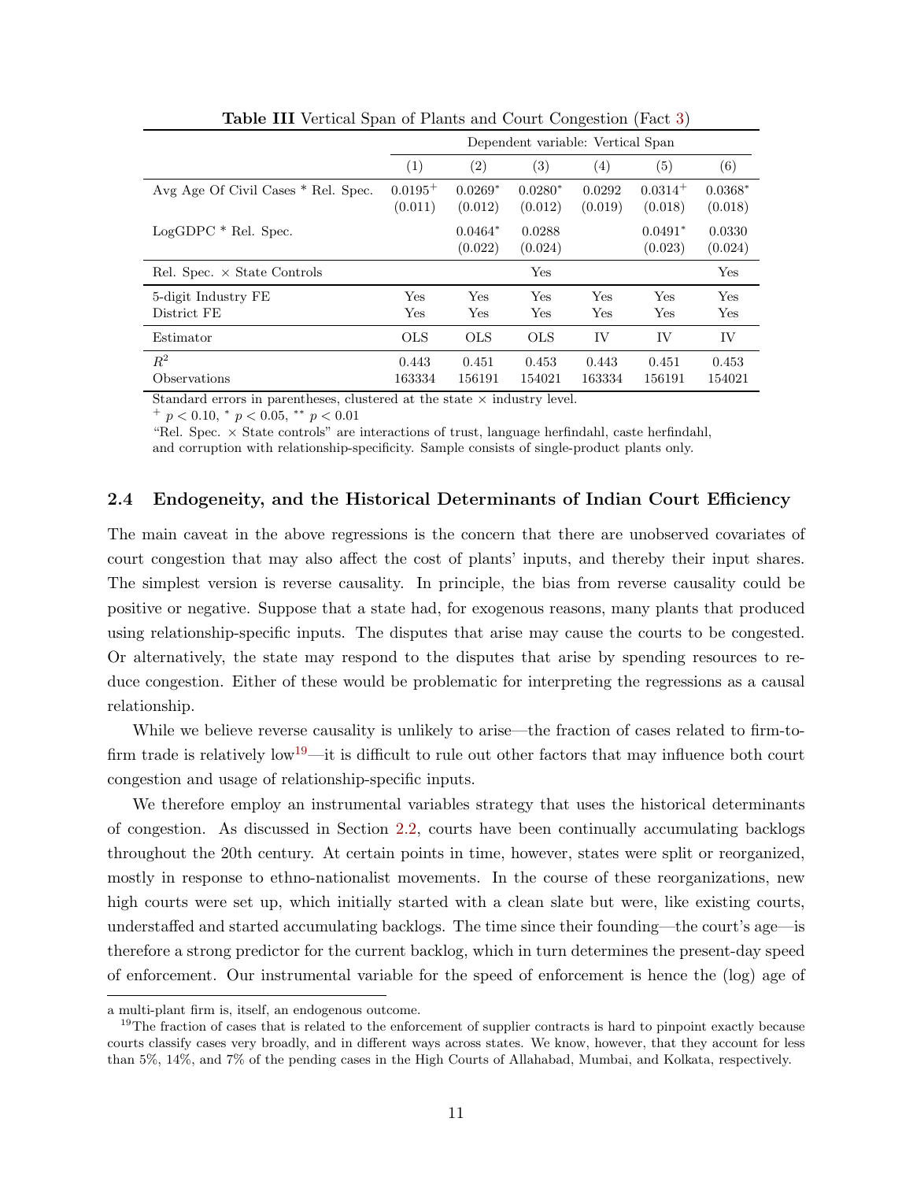**Table III** Vertical Span of Plants and Court Congestion (Fact 3)

| | Dependent variable: Vertical Span | | | | | |
|---|---|---|---|---|---|---|
| | (1) | (2) | (3) | (4) | (5) | (6) |
| Avg Age Of Civil Cases * Rel. Spec. | $0.0195^{+}$ (0.011) | $0.0269^{*}$ (0.012) | $0.0280^{*}$ (0.012) | 0.0292 (0.019) | $0.0314^{+}$ (0.018) | $0.0368^{*}$ (0.018) |
| LogGDPC * Rel. Spec. | | $0.0464^{*}$ (0.022) | 0.0288 (0.024) | | $0.0491^{*}$ (0.023) | 0.0330 (0.024) |
| Rel. Spec. × State Controls | | | Yes | | | Yes |
| 5-digit Industry FE | Yes | Yes | Yes | Yes | Yes | Yes |
| District FE | Yes | Yes | Yes | Yes | Yes | Yes |
| Estimator | OLS | OLS | OLS | IV | IV | IV |
| $R^2$ | 0.443 | 0.451 | 0.453 | 0.443 | 0.451 | 0.453 |
| Observations | 163334 | 156191 | 154021 | 163334 | 156191 | 154021 |

Standard errors in parentheses, clustered at the state × industry level.

$^{+}$ $p < 0.10$, $^{*}$ $p < 0.05$, $^{**}$ $p < 0.01$

"Rel. Spec. × State controls" are interactions of trust, language herfindahl, caste herfindahl, and corruption with relationship-specificity. Sample consists of single-product plants only.

## 2.4 Endogeneity, and the Historical Determinants of Indian Court Efficiency

The main caveat in the above regressions is the concern that there are unobserved covariates of court congestion that may also affect the cost of plants' inputs, and thereby their input shares. The simplest version is reverse causality. In principle, the bias from reverse causality could be positive or negative. Suppose that a state had, for exogenous reasons, many plants that produced using relationship-specific inputs. The disputes that arise may cause the courts to be congested. Or alternatively, the state may respond to the disputes that arise by spending resources to reduce congestion. Either of these would be problematic for interpreting the regressions as a causal relationship.

While we believe reverse causality is unlikely to arise—the fraction of cases related to firm-to-firm trade is relatively low[19]—it is difficult to rule out other factors that may influence both court congestion and usage of relationship-specific inputs.

We therefore employ an instrumental variables strategy that uses the historical determinants of congestion. As discussed in Section 2.2, courts have been continually accumulating backlogs throughout the 20th century. At certain points in time, however, states were split or reorganized, mostly in response to ethno-nationalist movements. In the course of these reorganizations, new high courts were set up, which initially started with a clean slate but were, like existing courts, understaffed and started accumulating backlogs. The time since their founding—the court's age—is therefore a strong predictor for the current backlog, which in turn determines the present-day speed of enforcement. Our instrumental variable for the speed of enforcement is hence the (log) age of

a multi-plant firm is, itself, an endogenous outcome.

[19] The fraction of cases that is related to the enforcement of supplier contracts is hard to pinpoint exactly because courts classify cases very broadly, and in different ways across states. We know, however, that they account for less than 5%, 14%, and 7% of the pending cases in the High Courts of Allahabad, Mumbai, and Kolkata, respectively.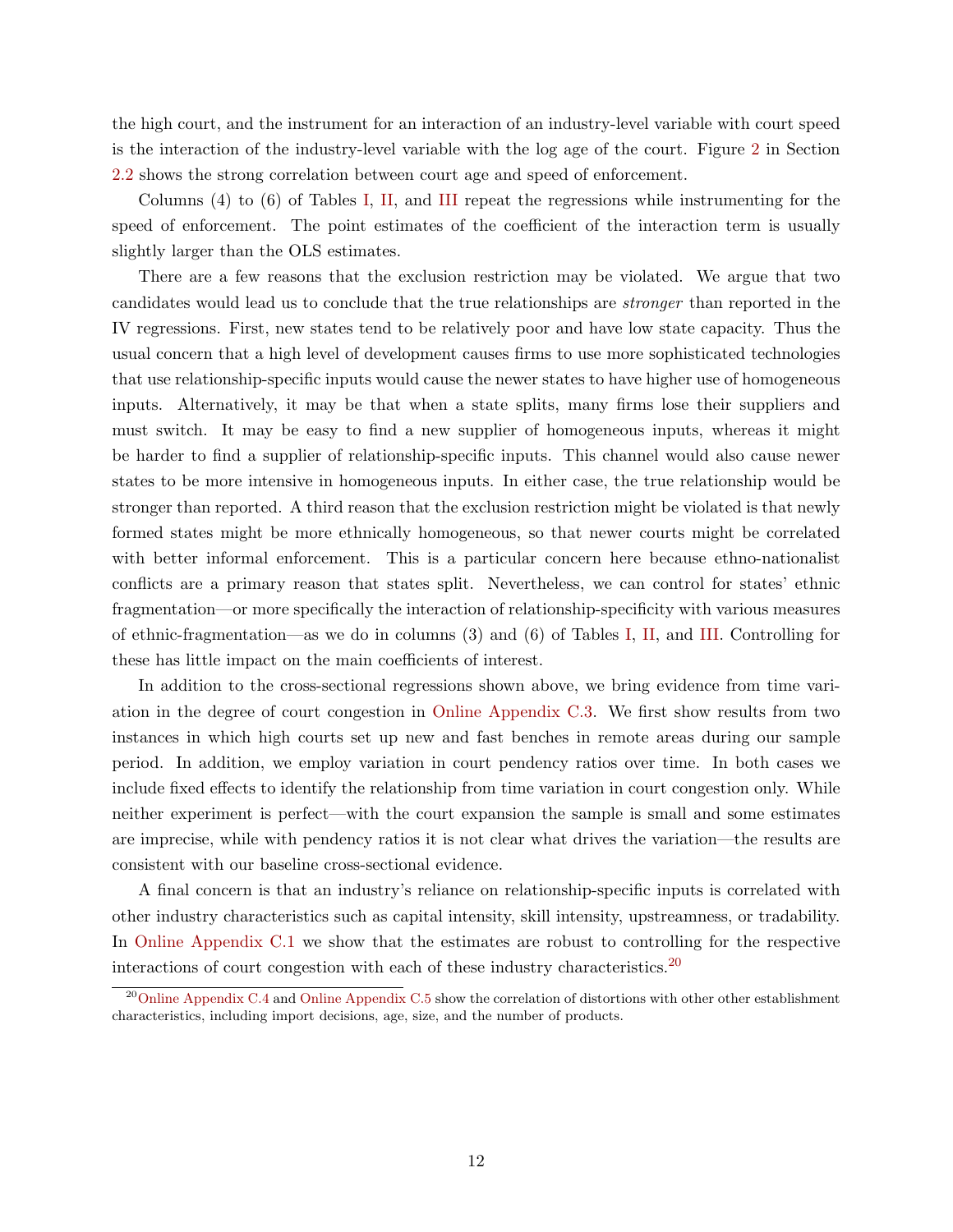the high court, and the instrument for an interaction of an industry-level variable with court speed is the interaction of the industry-level variable with the log age of the court. Figure 2 in Section 2.2 shows the strong correlation between court age and speed of enforcement.

Columns (4) to (6) of Tables I, II, and III repeat the regressions while instrumenting for the speed of enforcement. The point estimates of the coefficient of the interaction term is usually slightly larger than the OLS estimates.

There are a few reasons that the exclusion restriction may be violated. We argue that two candidates would lead us to conclude that the true relationships are *stronger* than reported in the IV regressions. First, new states tend to be relatively poor and have low state capacity. Thus the usual concern that a high level of development causes firms to use more sophisticated technologies that use relationship-specific inputs would cause the newer states to have higher use of homogeneous inputs. Alternatively, it may be that when a state splits, many firms lose their suppliers and must switch. It may be easy to find a new supplier of homogeneous inputs, whereas it might be harder to find a supplier of relationship-specific inputs. This channel would also cause newer states to be more intensive in homogeneous inputs. In either case, the true relationship would be stronger than reported. A third reason that the exclusion restriction might be violated is that newly formed states might be more ethnically homogeneous, so that newer courts might be correlated with better informal enforcement. This is a particular concern here because ethno-nationalist conflicts are a primary reason that states split. Nevertheless, we can control for states' ethnic fragmentation—or more specifically the interaction of relationship-specificity with various measures of ethnic-fragmentation—as we do in columns (3) and (6) of Tables I, II, and III. Controlling for these has little impact on the main coefficients of interest.

In addition to the cross-sectional regressions shown above, we bring evidence from time variation in the degree of court congestion in Online Appendix C.3. We first show results from two instances in which high courts set up new and fast benches in remote areas during our sample period. In addition, we employ variation in court pendency ratios over time. In both cases we include fixed effects to identify the relationship from time variation in court congestion only. While neither experiment is perfect—with the court expansion the sample is small and some estimates are imprecise, while with pendency ratios it is not clear what drives the variation—the results are consistent with our baseline cross-sectional evidence.

A final concern is that an industry's reliance on relationship-specific inputs is correlated with other industry characteristics such as capital intensity, skill intensity, upstreamness, or tradability. In Online Appendix C.1 we show that the estimates are robust to controlling for the respective interactions of court congestion with each of these industry characteristics.[20]

[20] Online Appendix C.4 and Online Appendix C.5 show the correlation of distortions with other other establishment characteristics, including import decisions, age, size, and the number of products.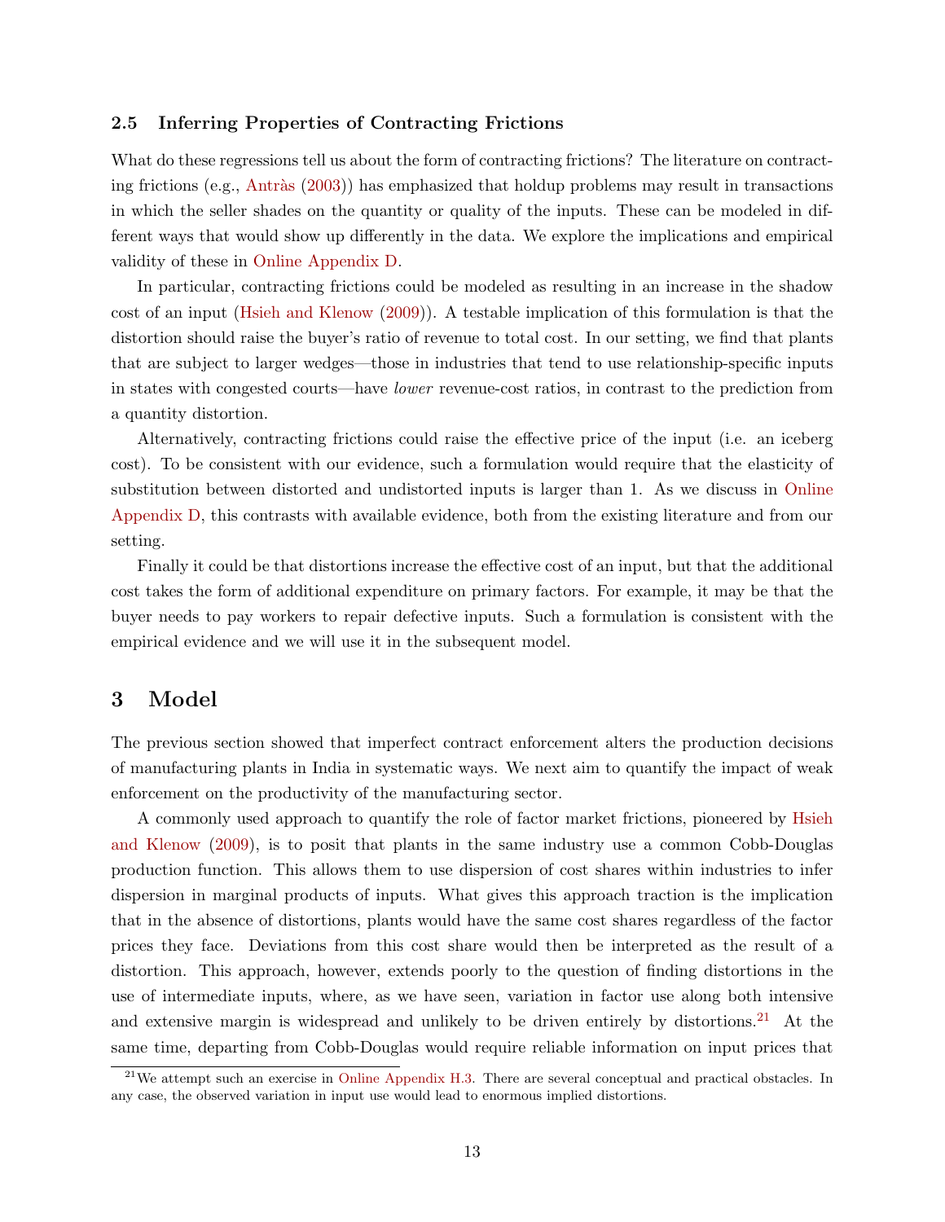### 2.5 Inferring Properties of Contracting Frictions

What do these regressions tell us about the form of contracting frictions? The literature on contracting frictions (e.g., Antràs (2003)) has emphasized that holdup problems may result in transactions in which the seller shades on the quantity or quality of the inputs. These can be modeled in different ways that would show up differently in the data. We explore the implications and empirical validity of these in Online Appendix D.

In particular, contracting frictions could be modeled as resulting in an increase in the shadow cost of an input (Hsieh and Klenow (2009)). A testable implication of this formulation is that the distortion should raise the buyer's ratio of revenue to total cost. In our setting, we find that plants that are subject to larger wedges—those in industries that tend to use relationship-specific inputs in states with congested courts—have *lower* revenue-cost ratios, in contrast to the prediction from a quantity distortion.

Alternatively, contracting frictions could raise the effective price of the input (i.e. an iceberg cost). To be consistent with our evidence, such a formulation would require that the elasticity of substitution between distorted and undistorted inputs is larger than 1. As we discuss in Online Appendix D, this contrasts with available evidence, both from the existing literature and from our setting.

Finally it could be that distortions increase the effective cost of an input, but that the additional cost takes the form of additional expenditure on primary factors. For example, it may be that the buyer needs to pay workers to repair defective inputs. Such a formulation is consistent with the empirical evidence and we will use it in the subsequent model.

## 3 Model

The previous section showed that imperfect contract enforcement alters the production decisions of manufacturing plants in India in systematic ways. We next aim to quantify the impact of weak enforcement on the productivity of the manufacturing sector.

A commonly used approach to quantify the role of factor market frictions, pioneered by Hsieh and Klenow (2009), is to posit that plants in the same industry use a common Cobb-Douglas production function. This allows them to use dispersion of cost shares within industries to infer dispersion in marginal products of inputs. What gives this approach traction is the implication that in the absence of distortions, plants would have the same cost shares regardless of the factor prices they face. Deviations from this cost share would then be interpreted as the result of a distortion. This approach, however, extends poorly to the question of finding distortions in the use of intermediate inputs, where, as we have seen, variation in factor use along both intensive and extensive margin is widespread and unlikely to be driven entirely by distortions.[21] At the same time, departing from Cobb-Douglas would require reliable information on input prices that

[21] We attempt such an exercise in Online Appendix H.3. There are several conceptual and practical obstacles. In any case, the observed variation in input use would lead to enormous implied distortions.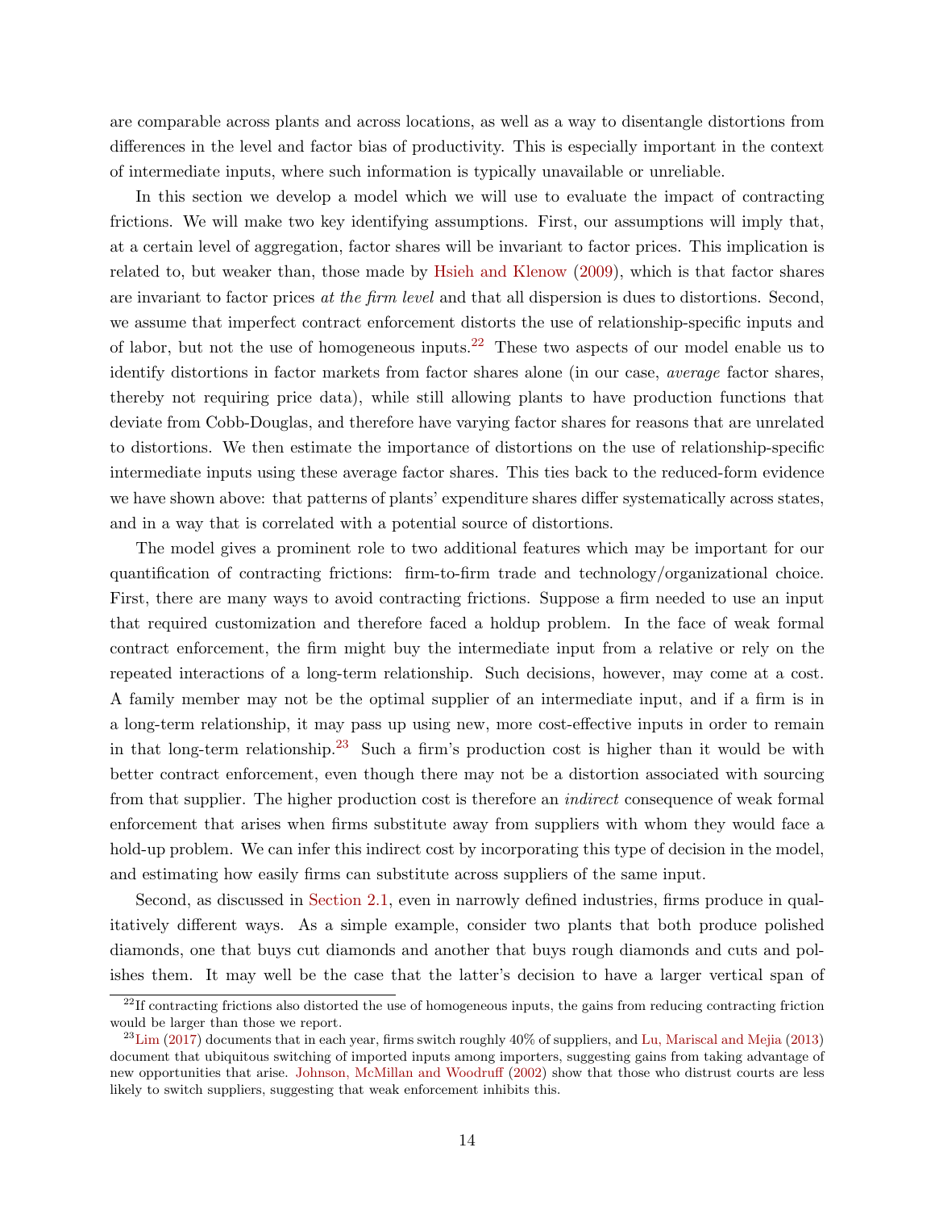are comparable across plants and across locations, as well as a way to disentangle distortions from differences in the level and factor bias of productivity. This is especially important in the context of intermediate inputs, where such information is typically unavailable or unreliable.

In this section we develop a model which we will use to evaluate the impact of contracting frictions. We will make two key identifying assumptions. First, our assumptions will imply that, at a certain level of aggregation, factor shares will be invariant to factor prices. This implication is related to, but weaker than, those made by Hsieh and Klenow (2009), which is that factor shares are invariant to factor prices *at the firm level* and that all dispersion is dues to distortions. Second, we assume that imperfect contract enforcement distorts the use of relationship-specific inputs and of labor, but not the use of homogeneous inputs.[22] These two aspects of our model enable us to identify distortions in factor markets from factor shares alone (in our case, *average* factor shares, thereby not requiring price data), while still allowing plants to have production functions that deviate from Cobb-Douglas, and therefore have varying factor shares for reasons that are unrelated to distortions. We then estimate the importance of distortions on the use of relationship-specific intermediate inputs using these average factor shares. This ties back to the reduced-form evidence we have shown above: that patterns of plants' expenditure shares differ systematically across states, and in a way that is correlated with a potential source of distortions.

The model gives a prominent role to two additional features which may be important for our quantification of contracting frictions: firm-to-firm trade and technology/organizational choice. First, there are many ways to avoid contracting frictions. Suppose a firm needed to use an input that required customization and therefore faced a holdup problem. In the face of weak formal contract enforcement, the firm might buy the intermediate input from a relative or rely on the repeated interactions of a long-term relationship. Such decisions, however, may come at a cost. A family member may not be the optimal supplier of an intermediate input, and if a firm is in a long-term relationship, it may pass up using new, more cost-effective inputs in order to remain in that long-term relationship.[23] Such a firm's production cost is higher than it would be with better contract enforcement, even though there may not be a distortion associated with sourcing from that supplier. The higher production cost is therefore an *indirect* consequence of weak formal enforcement that arises when firms substitute away from suppliers with whom they would face a hold-up problem. We can infer this indirect cost by incorporating this type of decision in the model, and estimating how easily firms can substitute across suppliers of the same input.

Second, as discussed in Section 2.1, even in narrowly defined industries, firms produce in qualitatively different ways. As a simple example, consider two plants that both produce polished diamonds, one that buys cut diamonds and another that buys rough diamonds and cuts and polishes them. It may well be the case that the latter's decision to have a larger vertical span of

[22] If contracting frictions also distorted the use of homogeneous inputs, the gains from reducing contracting friction would be larger than those we report.

[23] Lim (2017) documents that in each year, firms switch roughly 40% of suppliers, and Lu, Mariscal and Mejia (2013) document that ubiquitous switching of imported inputs among importers, suggesting gains from taking advantage of new opportunities that arise. Johnson, McMillan and Woodruff (2002) show that those who distrust courts are less likely to switch suppliers, suggesting that weak enforcement inhibits this.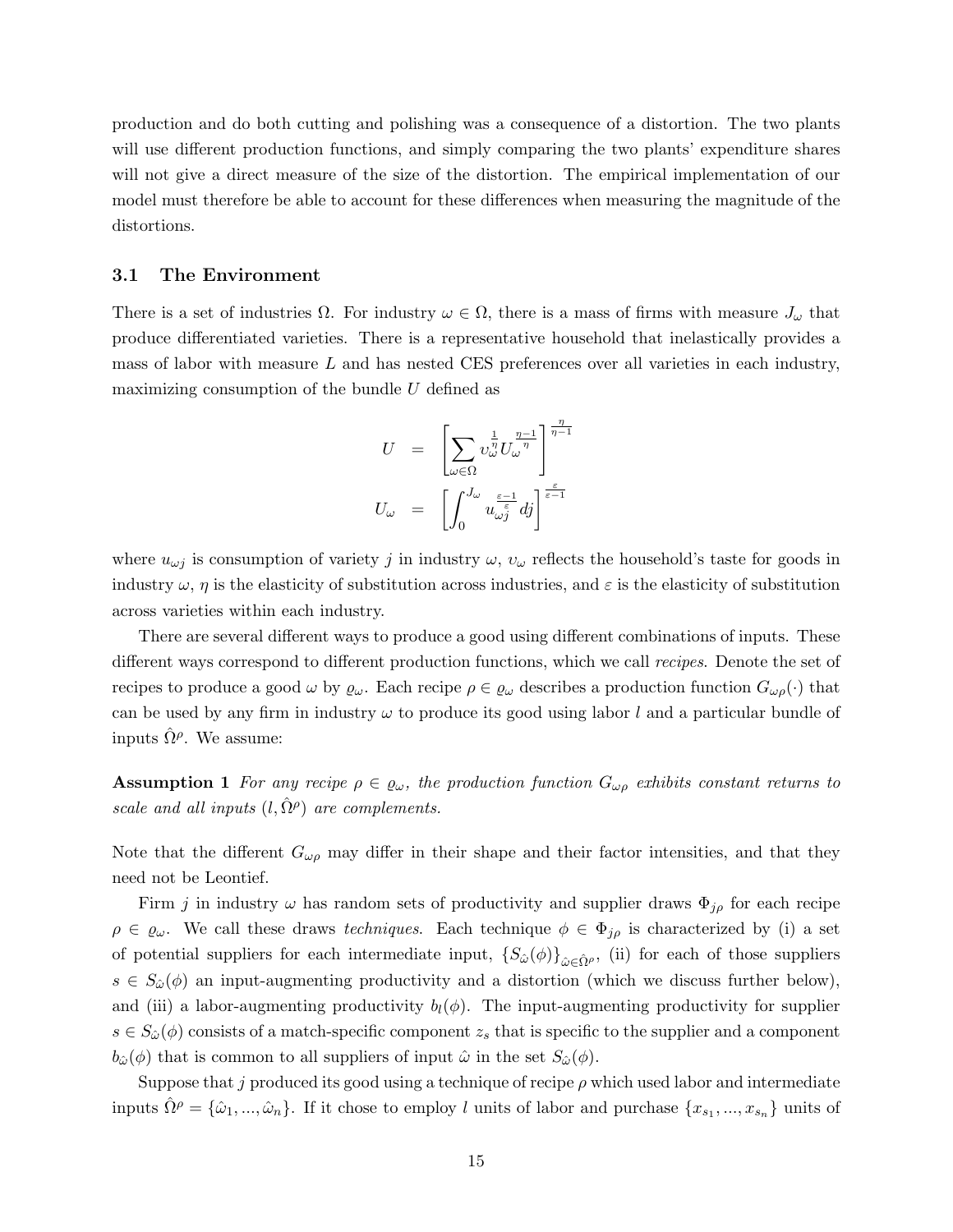production and do both cutting and polishing was a consequence of a distortion. The two plants will use different production functions, and simply comparing the two plants' expenditure shares will not give a direct measure of the size of the distortion. The empirical implementation of our model must therefore be able to account for these differences when measuring the magnitude of the distortions.

### 3.1 The Environment

There is a set of industries $\Omega$. For industry $\omega \in \Omega$, there is a mass of firms with measure $J_\omega$ that produce differentiated varieties. There is a representative household that inelastically provides a mass of labor with measure $L$ and has nested CES preferences over all varieties in each industry, maximizing consumption of the bundle $U$ defined as

$$
\begin{aligned}
U &= \left[ \sum_{\omega \in \Omega} \upsilon_\omega^{\frac{1}{\eta}} U_\omega^{\frac{\eta-1}{\eta}} \right]^{\frac{\eta}{\eta-1}} \\
U_\omega &= \left[ \int_0^{J_\omega} u_{\omega j}^{\frac{\varepsilon-1}{\varepsilon}} dj \right]^{\frac{\varepsilon}{\varepsilon-1}}
\end{aligned}
$$

where $u_{\omega j}$ is consumption of variety $j$ in industry $\omega$, $\upsilon_\omega$ reflects the household's taste for goods in industry $\omega$, $\eta$ is the elasticity of substitution across industries, and $\varepsilon$ is the elasticity of substitution across varieties within each industry.

There are several different ways to produce a good using different combinations of inputs. These different ways correspond to different production functions, which we call *recipes*. Denote the set of recipes to produce a good $\omega$ by $\varrho_\omega$. Each recipe $\rho \in \varrho_\omega$ describes a production function $G_{\omega\rho}(\cdot)$ that can be used by any firm in industry $\omega$ to produce its good using labor $l$ and a particular bundle of inputs $\hat{\Omega}^\rho$. We assume:

**Assumption 1** *For any recipe $\rho \in \varrho_\omega$, the production function $G_{\omega\rho}$ exhibits constant returns to scale and all inputs $(l, \hat{\Omega}^\rho)$ are complements.*

Note that the different $G_{\omega\rho}$ may differ in their shape and their factor intensities, and that they need not be Leontief.

Firm $j$ in industry $\omega$ has random sets of productivity and supplier draws $\Phi_{j\rho}$ for each recipe $\rho \in \varrho_\omega$. We call these draws *techniques*. Each technique $\phi \in \Phi_{j\rho}$ is characterized by (i) a set of potential suppliers for each intermediate input, $\{S_{\hat{\omega}}(\phi)\}_{\hat{\omega} \in \hat{\Omega}^\rho}$, (ii) for each of those suppliers $s \in S_{\hat{\omega}}(\phi)$ an input-augmenting productivity and a distortion (which we discuss further below), and (iii) a labor-augmenting productivity $b_l(\phi)$. The input-augmenting productivity for supplier $s \in S_{\hat{\omega}}(\phi)$ consists of a match-specific component $z_s$ that is specific to the supplier and a component $b_{\hat{\omega}}(\phi)$ that is common to all suppliers of input $\hat{\omega}$ in the set $S_{\hat{\omega}}(\phi)$.

Suppose that $j$ produced its good using a technique of recipe $\rho$ which used labor and intermediate inputs $\hat{\Omega}^\rho = \{\hat{\omega}_1, ..., \hat{\omega}_n\}$. If it chose to employ $l$ units of labor and purchase $\{x_{s_1}, ..., x_{s_n}\}$ units of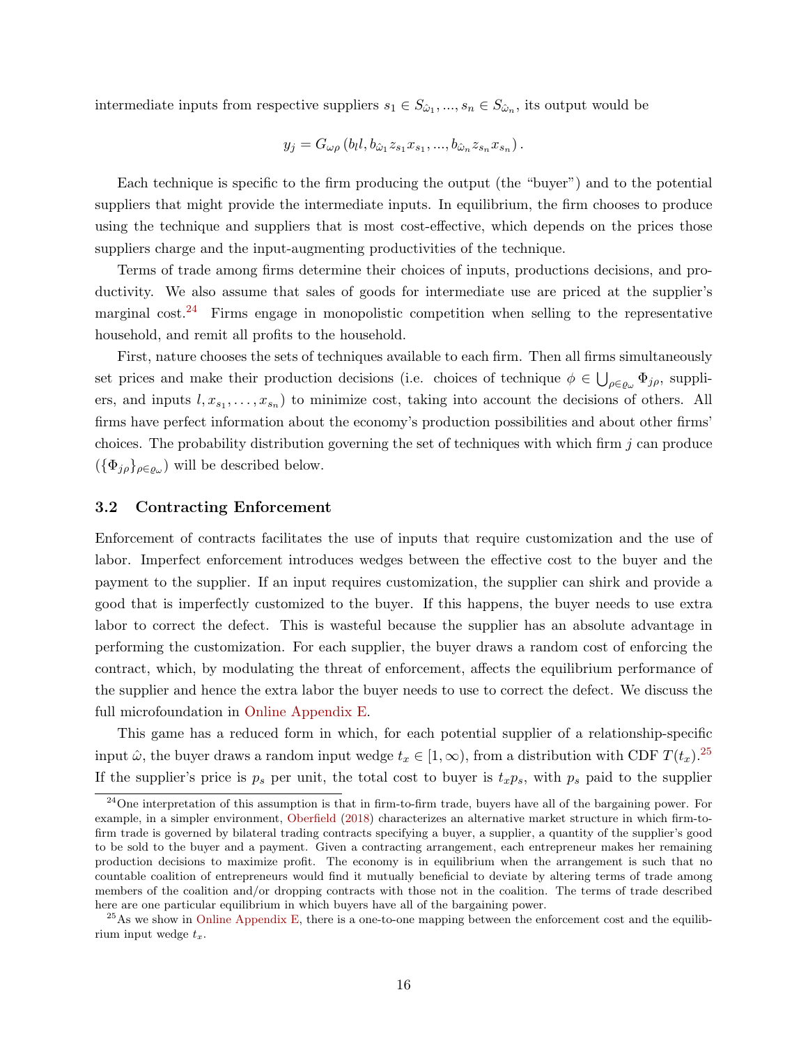intermediate inputs from respective suppliers $s_1 \in S_{\hat{\omega}_1}, ..., s_n \in S_{\hat{\omega}_n}$, its output would be

$$y_j = G_{\omega\rho}\left(b_l l, b_{\hat{\omega}_1} z_{s_1} x_{s_1}, ..., b_{\hat{\omega}_n} z_{s_n} x_{s_n}\right).$$

Each technique is specific to the firm producing the output (the "buyer") and to the potential suppliers that might provide the intermediate inputs. In equilibrium, the firm chooses to produce using the technique and suppliers that is most cost-effective, which depends on the prices those suppliers charge and the input-augmenting productivities of the technique.

Terms of trade among firms determine their choices of inputs, productions decisions, and productivity. We also assume that sales of goods for intermediate use are priced at the supplier's marginal cost.[24] Firms engage in monopolistic competition when selling to the representative household, and remit all profits to the household.

First, nature chooses the sets of techniques available to each firm. Then all firms simultaneously set prices and make their production decisions (i.e. choices of technique $\phi \in \bigcup_{\rho \in \varrho_\omega} \Phi_{j\rho}$, suppliers, and inputs $l, x_{s_1}, \ldots, x_{s_n}$) to minimize cost, taking into account the decisions of others. All firms have perfect information about the economy's production possibilities and about other firms' choices. The probability distribution governing the set of techniques with which firm $j$ can produce ($\{\Phi_{j\rho}\}_{\rho \in \varrho_\omega}$) will be described below.

## 3.2 Contracting Enforcement

Enforcement of contracts facilitates the use of inputs that require customization and the use of labor. Imperfect enforcement introduces wedges between the effective cost to the buyer and the payment to the supplier. If an input requires customization, the supplier can shirk and provide a good that is imperfectly customized to the buyer. If this happens, the buyer needs to use extra labor to correct the defect. This is wasteful because the supplier has an absolute advantage in performing the customization. For each supplier, the buyer draws a random cost of enforcing the contract, which, by modulating the threat of enforcement, affects the equilibrium performance of the supplier and hence the extra labor the buyer needs to use to correct the defect. We discuss the full microfoundation in Online Appendix E.

This game has a reduced form in which, for each potential supplier of a relationship-specific input $\hat{\omega}$, the buyer draws a random input wedge $t_x \in [1, \infty)$, from a distribution with CDF $T(t_x)$.[25] If the supplier's price is $p_s$ per unit, the total cost to buyer is $t_x p_s$, with $p_s$ paid to the supplier

---

[24] One interpretation of this assumption is that in firm-to-firm trade, buyers have all of the bargaining power. For example, in a simpler environment, Oberfield (2018) characterizes an alternative market structure in which firm-to-firm trade is governed by bilateral trading contracts specifying a buyer, a supplier, a quantity of the supplier's good to be sold to the buyer and a payment. Given a contracting arrangement, each entrepreneur makes her remaining production decisions to maximize profit. The economy is in equilibrium when the arrangement is such that no countable coalition of entrepreneurs would find it mutually beneficial to deviate by altering terms of trade among members of the coalition and/or dropping contracts with those not in the coalition. The terms of trade described here are one particular equilibrium in which buyers have all of the bargaining power.

[25] As we show in Online Appendix E, there is a one-to-one mapping between the enforcement cost and the equilibrium input wedge $t_x$.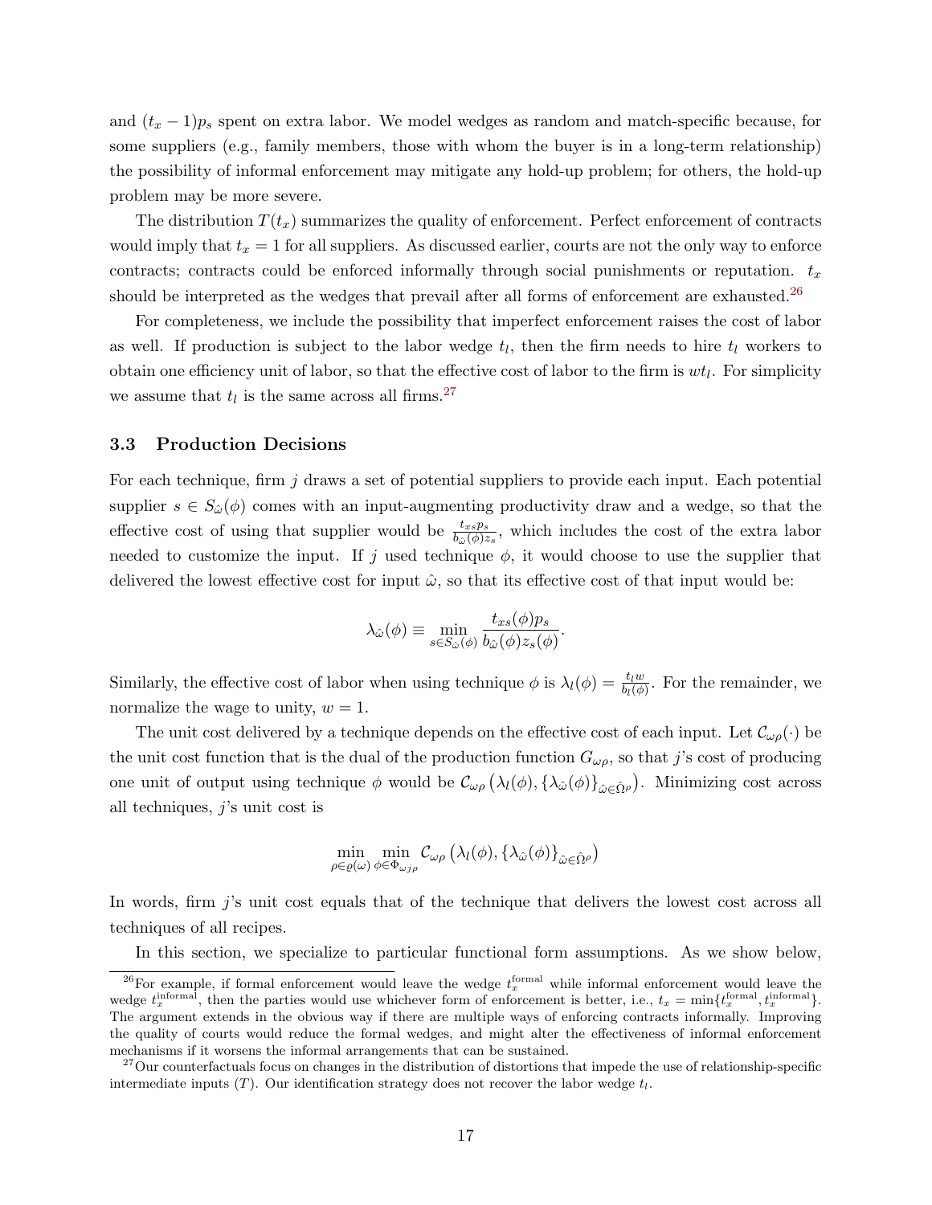and $(t_x - 1)p_s$ spent on extra labor. We model wedges as random and match-specific because, for some suppliers (e.g., family members, those with whom the buyer is in a long-term relationship) the possibility of informal enforcement may mitigate any hold-up problem; for others, the hold-up problem may be more severe.

The distribution $T(t_x)$ summarizes the quality of enforcement. Perfect enforcement of contracts would imply that $t_x = 1$ for all suppliers. As discussed earlier, courts are not the only way to enforce contracts; contracts could be enforced informally through social punishments or reputation. $t_x$ should be interpreted as the wedges that prevail after all forms of enforcement are exhausted.[26]

For completeness, we include the possibility that imperfect enforcement raises the cost of labor as well. If production is subject to the labor wedge $t_l$, then the firm needs to hire $t_l$ workers to obtain one efficiency unit of labor, so that the effective cost of labor to the firm is $wt_l$. For simplicity we assume that $t_l$ is the same across all firms.[27]

### 3.3 Production Decisions

For each technique, firm $j$ draws a set of potential suppliers to provide each input. Each potential supplier $s \in S_{\hat{\omega}}(\phi)$ comes with an input-augmenting productivity draw and a wedge, so that the effective cost of using that supplier would be $\frac{t_{xs} p_s}{b_{\hat{\omega}}(\phi) z_s}$, which includes the cost of the extra labor needed to customize the input. If $j$ used technique $\phi$, it would choose to use the supplier that delivered the lowest effective cost for input $\hat{\omega}$, so that its effective cost of that input would be:

$$\lambda_{\hat{\omega}}(\phi) \equiv \min_{s \in S_{\hat{\omega}}(\phi)} \frac{t_{xs}(\phi) p_s}{b_{\hat{\omega}}(\phi) z_s(\phi)}.$$

Similarly, the effective cost of labor when using technique $\phi$ is $\lambda_l(\phi) = \frac{t_l w}{b_l(\phi)}$. For the remainder, we normalize the wage to unity, $w = 1$.

The unit cost delivered by a technique depends on the effective cost of each input. Let $\mathcal{C}_{\omega\rho}(\cdot)$ be the unit cost function that is the dual of the production function $G_{\omega\rho}$, so that $j$'s cost of producing one unit of output using technique $\phi$ would be $\mathcal{C}_{\omega\rho}\left(\lambda_l(\phi), \{\lambda_{\hat{\omega}}(\phi)\}_{\hat{\omega} \in \hat{\Omega}^\rho}\right)$. Minimizing cost across all techniques, $j$'s unit cost is

$$\min_{\rho \in \varrho(\omega)} \min_{\phi \in \Phi_{\omega j \rho}} \mathcal{C}_{\omega\rho}\left(\lambda_l(\phi), \{\lambda_{\hat{\omega}}(\phi)\}_{\hat{\omega} \in \hat{\Omega}^\rho}\right)$$

In words, firm $j$'s unit cost equals that of the technique that delivers the lowest cost across all techniques of all recipes.

In this section, we specialize to particular functional form assumptions. As we show below,

---

[26] For example, if formal enforcement would leave the wedge $t_x^{\text{formal}}$ while informal enforcement would leave the wedge $t_x^{\text{informal}}$, then the parties would use whichever form of enforcement is better, i.e., $t_x = \min\{t_x^{\text{formal}}, t_x^{\text{informal}}\}$. The argument extends in the obvious way if there are multiple ways of enforcing contracts informally. Improving the quality of courts would reduce the formal wedges, and might alter the effectiveness of informal enforcement mechanisms if it worsens the informal arrangements that can be sustained.

[27] Our counterfactuals focus on changes in the distribution of distortions that impede the use of relationship-specific intermediate inputs ($T$). Our identification strategy does not recover the labor wedge $t_l$.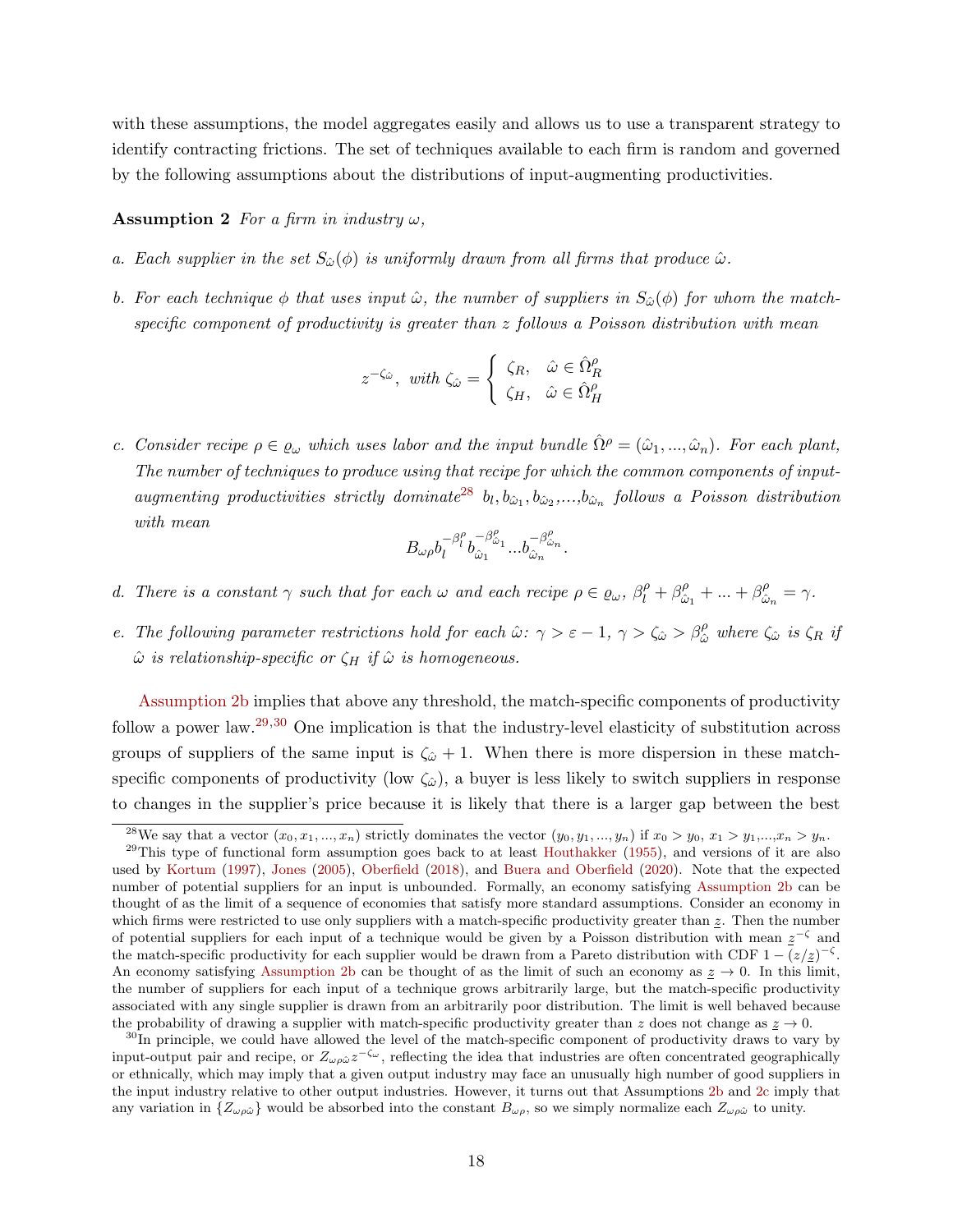with these assumptions, the model aggregates easily and allows us to use a transparent strategy to identify contracting frictions. The set of techniques available to each firm is random and governed by the following assumptions about the distributions of input-augmenting productivities.

**Assumption 2** *For a firm in industry $\omega$,*

*a. Each supplier in the set $S_{\hat{\omega}}(\phi)$ is uniformly drawn from all firms that produce $\hat{\omega}$.*

*b. For each technique $\phi$ that uses input $\hat{\omega}$, the number of suppliers in $S_{\hat{\omega}}(\phi)$ for whom the match-specific component of productivity is greater than $z$ follows a Poisson distribution with mean*

$$z^{-\zeta_{\hat{\omega}}}, \text{ with } \zeta_{\hat{\omega}} = \begin{cases} \zeta_R, & \hat{\omega} \in \hat{\Omega}_R^{\rho} \\ \zeta_H, & \hat{\omega} \in \hat{\Omega}_H^{\rho} \end{cases}$$

*c. Consider recipe $\rho \in \varrho_\omega$ which uses labor and the input bundle $\hat{\Omega}^{\rho} = (\hat{\omega}_1, ..., \hat{\omega}_n)$. For each plant, The number of techniques to produce using that recipe for which the common components of input-augmenting productivities strictly dominate*[28] *$b_l, b_{\hat{\omega}_1}, b_{\hat{\omega}_2}, ..., b_{\hat{\omega}_n}$ follows a Poisson distribution with mean*

$$B_{\omega\rho} b_l^{-\beta_l^{\rho}} b_{\hat{\omega}_1}^{-\beta_{\hat{\omega}_1}^{\rho}} ... b_{\hat{\omega}_n}^{-\beta_{\hat{\omega}_n}^{\rho}}.$$

*d. There is a constant $\gamma$ such that for each $\omega$ and each recipe $\rho \in \varrho_\omega$, $\beta_l^{\rho} + \beta_{\hat{\omega}_1}^{\rho} + ... + \beta_{\hat{\omega}_n}^{\rho} = \gamma$.*

*e. The following parameter restrictions hold for each $\hat{\omega}$: $\gamma > \varepsilon - 1$, $\gamma > \zeta_{\hat{\omega}} > \beta_{\hat{\omega}}^{\rho}$ where $\zeta_{\hat{\omega}}$ is $\zeta_R$ if $\hat{\omega}$ is relationship-specific or $\zeta_H$ if $\hat{\omega}$ is homogeneous.*

Assumption 2b implies that above any threshold, the match-specific components of productivity follow a power law.[29,30] One implication is that the industry-level elasticity of substitution across groups of suppliers of the same input is $\zeta_{\hat{\omega}} + 1$. When there is more dispersion in these match-specific components of productivity (low $\zeta_{\hat{\omega}}$), a buyer is less likely to switch suppliers in response to changes in the supplier's price because it is likely that there is a larger gap between the best

---

[28] We say that a vector $(x_0, x_1, ..., x_n)$ strictly dominates the vector $(y_0, y_1, ..., y_n)$ if $x_0 > y_0$, $x_1 > y_1$,...,$x_n > y_n$.

[29] This type of functional form assumption goes back to at least Houthakker (1955), and versions of it are also used by Kortum (1997), Jones (2005), Oberfield (2018), and Buera and Oberfield (2020). Note that the expected number of potential suppliers for an input is unbounded. Formally, an economy satisfying Assumption 2b can be thought of as the limit of a sequence of economies that satisfy more standard assumptions. Consider an economy in which firms were restricted to use only suppliers with a match-specific productivity greater than $\underline{z}$. Then the number of potential suppliers for each input of a technique would be given by a Poisson distribution with mean $\underline{z}^{-\zeta}$ and the match-specific productivity for each supplier would be drawn from a Pareto distribution with CDF $1 - (z/\underline{z})^{-\zeta}$. An economy satisfying Assumption 2b can be thought of as the limit of such an economy as $\underline{z} \to 0$. In this limit, the number of suppliers for each input of a technique grows arbitrarily large, but the match-specific productivity associated with any single supplier is drawn from an arbitrarily poor distribution. The limit is well behaved because the probability of drawing a supplier with match-specific productivity greater than $z$ does not change as $\underline{z} \to 0$.

[30] In principle, we could have allowed the level of the match-specific component of productivity draws to vary by input-output pair and recipe, or $Z_{\omega\rho\hat{\omega}} z^{-\zeta_\omega}$, reflecting the idea that industries are often concentrated geographically or ethnically, which may imply that a given output industry may face an unusually high number of good suppliers in the input industry relative to other output industries. However, it turns out that Assumptions 2b and 2c imply that any variation in $\{Z_{\omega\rho\hat{\omega}}\}$ would be absorbed into the constant $B_{\omega\rho}$, so we simply normalize each $Z_{\omega\rho\hat{\omega}}$ to unity.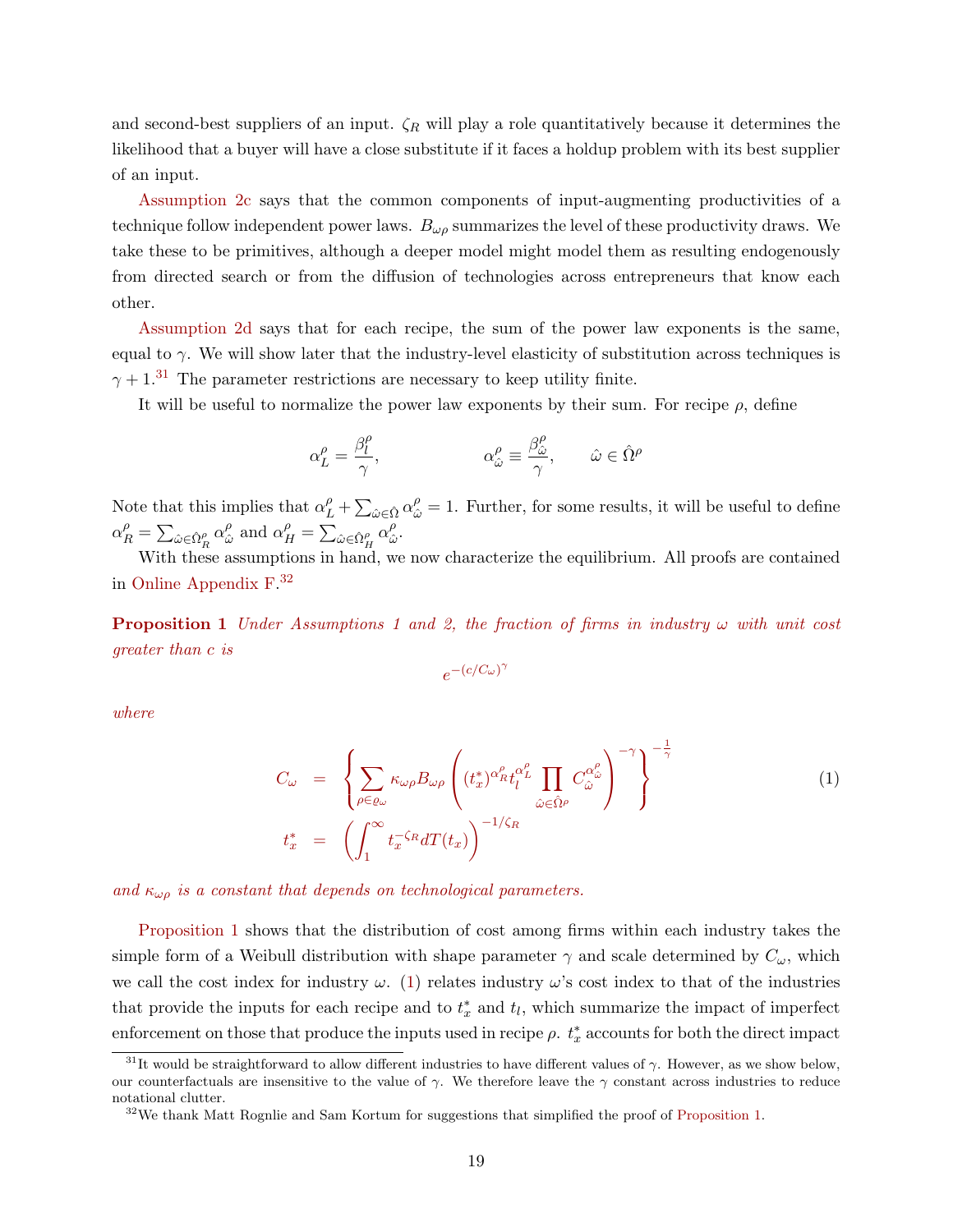and second-best suppliers of an input. $\zeta_R$ will play a role quantitatively because it determines the likelihood that a buyer will have a close substitute if it faces a holdup problem with its best supplier of an input.

Assumption 2c says that the common components of input-augmenting productivities of a technique follow independent power laws. $B_{\omega\rho}$ summarizes the level of these productivity draws. We take these to be primitives, although a deeper model might model them as resulting endogenously from directed search or from the diffusion of technologies across entrepreneurs that know each other.

Assumption 2d says that for each recipe, the sum of the power law exponents is the same, equal to $\gamma$. We will show later that the industry-level elasticity of substitution across techniques is $\gamma + 1$.[31] The parameter restrictions are necessary to keep utility finite.

It will be useful to normalize the power law exponents by their sum. For recipe $\rho$, define

$$\alpha_L^\rho = \frac{\beta_l^\rho}{\gamma}, \qquad\qquad \alpha_{\hat{\omega}}^\rho \equiv \frac{\beta_{\hat{\omega}}^\rho}{\gamma}, \qquad \hat{\omega} \in \hat{\Omega}^\rho$$

Note that this implies that $\alpha_L^\rho + \sum_{\hat{\omega}\in\hat{\Omega}} \alpha_{\hat{\omega}}^\rho = 1$. Further, for some results, it will be useful to define $\alpha_R^\rho = \sum_{\hat{\omega}\in\hat{\Omega}_R^\rho} \alpha_{\hat{\omega}}^\rho$ and $\alpha_H^\rho = \sum_{\hat{\omega}\in\hat{\Omega}_H^\rho} \alpha_{\hat{\omega}}^\rho$.

With these assumptions in hand, we now characterize the equilibrium. All proofs are contained in Online Appendix F.[32]

**Proposition 1** *Under Assumptions 1 and 2, the fraction of firms in industry $\omega$ with unit cost greater than $c$ is*

$$e^{-(c/C_\omega)^\gamma}$$

*where*

$$C_\omega = \left\{ \sum_{\rho\in\varrho_\omega} \kappa_{\omega\rho} B_{\omega\rho} \left( (t_x^*)^{\alpha_R^\rho} t_l^{\alpha_L^\rho} \prod_{\hat{\omega}\in\hat{\Omega}^\rho} C_{\hat{\omega}}^{\alpha_{\hat{\omega}}^\rho} \right)^{-\gamma} \right\}^{-\frac{1}{\gamma}} \tag{1}$$

$$t_x^* = \left( \int_1^\infty t_x^{-\zeta_R} dT(t_x) \right)^{-1/\zeta_R}$$

*and $\kappa_{\omega\rho}$ is a constant that depends on technological parameters.*

Proposition 1 shows that the distribution of cost among firms within each industry takes the simple form of a Weibull distribution with shape parameter $\gamma$ and scale determined by $C_\omega$, which we call the cost index for industry $\omega$. (1) relates industry $\omega$'s cost index to that of the industries that provide the inputs for each recipe and to $t_x^*$ and $t_l$, which summarize the impact of imperfect enforcement on those that produce the inputs used in recipe $\rho$. $t_x^*$ accounts for both the direct impact

---

[31] It would be straightforward to allow different industries to have different values of $\gamma$. However, as we show below, our counterfactuals are insensitive to the value of $\gamma$. We therefore leave the $\gamma$ constant across industries to reduce notational clutter.

[32] We thank Matt Rognlie and Sam Kortum for suggestions that simplified the proof of Proposition 1.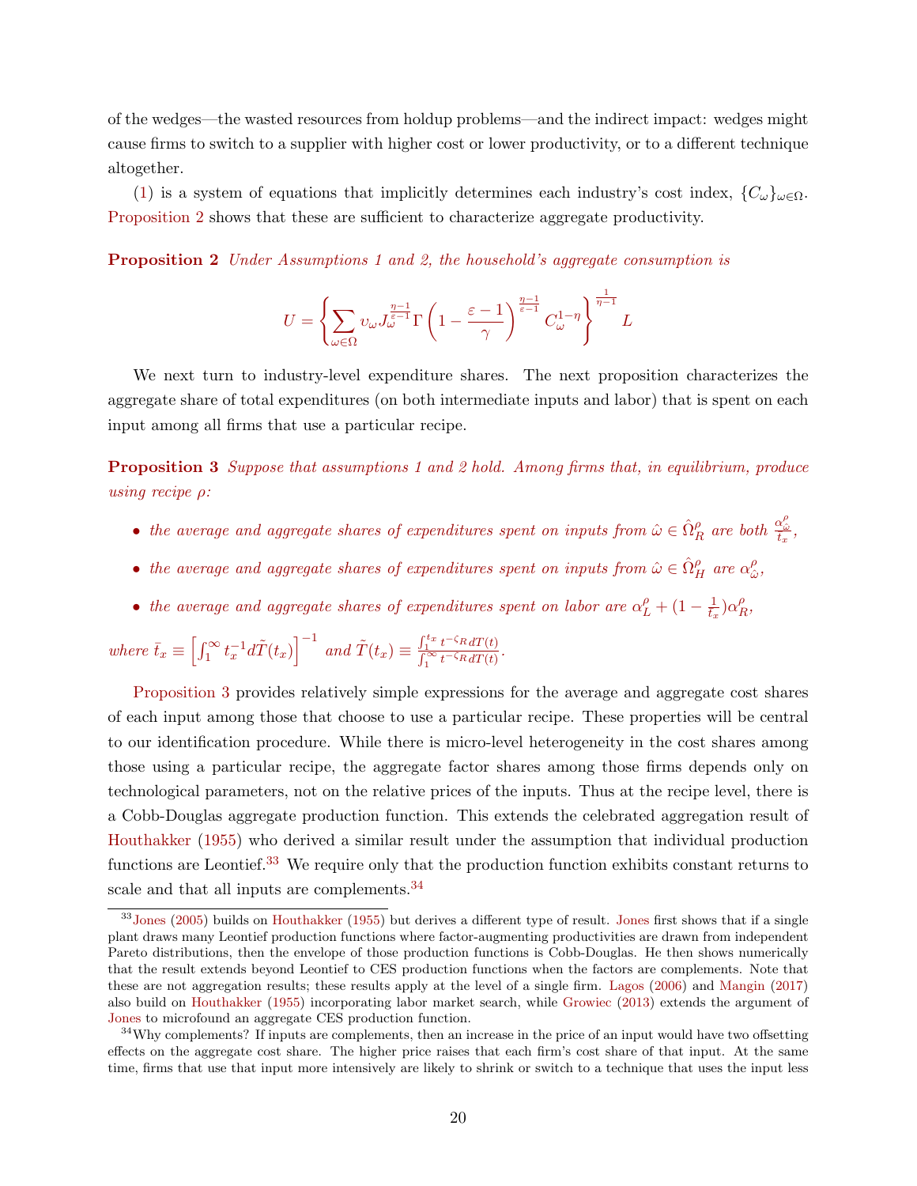of the wedges—the wasted resources from holdup problems—and the indirect impact: wedges might cause firms to switch to a supplier with higher cost or lower productivity, or to a different technique altogether.

(1) is a system of equations that implicitly determines each industry's cost index, $\{C_\omega\}_{\omega\in\Omega}$. Proposition 2 shows that these are sufficient to characterize aggregate productivity.

**Proposition 2** *Under Assumptions 1 and 2, the household's aggregate consumption is*

$$U = \left\{ \sum_{\omega\in\Omega} \upsilon_\omega J_\omega^{\frac{\eta-1}{\varepsilon-1}} \Gamma\left(1 - \frac{\varepsilon-1}{\gamma}\right)^{\frac{\eta-1}{\varepsilon-1}} C_\omega^{1-\eta} \right\}^{\frac{1}{\eta-1}} L$$

We next turn to industry-level expenditure shares. The next proposition characterizes the aggregate share of total expenditures (on both intermediate inputs and labor) that is spent on each input among all firms that use a particular recipe.

**Proposition 3** *Suppose that assumptions 1 and 2 hold. Among firms that, in equilibrium, produce using recipe $\rho$:*

- *the average and aggregate shares of expenditures spent on inputs from $\hat{\omega} \in \hat{\Omega}_R^\rho$ are both $\frac{\alpha_{\hat{\omega}}^\rho}{\bar{t}_x}$,*
- *the average and aggregate shares of expenditures spent on inputs from $\hat{\omega} \in \hat{\Omega}_H^\rho$ are $\alpha_{\hat{\omega}}^\rho$,*
- *the average and aggregate shares of expenditures spent on labor are $\alpha_L^\rho + (1 - \frac{1}{\bar{t}_x})\alpha_R^\rho$,*

*where $\bar{t}_x \equiv \left[\int_1^\infty t_x^{-1} d\tilde{T}(t_x)\right]^{-1}$ and $\tilde{T}(t_x) \equiv \frac{\int_1^{t_x} t^{-\zeta_R} dT(t)}{\int_1^\infty t^{-\zeta_R} dT(t)}$.*

Proposition 3 provides relatively simple expressions for the average and aggregate cost shares of each input among those that choose to use a particular recipe. These properties will be central to our identification procedure. While there is micro-level heterogeneity in the cost shares among those using a particular recipe, the aggregate factor shares among those firms depends only on technological parameters, not on the relative prices of the inputs. Thus at the recipe level, there is a Cobb-Douglas aggregate production function. This extends the celebrated aggregation result of Houthakker (1955) who derived a similar result under the assumption that individual production functions are Leontief.[33] We require only that the production function exhibits constant returns to scale and that all inputs are complements.[34]

[33] Jones (2005) builds on Houthakker (1955) but derives a different type of result. Jones first shows that if a single plant draws many Leontief production functions where factor-augmenting productivities are drawn from independent Pareto distributions, then the envelope of those production functions is Cobb-Douglas. He then shows numerically that the result extends beyond Leontief to CES production functions when the factors are complements. Note that these are not aggregation results; these results apply at the level of a single firm. Lagos (2006) and Mangin (2017) also build on Houthakker (1955) incorporating labor market search, while Growiec (2013) extends the argument of Jones to microfound an aggregate CES production function.

[34] Why complements? If inputs are complements, then an increase in the price of an input would have two offsetting effects on the aggregate cost share. The higher price raises that each firm's cost share of that input. At the same time, firms that use that input more intensively are likely to shrink or switch to a technique that uses the input less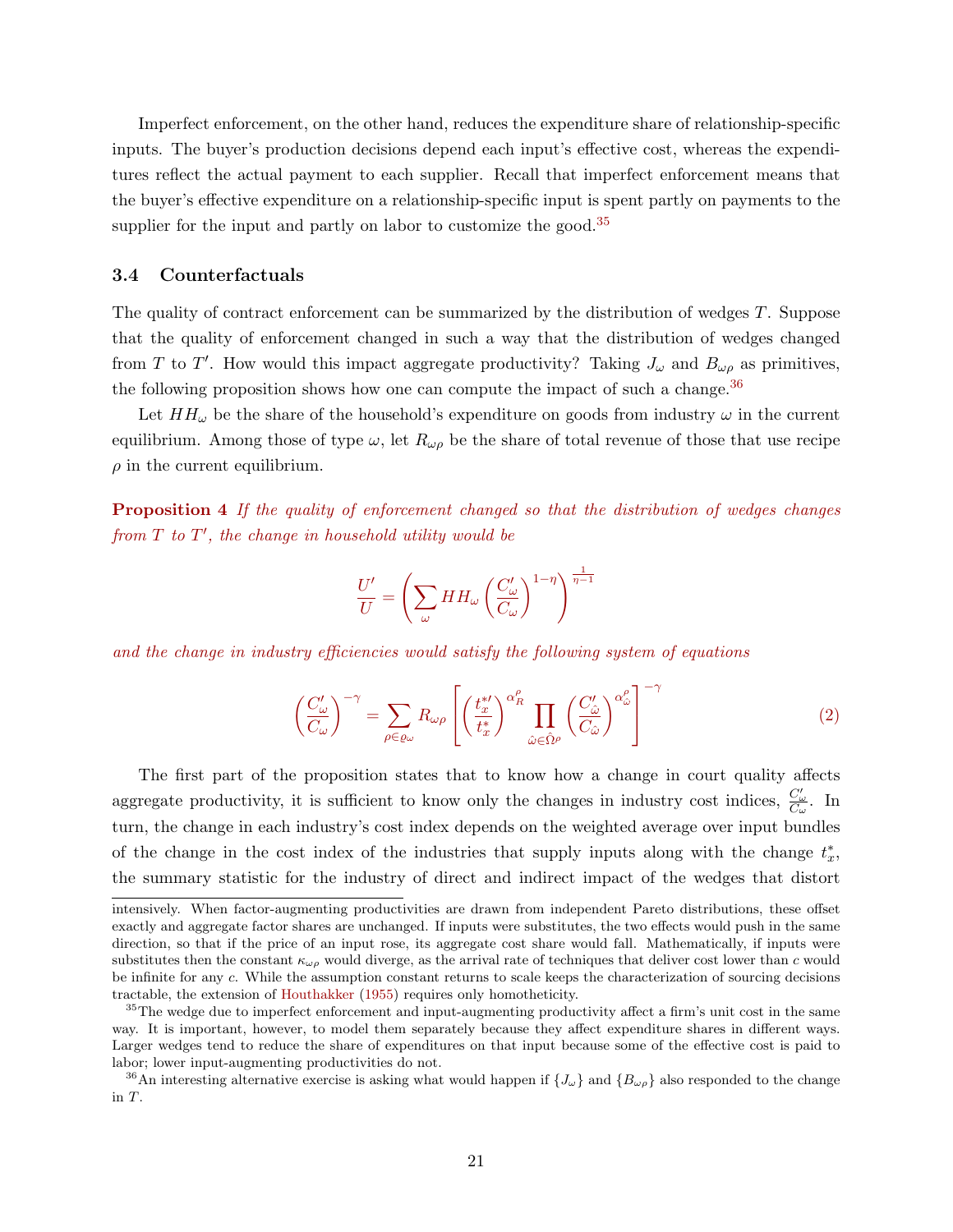Imperfect enforcement, on the other hand, reduces the expenditure share of relationship-specific inputs. The buyer's production decisions depend each input's effective cost, whereas the expenditures reflect the actual payment to each supplier. Recall that imperfect enforcement means that the buyer's effective expenditure on a relationship-specific input is spent partly on payments to the supplier for the input and partly on labor to customize the good.[35]

### 3.4 Counterfactuals

The quality of contract enforcement can be summarized by the distribution of wedges $T$. Suppose that the quality of enforcement changed in such a way that the distribution of wedges changed from $T$ to $T'$. How would this impact aggregate productivity? Taking $J_\omega$ and $B_{\omega\rho}$ as primitives, the following proposition shows how one can compute the impact of such a change.[36]

Let $HH_\omega$ be the share of the household's expenditure on goods from industry $\omega$ in the current equilibrium. Among those of type $\omega$, let $R_{\omega\rho}$ be the share of total revenue of those that use recipe $\rho$ in the current equilibrium.

**Proposition 4** *If the quality of enforcement changed so that the distribution of wedges changes from $T$ to $T'$, the change in household utility would be*

$$\frac{U'}{U} = \left( \sum_{\omega} HH_\omega \left( \frac{C'_\omega}{C_\omega} \right)^{1-\eta} \right)^{\frac{1}{\eta-1}}$$

*and the change in industry efficiencies would satisfy the following system of equations*

$$\left( \frac{C'_\omega}{C_\omega} \right)^{-\gamma} = \sum_{\rho \in \varrho_\omega} R_{\omega\rho} \left[ \left( \frac{t_x^{*\prime}}{t_x^*} \right)^{\alpha_R^\rho} \prod_{\hat{\omega} \in \hat{\Omega}^\rho} \left( \frac{C'_{\hat{\omega}}}{C_{\hat{\omega}}} \right)^{\alpha_{\hat{\omega}}^\rho} \right]^{-\gamma} \tag{2}$$

The first part of the proposition states that to know how a change in court quality affects aggregate productivity, it is sufficient to know only the changes in industry cost indices, $\frac{C'_\omega}{C_\omega}$. In turn, the change in each industry's cost index depends on the weighted average over input bundles of the change in the cost index of the industries that supply inputs along with the change $t_x^*$, the summary statistic for the industry of direct and indirect impact of the wedges that distort

---

intensively. When factor-augmenting productivities are drawn from independent Pareto distributions, these offset exactly and aggregate factor shares are unchanged. If inputs were substitutes, the two effects would push in the same direction, so that if the price of an input rose, its aggregate cost share would fall. Mathematically, if inputs were substitutes then the constant $\kappa_{\omega\rho}$ would diverge, as the arrival rate of techniques that deliver cost lower than $c$ would be infinite for any $c$. While the assumption constant returns to scale keeps the characterization of sourcing decisions tractable, the extension of Houthakker (1955) requires only homotheticity.

[35] The wedge due to imperfect enforcement and input-augmenting productivity affect a firm's unit cost in the same way. It is important, however, to model them separately because they affect expenditure shares in different ways. Larger wedges tend to reduce the share of expenditures on that input because some of the effective cost is paid to labor; lower input-augmenting productivities do not.

[36] An interesting alternative exercise is asking what would happen if $\{J_\omega\}$ and $\{B_{\omega\rho}\}$ also responded to the change in $T$.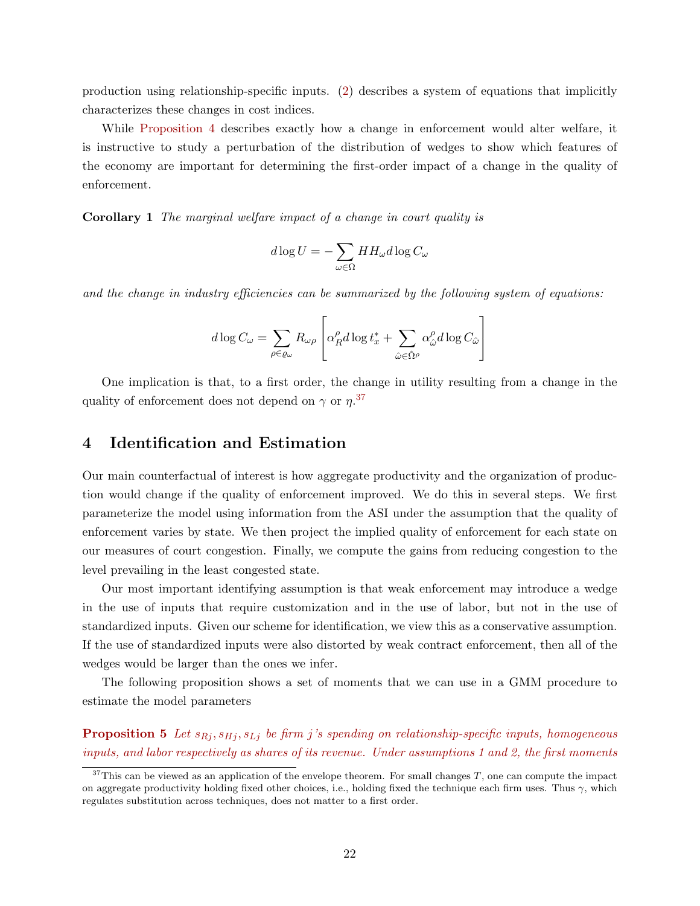production using relationship-specific inputs. (2) describes a system of equations that implicitly characterizes these changes in cost indices.

While Proposition 4 describes exactly how a change in enforcement would alter welfare, it is instructive to study a perturbation of the distribution of wedges to show which features of the economy are important for determining the first-order impact of a change in the quality of enforcement.

**Corollary 1** *The marginal welfare impact of a change in court quality is*

$$d\log U = -\sum_{\omega \in \Omega} HH_{\omega} d\log C_{\omega}$$

*and the change in industry efficiencies can be summarized by the following system of equations:*

$$d\log C_{\omega} = \sum_{\rho \in \varrho_{\omega}} R_{\omega\rho} \left[ \alpha_R^{\rho} d\log t_x^* + \sum_{\hat{\omega} \in \hat{\Omega}^{\rho}} \alpha_{\hat{\omega}}^{\rho} d\log C_{\hat{\omega}} \right]$$

One implication is that, to a first order, the change in utility resulting from a change in the quality of enforcement does not depend on $\gamma$ or $\eta$.[37]

# 4 Identification and Estimation

Our main counterfactual of interest is how aggregate productivity and the organization of production would change if the quality of enforcement improved. We do this in several steps. We first parameterize the model using information from the ASI under the assumption that the quality of enforcement varies by state. We then project the implied quality of enforcement for each state on our measures of court congestion. Finally, we compute the gains from reducing congestion to the level prevailing in the least congested state.

Our most important identifying assumption is that weak enforcement may introduce a wedge in the use of inputs that require customization and in the use of labor, but not in the use of standardized inputs. Given our scheme for identification, we view this as a conservative assumption. If the use of standardized inputs were also distorted by weak contract enforcement, then all of the wedges would be larger than the ones we infer.

The following proposition shows a set of moments that we can use in a GMM procedure to estimate the model parameters

**Proposition 5** *Let $s_{Rj}, s_{Hj}, s_{Lj}$ be firm $j$'s spending on relationship-specific inputs, homogeneous inputs, and labor respectively as shares of its revenue. Under assumptions 1 and 2, the first moments*

---

[37] This can be viewed as an application of the envelope theorem. For small changes $T$, one can compute the impact on aggregate productivity holding fixed other choices, i.e., holding fixed the technique each firm uses. Thus $\gamma$, which regulates substitution across techniques, does not matter to a first order.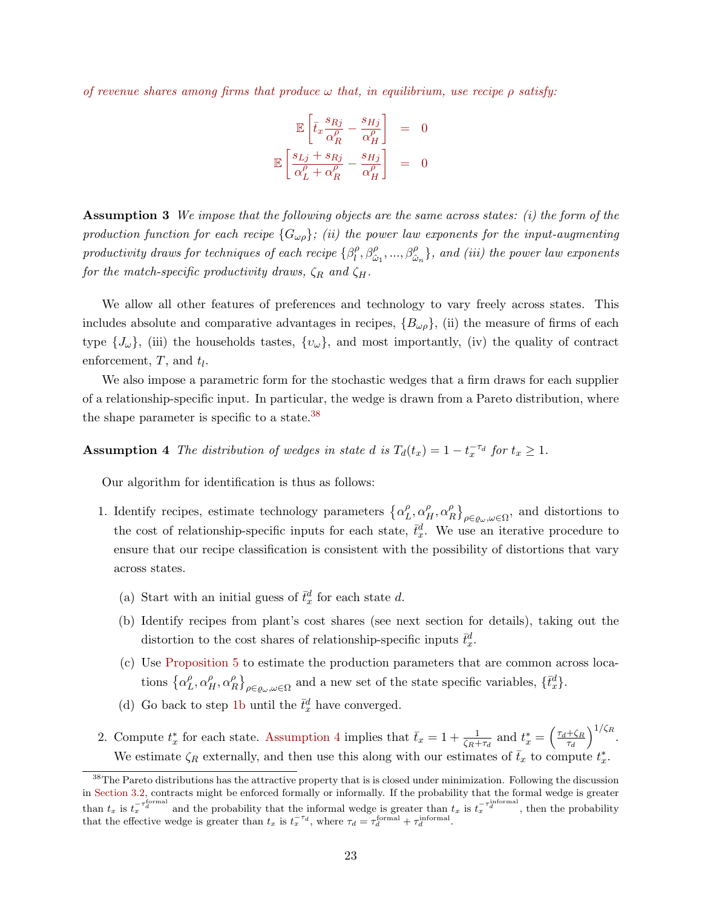*of revenue shares among firms that produce $\omega$ that, in equilibrium, use recipe $\rho$ satisfy:*

$$
\begin{aligned}
\mathbb{E}\left[\bar{t}_x \frac{s_{Rj}}{\alpha_R^\rho} - \frac{s_{Hj}}{\alpha_H^\rho}\right] &= 0 \\
\mathbb{E}\left[\frac{s_{Lj} + s_{Rj}}{\alpha_L^\rho + \alpha_R^\rho} - \frac{s_{Hj}}{\alpha_H^\rho}\right] &= 0
\end{aligned}
$$

**Assumption 3** *We impose that the following objects are the same across states: (i) the form of the production function for each recipe $\{G_{\omega\rho}\}$; (ii) the power law exponents for the input-augmenting productivity draws for techniques of each recipe $\{\beta_l^\rho, \beta_{\tilde{\omega}_1}^\rho, ..., \beta_{\tilde{\omega}_n}^\rho\}$, and (iii) the power law exponents for the match-specific productivity draws, $\zeta_R$ and $\zeta_H$.*

We allow all other features of preferences and technology to vary freely across states. This includes absolute and comparative advantages in recipes, $\{B_{\omega\rho}\}$, (ii) the measure of firms of each type $\{J_\omega\}$, (iii) the households tastes, $\{\upsilon_\omega\}$, and most importantly, (iv) the quality of contract enforcement, $T$, and $t_l$.

We also impose a parametric form for the stochastic wedges that a firm draws for each supplier of a relationship-specific input. In particular, the wedge is drawn from a Pareto distribution, where the shape parameter is specific to a state.[38]

**Assumption 4** *The distribution of wedges in state $d$ is $T_d(t_x) = 1 - t_x^{-\tau_d}$ for $t_x \geq 1$.*

Our algorithm for identification is thus as follows:

1. Identify recipes, estimate technology parameters $\left\{\alpha_L^\rho, \alpha_H^\rho, \alpha_R^\rho\right\}_{\rho\in\varrho_\omega,\omega\in\Omega}$, and distortions to the cost of relationship-specific inputs for each state, $\bar{t}_x^d$. We use an iterative procedure to ensure that our recipe classification is consistent with the possibility of distortions that vary across states.
   (a) Start with an initial guess of $\bar{t}_x^d$ for each state $d$.
   (b) Identify recipes from plant's cost shares (see next section for details), taking out the distortion to the cost shares of relationship-specific inputs $\bar{t}_x^d$.
   (c) Use Proposition 5 to estimate the production parameters that are common across locations $\left\{\alpha_L^\rho, \alpha_H^\rho, \alpha_R^\rho\right\}_{\rho\in\varrho_\omega,\omega\in\Omega}$ and a new set of the state specific variables, $\{\bar{t}_x^d\}$.
   (d) Go back to step 1b until the $\bar{t}_x^d$ have converged.
2. Compute $t_x^*$ for each state. Assumption 4 implies that $\bar{t}_x = 1 + \frac{1}{\zeta_R + \tau_d}$ and $t_x^* = \left(\frac{\tau_d + \zeta_R}{\tau_d}\right)^{1/\zeta_R}$. We estimate $\zeta_R$ externally, and then use this along with our estimates of $\bar{t}_x$ to compute $t_x^*$.

[38] The Pareto distributions has the attractive property that is is closed under minimization. Following the discussion in Section 3.2, contracts might be enforced formally or informally. If the probability that the formal wedge is greater than $t_x$ is $t_x^{-\tau_d^{\text{formal}}}$ and the probability that the informal wedge is greater than $t_x$ is $t_x^{-\tau_d^{\text{informal}}}$, then the probability that the effective wedge is greater than $t_x$ is $t_x^{-\tau_d}$, where $\tau_d = \tau_d^{\text{formal}} + \tau_d^{\text{informal}}$.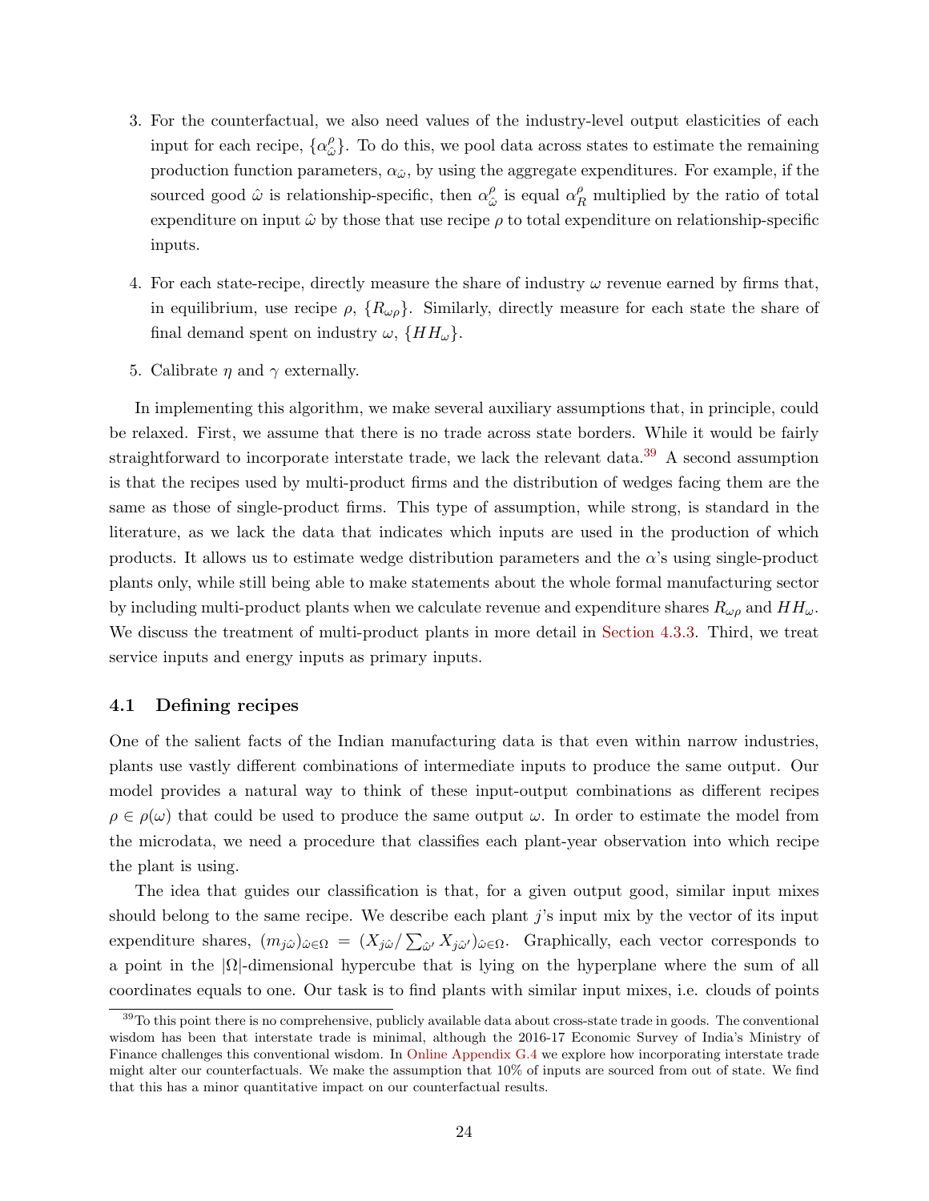3. For the counterfactual, we also need values of the industry-level output elasticities of each input for each recipe, $\{\alpha^{\rho}_{\hat{\omega}}\}$. To do this, we pool data across states to estimate the remaining production function parameters, $\alpha_{\hat{\omega}}$, by using the aggregate expenditures. For example, if the sourced good $\hat{\omega}$ is relationship-specific, then $\alpha^{\rho}_{\hat{\omega}}$ is equal $\alpha^{\rho}_{R}$ multiplied by the ratio of total expenditure on input $\hat{\omega}$ by those that use recipe $\rho$ to total expenditure on relationship-specific inputs.

4. For each state-recipe, directly measure the share of industry $\omega$ revenue earned by firms that, in equilibrium, use recipe $\rho$, $\{R_{\omega\rho}\}$. Similarly, directly measure for each state the share of final demand spent on industry $\omega$, $\{HH_{\omega}\}$.

5. Calibrate $\eta$ and $\gamma$ externally.

In implementing this algorithm, we make several auxiliary assumptions that, in principle, could be relaxed. First, we assume that there is no trade across state borders. While it would be fairly straightforward to incorporate interstate trade, we lack the relevant data.[39] A second assumption is that the recipes used by multi-product firms and the distribution of wedges facing them are the same as those of single-product firms. This type of assumption, while strong, is standard in the literature, as we lack the data that indicates which inputs are used in the production of which products. It allows us to estimate wedge distribution parameters and the $\alpha$'s using single-product plants only, while still being able to make statements about the whole formal manufacturing sector by including multi-product plants when we calculate revenue and expenditure shares $R_{\omega\rho}$ and $HH_{\omega}$. We discuss the treatment of multi-product plants in more detail in Section 4.3.3. Third, we treat service inputs and energy inputs as primary inputs.

## 4.1 Defining recipes

One of the salient facts of the Indian manufacturing data is that even within narrow industries, plants use vastly different combinations of intermediate inputs to produce the same output. Our model provides a natural way to think of these input-output combinations as different recipes $\rho \in \rho(\omega)$ that could be used to produce the same output $\omega$. In order to estimate the model from the microdata, we need a procedure that classifies each plant-year observation into which recipe the plant is using.

The idea that guides our classification is that, for a given output good, similar input mixes should belong to the same recipe. We describe each plant $j$'s input mix by the vector of its input expenditure shares, $(m_{j\hat{\omega}})_{\hat{\omega}\in\Omega} = (X_{j\hat{\omega}}/\sum_{\hat{\omega}'} X_{j\hat{\omega}'})_{\hat{\omega}\in\Omega}$. Graphically, each vector corresponds to a point in the $|\Omega|$-dimensional hypercube that is lying on the hyperplane where the sum of all coordinates equals to one. Our task is to find plants with similar input mixes, i.e. clouds of points

[39] To this point there is no comprehensive, publicly available data about cross-state trade in goods. The conventional wisdom has been that interstate trade is minimal, although the 2016-17 Economic Survey of India's Ministry of Finance challenges this conventional wisdom. In Online Appendix G.4 we explore how incorporating interstate trade might alter our counterfactuals. We make the assumption that 10% of inputs are sourced from out of state. We find that this has a minor quantitative impact on our counterfactual results.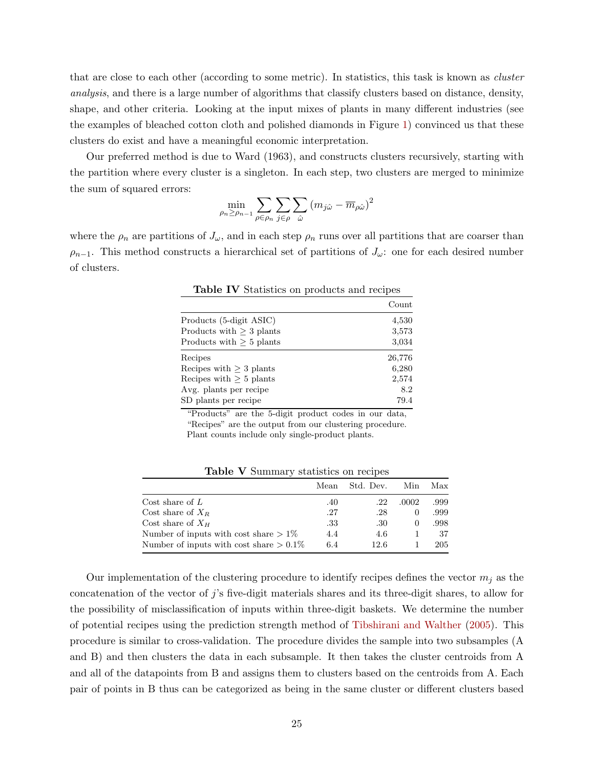that are close to each other (according to some metric). In statistics, this task is known as *cluster analysis*, and there is a large number of algorithms that classify clusters based on distance, density, shape, and other criteria. Looking at the input mixes of plants in many different industries (see the examples of bleached cotton cloth and polished diamonds in Figure 1) convinced us that these clusters do exist and have a meaningful economic interpretation.

Our preferred method is due to Ward (1963), and constructs clusters recursively, starting with the partition where every cluster is a singleton. In each step, two clusters are merged to minimize the sum of squared errors:

$$\min_{\rho_n \geq \rho_{n-1}} \sum_{\rho \in \rho_n} \sum_{j \in \rho} \sum_{\hat{\omega}} \left(m_{j\hat{\omega}} - \overline{m}_{\rho\hat{\omega}}\right)^2$$

where the $\rho_n$ are partitions of $J_\omega$, and in each step $\rho_n$ runs over all partitions that are coarser than $\rho_{n-1}$. This method constructs a hierarchical set of partitions of $J_\omega$: one for each desired number of clusters.

**Table IV** Statistics on products and recipes

| | Count |
|---|---|
| Products (5-digit ASIC) | 4,530 |
| Products with $\geq$ 3 plants | 3,573 |
| Products with $\geq$ 5 plants | 3,034 |
| Recipes | 26,776 |
| Recipes with $\geq$ 3 plants | 6,280 |
| Recipes with $\geq$ 5 plants | 2,574 |
| Avg. plants per recipe | 8.2 |
| SD plants per recipe | 79.4 |

"Products" are the 5-digit product codes in our data, "Recipes" are the output from our clustering procedure. Plant counts include only single-product plants.

**Table V** Summary statistics on recipes

| | Mean | Std. Dev. | Min | Max |
|---|---|---|---|---|
| Cost share of $L$ | .40 | .22 | .0002 | .999 |
| Cost share of $X_R$ | .27 | .28 | 0 | .999 |
| Cost share of $X_H$ | .33 | .30 | 0 | .998 |
| Number of inputs with cost share > 1% | 4.4 | 4.6 | 1 | 37 |
| Number of inputs with cost share > 0.1% | 6.4 | 12.6 | 1 | 205 |

Our implementation of the clustering procedure to identify recipes defines the vector $m_j$ as the concatenation of the vector of $j$'s five-digit materials shares and its three-digit shares, to allow for the possibility of misclassification of inputs within three-digit baskets. We determine the number of potential recipes using the prediction strength method of Tibshirani and Walther (2005). This procedure is similar to cross-validation. The procedure divides the sample into two subsamples (A and B) and then clusters the data in each subsample. It then takes the cluster centroids from A and all of the datapoints from B and assigns them to clusters based on the centroids from A. Each pair of points in B thus can be categorized as being in the same cluster or different clusters based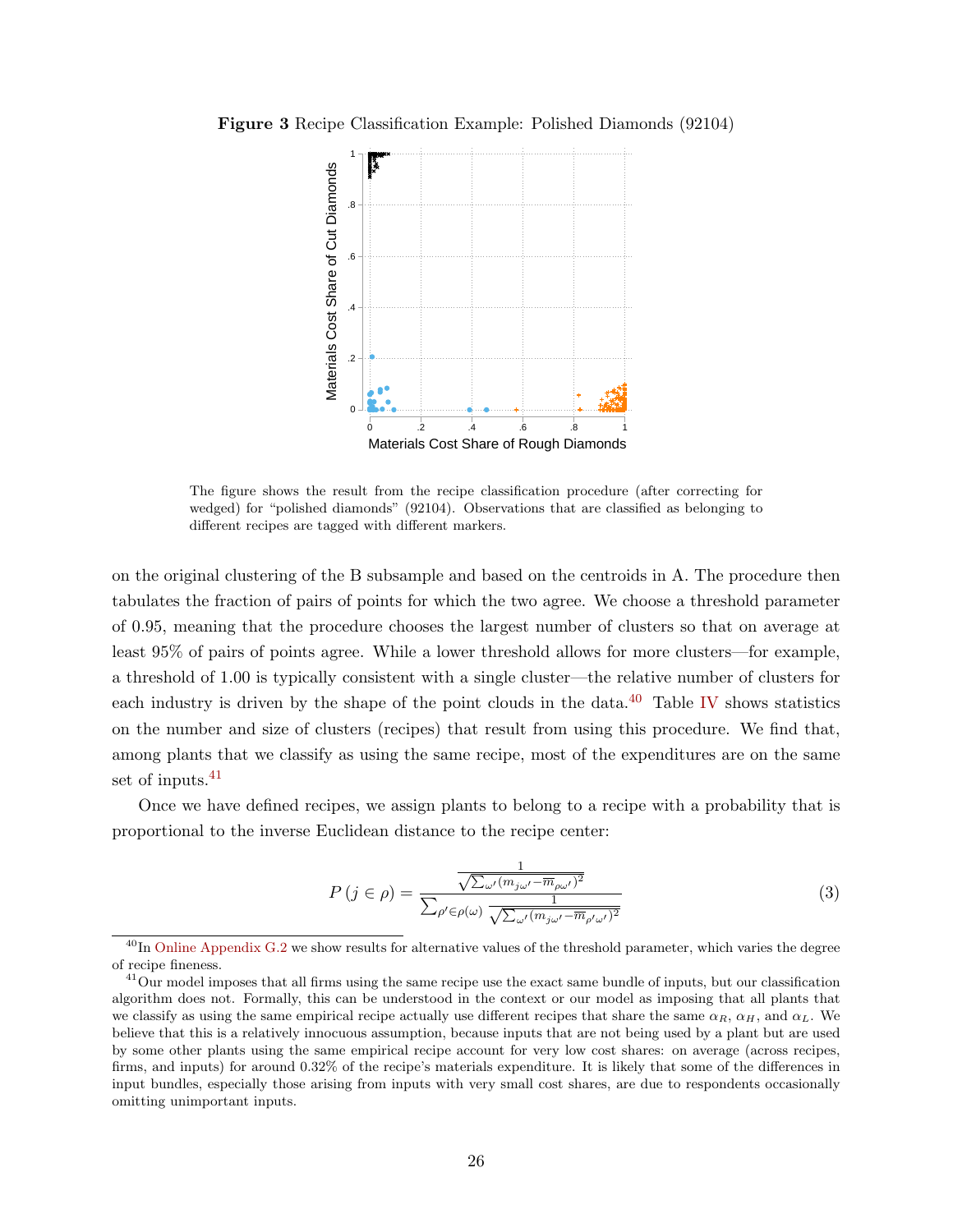**Figure 3** Recipe Classification Example: Polished Diamonds (92104)

The figure shows the result from the recipe classification procedure (after correcting for wedged) for "polished diamonds" (92104). Observations that are classified as belonging to different recipes are tagged with different markers.

on the original clustering of the B subsample and based on the centroids in A. The procedure then tabulates the fraction of pairs of points for which the two agree. We choose a threshold parameter of 0.95, meaning that the procedure chooses the largest number of clusters so that on average at least 95% of pairs of points agree. While a lower threshold allows for more clusters—for example, a threshold of 1.00 is typically consistent with a single cluster—the relative number of clusters for each industry is driven by the shape of the point clouds in the data.[40] Table IV shows statistics on the number and size of clusters (recipes) that result from using this procedure. We find that, among plants that we classify as using the same recipe, most of the expenditures are on the same set of inputs.[41]

Once we have defined recipes, we assign plants to belong to a recipe with a probability that is proportional to the inverse Euclidean distance to the recipe center:

$$P\left(j \in \rho\right) = \frac{\frac{1}{\sqrt{\sum_{\omega'}\left(m_{j\omega'} - \overline{m}_{\rho\omega'}\right)^2}}}{\sum_{\rho' \in \rho(\omega)} \frac{1}{\sqrt{\sum_{\omega'}\left(m_{j\omega'} - \overline{m}_{\rho'\omega'}\right)^2}}} \tag{3}$$

[40] In Online Appendix G.2 we show results for alternative values of the threshold parameter, which varies the degree of recipe fineness.

[41] Our model imposes that all firms using the same recipe use the exact same bundle of inputs, but our classification algorithm does not. Formally, this can be understood in the context or our model as imposing that all plants that we classify as using the same empirical recipe actually use different recipes that share the same $\alpha_R$, $\alpha_H$, and $\alpha_L$. We believe that this is a relatively innocuous assumption, because inputs that are not being used by a plant but are used by some other plants using the same empirical recipe account for very low cost shares: on average (across recipes, firms, and inputs) for around 0.32% of the recipe's materials expenditure. It is likely that some of the differences in input bundles, especially those arising from inputs with very small cost shares, are due to respondents occasionally omitting unimportant inputs.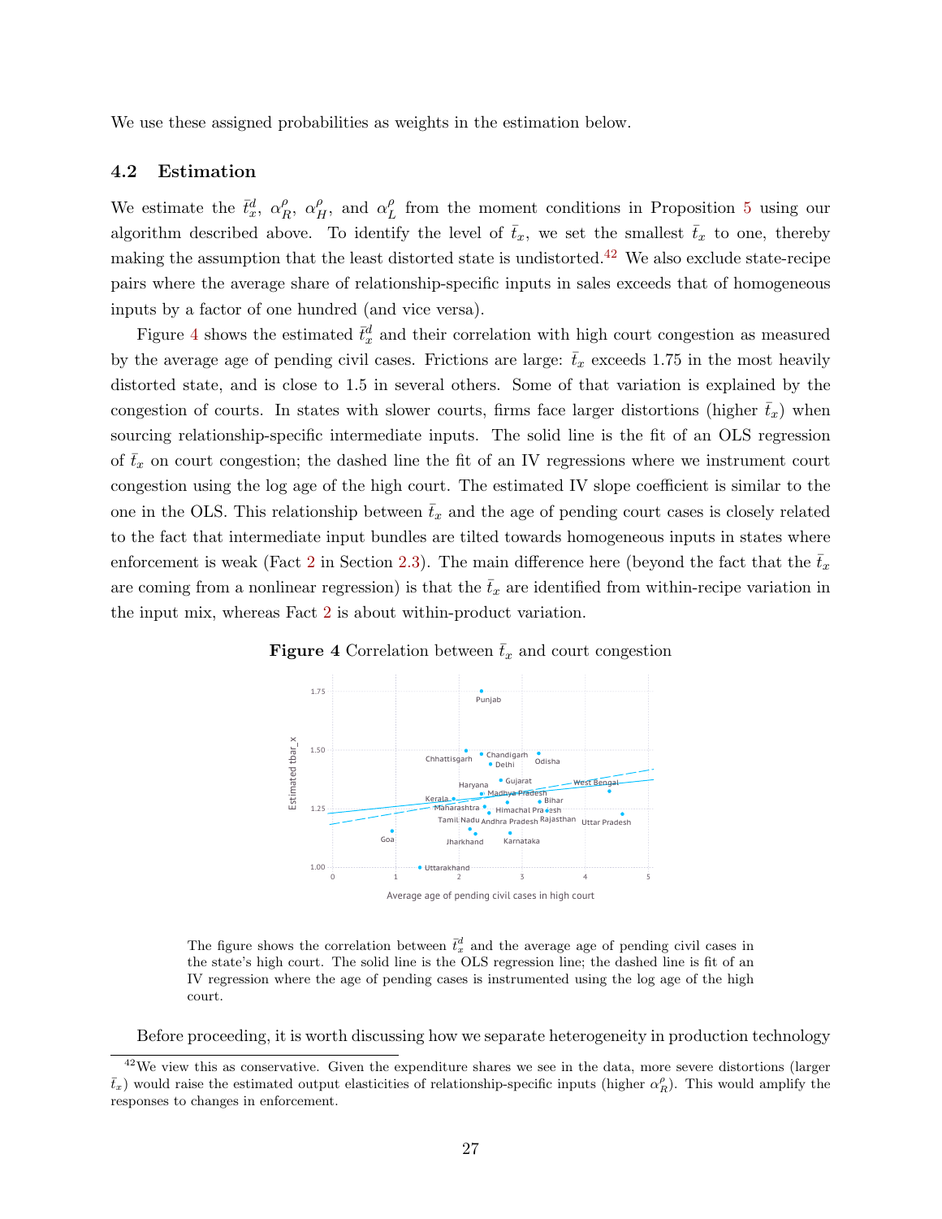We use these assigned probabilities as weights in the estimation below.

### 4.2 Estimation

We estimate the $\bar{t}_x^d$, $\alpha_R^\rho$, $\alpha_H^\rho$, and $\alpha_L^\rho$ from the moment conditions in Proposition 5 using our algorithm described above. To identify the level of $\bar{t}_x$, we set the smallest $\bar{t}_x$ to one, thereby making the assumption that the least distorted state is undistorted.[42] We also exclude state-recipe pairs where the average share of relationship-specific inputs in sales exceeds that of homogeneous inputs by a factor of one hundred (and vice versa).

Figure 4 shows the estimated $\bar{t}_x^d$ and their correlation with high court congestion as measured by the average age of pending civil cases. Frictions are large: $\bar{t}_x$ exceeds 1.75 in the most heavily distorted state, and is close to 1.5 in several others. Some of that variation is explained by the congestion of courts. In states with slower courts, firms face larger distortions (higher $\bar{t}_x$) when sourcing relationship-specific intermediate inputs. The solid line is the fit of an OLS regression of $\bar{t}_x$ on court congestion; the dashed line the fit of an IV regressions where we instrument court congestion using the log age of the high court. The estimated IV slope coefficient is similar to the one in the OLS. This relationship between $\bar{t}_x$ and the age of pending court cases is closely related to the fact that intermediate input bundles are tilted towards homogeneous inputs in states where enforcement is weak (Fact 2 in Section 2.3). The main difference here (beyond the fact that the $\bar{t}_x$ are coming from a nonlinear regression) is that the $\bar{t}_x$ are identified from within-recipe variation in the input mix, whereas Fact 2 is about within-product variation.

**Figure 4** Correlation between $\bar{t}_x$ and court congestion

The figure shows the correlation between $\bar{t}_x^d$ and the average age of pending civil cases in the state's high court. The solid line is the OLS regression line; the dashed line is fit of an IV regression where the age of pending cases is instrumented using the log age of the high court.

Before proceeding, it is worth discussing how we separate heterogeneity in production technology

[42] We view this as conservative. Given the expenditure shares we see in the data, more severe distortions (larger $\bar{t}_x$) would raise the estimated output elasticities of relationship-specific inputs (higher $\alpha_R^\rho$). This would amplify the responses to changes in enforcement.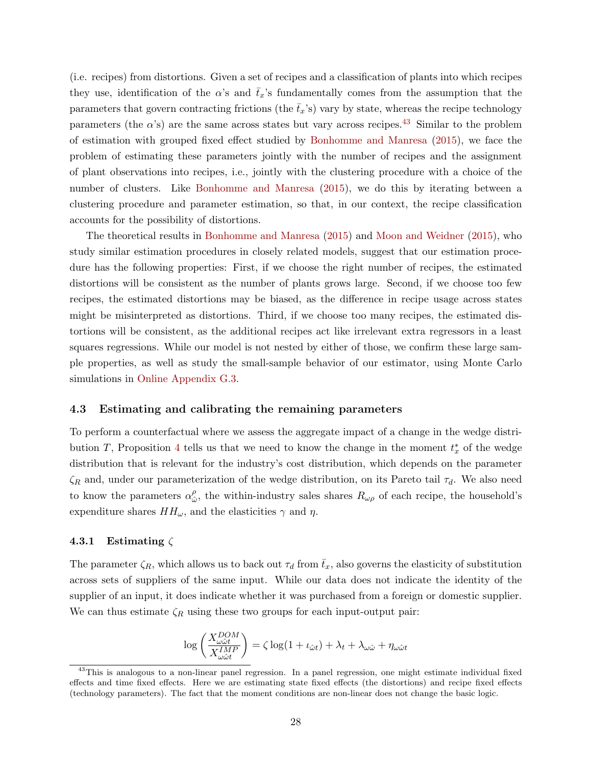(i.e. recipes) from distortions. Given a set of recipes and a classification of plants into which recipes they use, identification of the $\alpha$'s and $\bar{t}_x$'s fundamentally comes from the assumption that the parameters that govern contracting frictions (the $\bar{t}_x$'s) vary by state, whereas the recipe technology parameters (the $\alpha$'s) are the same across states but vary across recipes.[43] Similar to the problem of estimation with grouped fixed effect studied by Bonhomme and Manresa (2015), we face the problem of estimating these parameters jointly with the number of recipes and the assignment of plant observations into recipes, i.e., jointly with the clustering procedure with a choice of the number of clusters. Like Bonhomme and Manresa (2015), we do this by iterating between a clustering procedure and parameter estimation, so that, in our context, the recipe classification accounts for the possibility of distortions.

The theoretical results in Bonhomme and Manresa (2015) and Moon and Weidner (2015), who study similar estimation procedures in closely related models, suggest that our estimation procedure has the following properties: First, if we choose the right number of recipes, the estimated distortions will be consistent as the number of plants grows large. Second, if we choose too few recipes, the estimated distortions may be biased, as the difference in recipe usage across states might be misinterpreted as distortions. Third, if we choose too many recipes, the estimated distortions will be consistent, as the additional recipes act like irrelevant extra regressors in a least squares regressions. While our model is not nested by either of those, we confirm these large sample properties, as well as study the small-sample behavior of our estimator, using Monte Carlo simulations in Online Appendix G.3.

### 4.3 Estimating and calibrating the remaining parameters

To perform a counterfactual where we assess the aggregate impact of a change in the wedge distribution $T$, Proposition 4 tells us that we need to know the change in the moment $t_x^*$ of the wedge distribution that is relevant for the industry's cost distribution, which depends on the parameter $\zeta_R$ and, under our parameterization of the wedge distribution, on its Pareto tail $\tau_d$. We also need to know the parameters $\alpha_{\hat{\omega}}^{\rho}$, the within-industry sales shares $R_{\omega\rho}$ of each recipe, the household's expenditure shares $HH_{\omega}$, and the elasticities $\gamma$ and $\eta$.

#### 4.3.1 Estimating $\zeta$

The parameter $\zeta_R$, which allows us to back out $\tau_d$ from $\bar{t}_x$, also governs the elasticity of substitution across sets of suppliers of the same input. While our data does not indicate the identity of the supplier of an input, it does indicate whether it was purchased from a foreign or domestic supplier. We can thus estimate $\zeta_R$ using these two groups for each input-output pair:

$$\log\left(\frac{X_{\omega\hat{\omega}t}^{DOM}}{X_{\omega\hat{\omega}t}^{IMP}}\right) = \zeta \log(1 + \iota_{\hat{\omega}t}) + \lambda_t + \lambda_{\omega\hat{\omega}} + \eta_{\omega\hat{\omega}t}$$

[43] This is analogous to a non-linear panel regression. In a panel regression, one might estimate individual fixed effects and time fixed effects. Here we are estimating state fixed effects (the distortions) and recipe fixed effects (technology parameters). The fact that the moment conditions are non-linear does not change the basic logic.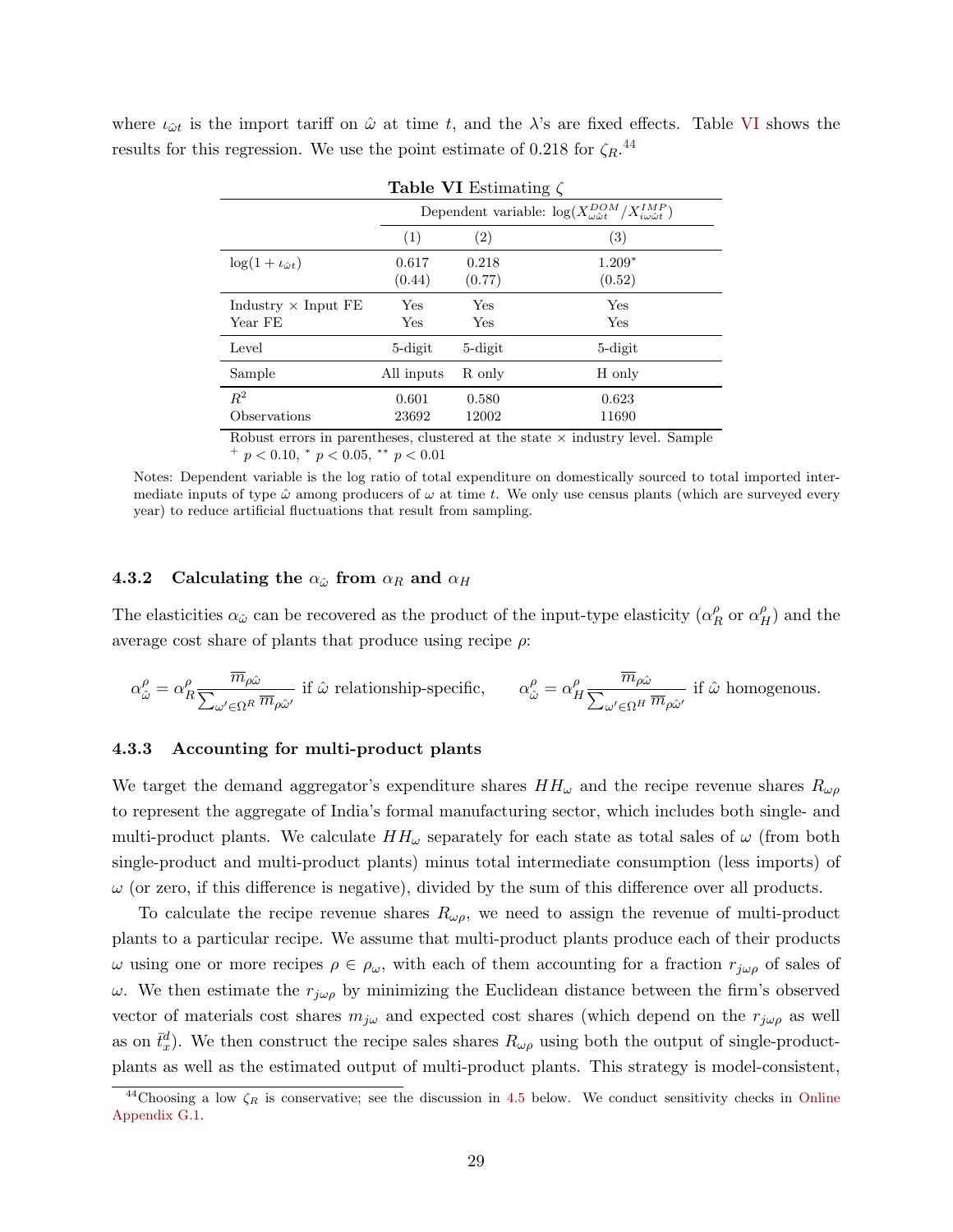where $\iota_{\hat{\omega}t}$ is the import tariff on $\hat{\omega}$ at time $t$, and the $\lambda$'s are fixed effects. Table VI shows the results for this regression. We use the point estimate of 0.218 for $\zeta_R$.[44]

**Table VI** Estimating $\zeta$

| | Dependent variable: $\log(X^{DOM}_{\omega\hat{\omega}t}/X^{IMP}_{\iota\omega\hat{\omega}t})$ | | |
|---|---|---|---|
| | (1) | (2) | (3) |
| $\log(1+\iota_{\hat{\omega}t})$ | 0.617 | 0.218 | 1.209* |
| | (0.44) | (0.77) | (0.52) |
| Industry × Input FE | Yes | Yes | Yes |
| Year FE | Yes | Yes | Yes |
| Level | 5-digit | 5-digit | 5-digit |
| Sample | All inputs | R only | H only |
| $R^2$ | 0.601 | 0.580 | 0.623 |
| Observations | 23692 | 12002 | 11690 |

Robust errors in parentheses, clustered at the state × industry level. Sample
$^{+}$ $p < 0.10$, $^{*}$ $p < 0.05$, $^{**}$ $p < 0.01$

Notes: Dependent variable is the log ratio of total expenditure on domestically sourced to total imported intermediate inputs of type $\hat{\omega}$ among producers of $\omega$ at time $t$. We only use census plants (which are surveyed every year) to reduce artificial fluctuations that result from sampling.

### 4.3.2 Calculating the $\alpha_{\hat{\omega}}$ from $\alpha_R$ and $\alpha_H$

The elasticities $\alpha_{\hat{\omega}}$ can be recovered as the product of the input-type elasticity ($\alpha^\rho_R$ or $\alpha^\rho_H$) and the average cost share of plants that produce using recipe $\rho$:

$$\alpha^\rho_{\hat{\omega}} = \alpha^\rho_R \frac{\overline{m}_{\rho\hat{\omega}}}{\sum_{\omega' \in \Omega^R} \overline{m}_{\rho\hat{\omega}'}} \text{ if } \hat{\omega} \text{ relationship-specific}, \qquad \alpha^\rho_{\hat{\omega}} = \alpha^\rho_H \frac{\overline{m}_{\rho\hat{\omega}}}{\sum_{\omega' \in \Omega^H} \overline{m}_{\rho\hat{\omega}'}} \text{ if } \hat{\omega} \text{ homogenous.}$$

### 4.3.3 Accounting for multi-product plants

We target the demand aggregator's expenditure shares $HH_\omega$ and the recipe revenue shares $R_{\omega\rho}$ to represent the aggregate of India's formal manufacturing sector, which includes both single- and multi-product plants. We calculate $HH_\omega$ separately for each state as total sales of $\omega$ (from both single-product and multi-product plants) minus total intermediate consumption (less imports) of $\omega$ (or zero, if this difference is negative), divided by the sum of this difference over all products.

To calculate the recipe revenue shares $R_{\omega\rho}$, we need to assign the revenue of multi-product plants to a particular recipe. We assume that multi-product plants produce each of their products $\omega$ using one or more recipes $\rho \in \rho_\omega$, with each of them accounting for a fraction $r_{j\omega\rho}$ of sales of $\omega$. We then estimate the $r_{j\omega\rho}$ by minimizing the Euclidean distance between the firm's observed vector of materials cost shares $m_{j\omega}$ and expected cost shares (which depend on the $r_{j\omega\rho}$ as well as on $\bar{t}^d_x$). We then construct the recipe sales shares $R_{\omega\rho}$ using both the output of single-product-plants as well as the estimated output of multi-product plants. This strategy is model-consistent,

[44] Choosing a low $\zeta_R$ is conservative; see the discussion in 4.5 below. We conduct sensitivity checks in Online Appendix G.1.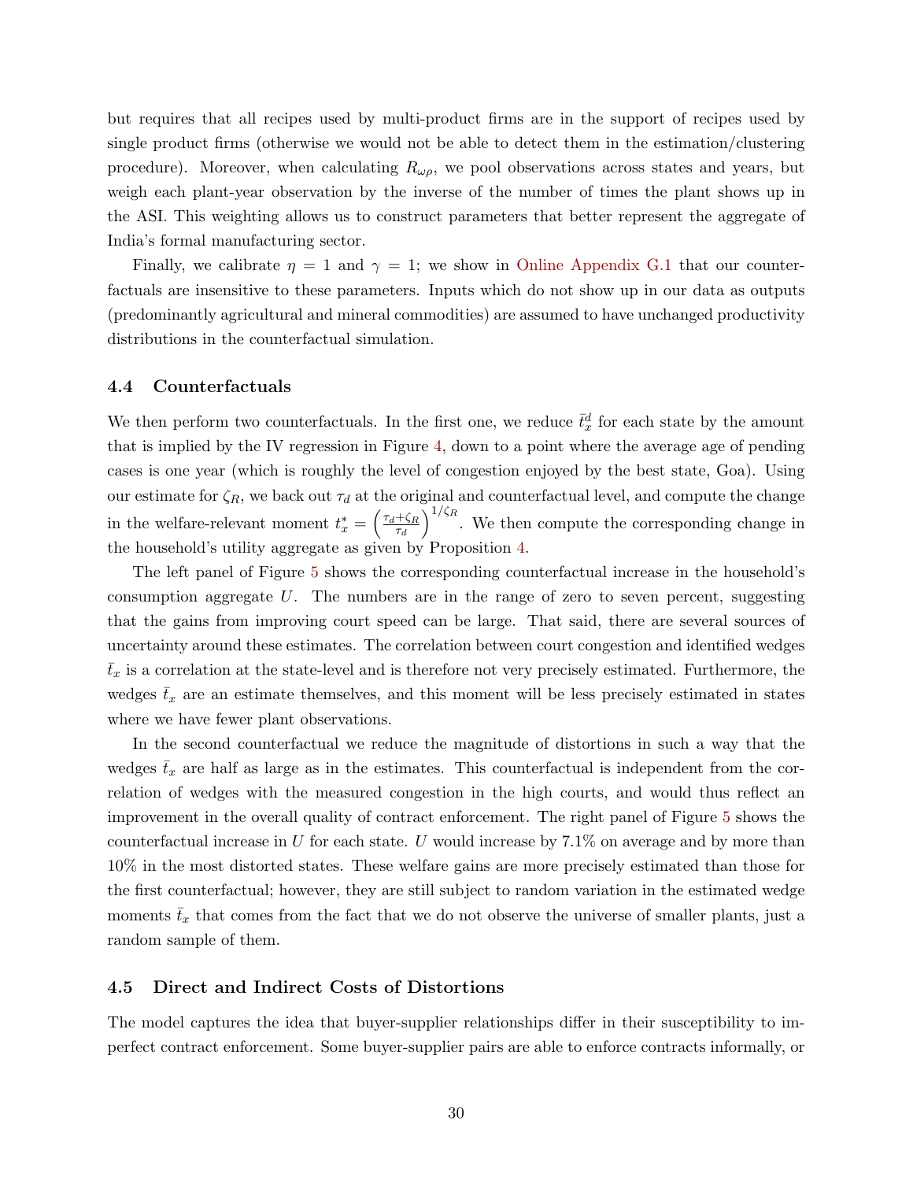but requires that all recipes used by multi-product firms are in the support of recipes used by single product firms (otherwise we would not be able to detect them in the estimation/clustering procedure). Moreover, when calculating $R_{\omega\rho}$, we pool observations across states and years, but weigh each plant-year observation by the inverse of the number of times the plant shows up in the ASI. This weighting allows us to construct parameters that better represent the aggregate of India's formal manufacturing sector.

Finally, we calibrate $\eta = 1$ and $\gamma = 1$; we show in Online Appendix G.1 that our counterfactuals are insensitive to these parameters. Inputs which do not show up in our data as outputs (predominantly agricultural and mineral commodities) are assumed to have unchanged productivity distributions in the counterfactual simulation.

### 4.4 Counterfactuals

We then perform two counterfactuals. In the first one, we reduce $\bar{t}_x^d$ for each state by the amount that is implied by the IV regression in Figure 4, down to a point where the average age of pending cases is one year (which is roughly the level of congestion enjoyed by the best state, Goa). Using our estimate for $\zeta_R$, we back out $\tau_d$ at the original and counterfactual level, and compute the change in the welfare-relevant moment $t_x^* = \left(\frac{\tau_d + \zeta_R}{\tau_d}\right)^{1/\zeta_R}$. We then compute the corresponding change in the household's utility aggregate as given by Proposition 4.

The left panel of Figure 5 shows the corresponding counterfactual increase in the household's consumption aggregate $U$. The numbers are in the range of zero to seven percent, suggesting that the gains from improving court speed can be large. That said, there are several sources of uncertainty around these estimates. The correlation between court congestion and identified wedges $\bar{t}_x$ is a correlation at the state-level and is therefore not very precisely estimated. Furthermore, the wedges $\bar{t}_x$ are an estimate themselves, and this moment will be less precisely estimated in states where we have fewer plant observations.

In the second counterfactual we reduce the magnitude of distortions in such a way that the wedges $\bar{t}_x$ are half as large as in the estimates. This counterfactual is independent from the correlation of wedges with the measured congestion in the high courts, and would thus reflect an improvement in the overall quality of contract enforcement. The right panel of Figure 5 shows the counterfactual increase in $U$ for each state. $U$ would increase by 7.1% on average and by more than 10% in the most distorted states. These welfare gains are more precisely estimated than those for the first counterfactual; however, they are still subject to random variation in the estimated wedge moments $\bar{t}_x$ that comes from the fact that we do not observe the universe of smaller plants, just a random sample of them.

### 4.5 Direct and Indirect Costs of Distortions

The model captures the idea that buyer-supplier relationships differ in their susceptibility to imperfect contract enforcement. Some buyer-supplier pairs are able to enforce contracts informally, or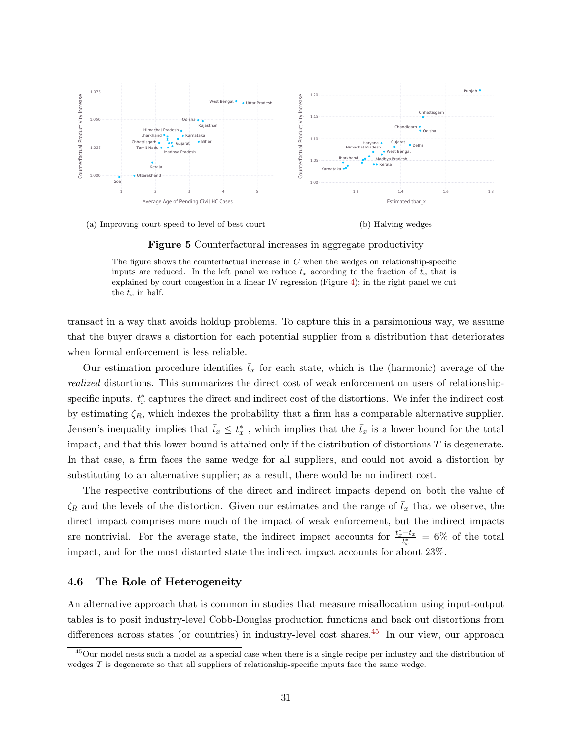(a) Improving court speed to level of best court

(b) Halving wedges

**Figure 5** Counterfactual increases in aggregate productivity

The figure shows the counterfactual increase in $C$ when the wedges on relationship-specific inputs are reduced. In the left panel we reduce $\bar{t}_x$ according to the fraction of $\bar{t}_x$ that is explained by court congestion in a linear IV regression (Figure 4); in the right panel we cut the $\bar{t}_x$ in half.

transact in a way that avoids holdup problems. To capture this in a parsimonious way, we assume that the buyer draws a distortion for each potential supplier from a distribution that deteriorates when formal enforcement is less reliable.

Our estimation procedure identifies $\bar{t}_x$ for each state, which is the (harmonic) average of the *realized* distortions. This summarizes the direct cost of weak enforcement on users of relationship-specific inputs. $t_x^*$ captures the direct and indirect cost of the distortions. We infer the indirect cost by estimating $\zeta_R$, which indexes the probability that a firm has a comparable alternative supplier. Jensen's inequality implies that $\bar{t}_x \leq t_x^*$ , which implies that the $\bar{t}_x$ is a lower bound for the total impact, and that this lower bound is attained only if the distribution of distortions $T$ is degenerate. In that case, a firm faces the same wedge for all suppliers, and could not avoid a distortion by substituting to an alternative supplier; as a result, there would be no indirect cost.

The respective contributions of the direct and indirect impacts depend on both the value of $\zeta_R$ and the levels of the distortion. Given our estimates and the range of $\bar{t}_x$ that we observe, the direct impact comprises more much of the impact of weak enforcement, but the indirect impacts are nontrivial. For the average state, the indirect impact accounts for $\frac{t_x^* - \bar{t}_x}{t_x^*} = 6\%$ of the total impact, and for the most distorted state the indirect impact accounts for about 23%.

### 4.6 The Role of Heterogeneity

An alternative approach that is common in studies that measure misallocation using input-output tables is to posit industry-level Cobb-Douglas production functions and back out distortions from differences across states (or countries) in industry-level cost shares.[45] In our view, our approach

[45] Our model nests such a model as a special case when there is a single recipe per industry and the distribution of wedges $T$ is degenerate so that all suppliers of relationship-specific inputs face the same wedge.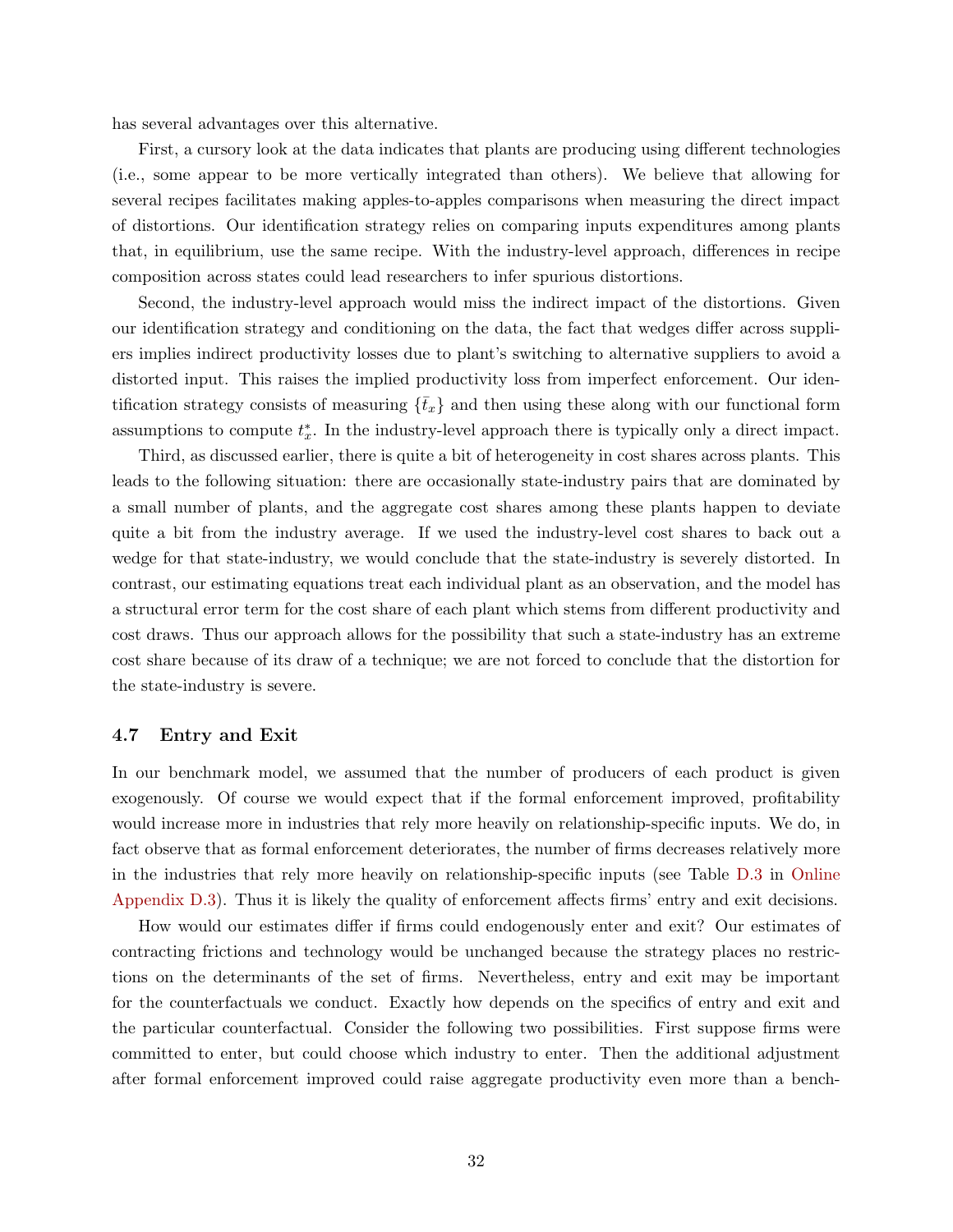has several advantages over this alternative.

First, a cursory look at the data indicates that plants are producing using different technologies (i.e., some appear to be more vertically integrated than others). We believe that allowing for several recipes facilitates making apples-to-apples comparisons when measuring the direct impact of distortions. Our identification strategy relies on comparing inputs expenditures among plants that, in equilibrium, use the same recipe. With the industry-level approach, differences in recipe composition across states could lead researchers to infer spurious distortions.

Second, the industry-level approach would miss the indirect impact of the distortions. Given our identification strategy and conditioning on the data, the fact that wedges differ across suppliers implies indirect productivity losses due to plant's switching to alternative suppliers to avoid a distorted input. This raises the implied productivity loss from imperfect enforcement. Our identification strategy consists of measuring $\{\bar{t}_x\}$ and then using these along with our functional form assumptions to compute $t^*_x$. In the industry-level approach there is typically only a direct impact.

Third, as discussed earlier, there is quite a bit of heterogeneity in cost shares across plants. This leads to the following situation: there are occasionally state-industry pairs that are dominated by a small number of plants, and the aggregate cost shares among these plants happen to deviate quite a bit from the industry average. If we used the industry-level cost shares to back out a wedge for that state-industry, we would conclude that the state-industry is severely distorted. In contrast, our estimating equations treat each individual plant as an observation, and the model has a structural error term for the cost share of each plant which stems from different productivity and cost draws. Thus our approach allows for the possibility that such a state-industry has an extreme cost share because of its draw of a technique; we are not forced to conclude that the distortion for the state-industry is severe.

### 4.7 Entry and Exit

In our benchmark model, we assumed that the number of producers of each product is given exogenously. Of course we would expect that if the formal enforcement improved, profitability would increase more in industries that rely more heavily on relationship-specific inputs. We do, in fact observe that as formal enforcement deteriorates, the number of firms decreases relatively more in the industries that rely more heavily on relationship-specific inputs (see Table D.3 in Online Appendix D.3). Thus it is likely the quality of enforcement affects firms' entry and exit decisions.

How would our estimates differ if firms could endogenously enter and exit? Our estimates of contracting frictions and technology would be unchanged because the strategy places no restrictions on the determinants of the set of firms. Nevertheless, entry and exit may be important for the counterfactuals we conduct. Exactly how depends on the specifics of entry and exit and the particular counterfactual. Consider the following two possibilities. First suppose firms were committed to enter, but could choose which industry to enter. Then the additional adjustment after formal enforcement improved could raise aggregate productivity even more than a bench-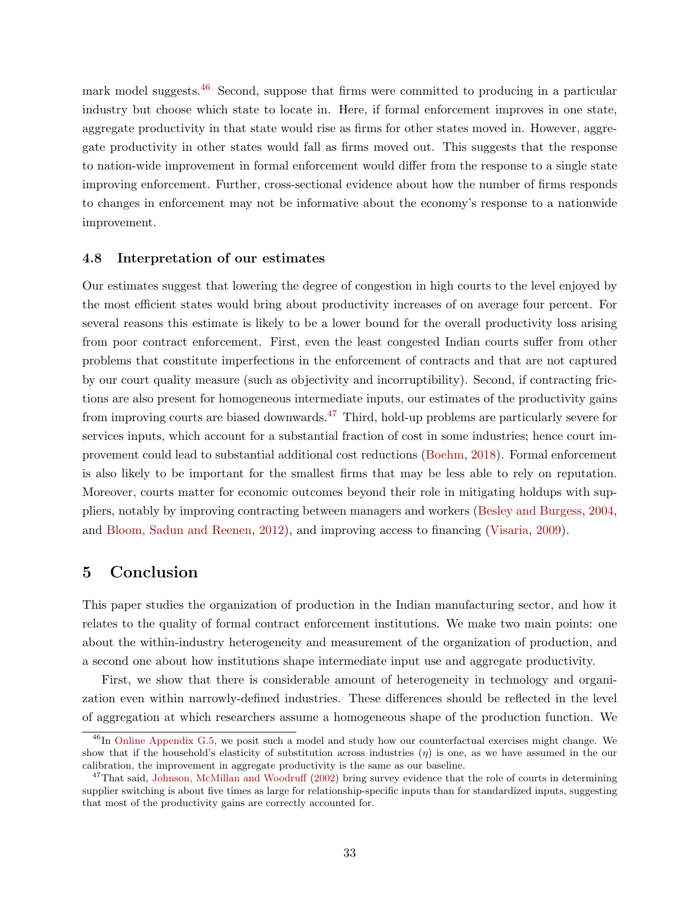mark model suggests.[46] Second, suppose that firms were committed to producing in a particular industry but choose which state to locate in. Here, if formal enforcement improves in one state, aggregate productivity in that state would rise as firms for other states moved in. However, aggregate productivity in other states would fall as firms moved out. This suggests that the response to nation-wide improvement in formal enforcement would differ from the response to a single state improving enforcement. Further, cross-sectional evidence about how the number of firms responds to changes in enforcement may not be informative about the economy's response to a nationwide improvement.

### 4.8 Interpretation of our estimates

Our estimates suggest that lowering the degree of congestion in high courts to the level enjoyed by the most efficient states would bring about productivity increases of on average four percent. For several reasons this estimate is likely to be a lower bound for the overall productivity loss arising from poor contract enforcement. First, even the least congested Indian courts suffer from other problems that constitute imperfections in the enforcement of contracts and that are not captured by our court quality measure (such as objectivity and incorruptibility). Second, if contracting frictions are also present for homogeneous intermediate inputs, our estimates of the productivity gains from improving courts are biased downwards.[47] Third, hold-up problems are particularly severe for services inputs, which account for a substantial fraction of cost in some industries; hence court improvement could lead to substantial additional cost reductions (Boehm, 2018). Formal enforcement is also likely to be important for the smallest firms that may be less able to rely on reputation. Moreover, courts matter for economic outcomes beyond their role in mitigating holdups with suppliers, notably by improving contracting between managers and workers (Besley and Burgess, 2004, and Bloom, Sadun and Reenen, 2012), and improving access to financing (Visaria, 2009).

## 5 Conclusion

This paper studies the organization of production in the Indian manufacturing sector, and how it relates to the quality of formal contract enforcement institutions. We make two main points: one about the within-industry heterogeneity and measurement of the organization of production, and a second one about how institutions shape intermediate input use and aggregate productivity.

First, we show that there is considerable amount of heterogeneity in technology and organization even within narrowly-defined industries. These differences should be reflected in the level of aggregation at which researchers assume a homogeneous shape of the production function. We

[46] In Online Appendix G.5, we posit such a model and study how our counterfactual exercises might change. We show that if the household's elasticity of substitution across industries ($\eta$) is one, as we have assumed in the our calibration, the improvement in aggregate productivity is the same as our baseline.

[47] That said, Johnson, McMillan and Woodruff (2002) bring survey evidence that the role of courts in determining supplier switching is about five times as large for relationship-specific inputs than for standardized inputs, suggesting that most of the productivity gains are correctly accounted for.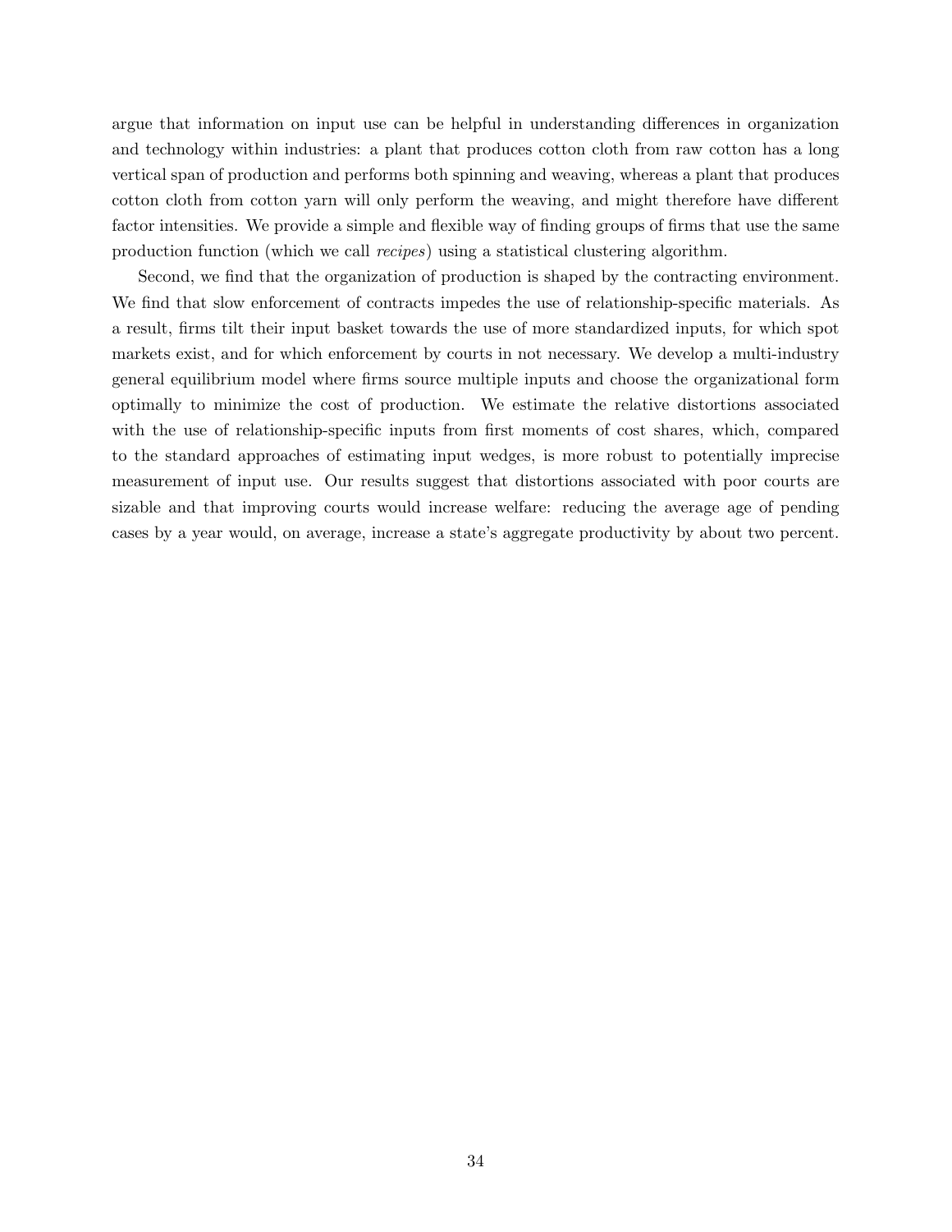argue that information on input use can be helpful in understanding differences in organization and technology within industries: a plant that produces cotton cloth from raw cotton has a long vertical span of production and performs both spinning and weaving, whereas a plant that produces cotton cloth from cotton yarn will only perform the weaving, and might therefore have different factor intensities. We provide a simple and flexible way of finding groups of firms that use the same production function (which we call *recipes*) using a statistical clustering algorithm.

Second, we find that the organization of production is shaped by the contracting environment. We find that slow enforcement of contracts impedes the use of relationship-specific materials. As a result, firms tilt their input basket towards the use of more standardized inputs, for which spot markets exist, and for which enforcement by courts in not necessary. We develop a multi-industry general equilibrium model where firms source multiple inputs and choose the organizational form optimally to minimize the cost of production. We estimate the relative distortions associated with the use of relationship-specific inputs from first moments of cost shares, which, compared to the standard approaches of estimating input wedges, is more robust to potentially imprecise measurement of input use. Our results suggest that distortions associated with poor courts are sizable and that improving courts would increase welfare: reducing the average age of pending cases by a year would, on average, increase a state's aggregate productivity by about two percent.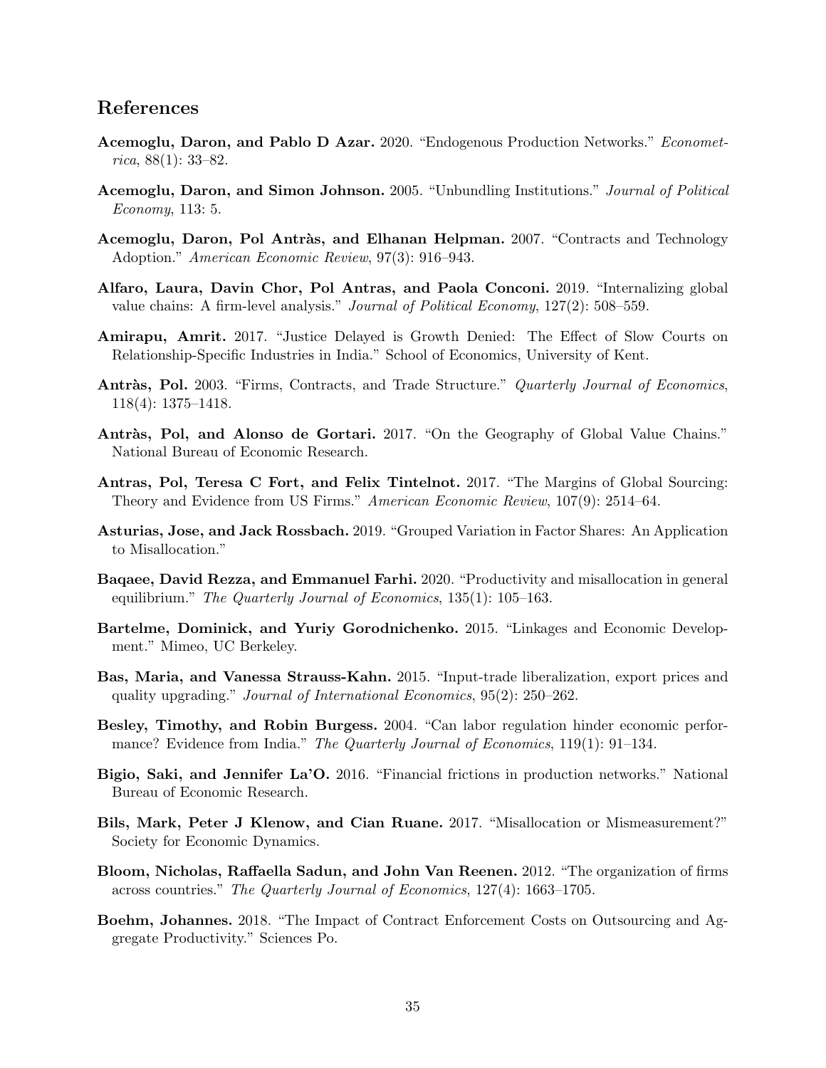## References

**Acemoglu, Daron, and Pablo D Azar.** 2020. "Endogenous Production Networks." *Econometrica*, 88(1): 33–82.

**Acemoglu, Daron, and Simon Johnson.** 2005. "Unbundling Institutions." *Journal of Political Economy*, 113: 5.

**Acemoglu, Daron, Pol Antràs, and Elhanan Helpman.** 2007. "Contracts and Technology Adoption." *American Economic Review*, 97(3): 916–943.

**Alfaro, Laura, Davin Chor, Pol Antras, and Paola Conconi.** 2019. "Internalizing global value chains: A firm-level analysis." *Journal of Political Economy*, 127(2): 508–559.

**Amirapu, Amrit.** 2017. "Justice Delayed is Growth Denied: The Effect of Slow Courts on Relationship-Specific Industries in India." School of Economics, University of Kent.

**Antràs, Pol.** 2003. "Firms, Contracts, and Trade Structure." *Quarterly Journal of Economics*, 118(4): 1375–1418.

**Antràs, Pol, and Alonso de Gortari.** 2017. "On the Geography of Global Value Chains." National Bureau of Economic Research.

**Antras, Pol, Teresa C Fort, and Felix Tintelnot.** 2017. "The Margins of Global Sourcing: Theory and Evidence from US Firms." *American Economic Review*, 107(9): 2514–64.

**Asturias, Jose, and Jack Rossbach.** 2019. "Grouped Variation in Factor Shares: An Application to Misallocation."

**Baqaee, David Rezza, and Emmanuel Farhi.** 2020. "Productivity and misallocation in general equilibrium." *The Quarterly Journal of Economics*, 135(1): 105–163.

**Bartelme, Dominick, and Yuriy Gorodnichenko.** 2015. "Linkages and Economic Development." Mimeo, UC Berkeley.

**Bas, Maria, and Vanessa Strauss-Kahn.** 2015. "Input-trade liberalization, export prices and quality upgrading." *Journal of International Economics*, 95(2): 250–262.

**Besley, Timothy, and Robin Burgess.** 2004. "Can labor regulation hinder economic performance? Evidence from India." *The Quarterly Journal of Economics*, 119(1): 91–134.

**Bigio, Saki, and Jennifer La'O.** 2016. "Financial frictions in production networks." National Bureau of Economic Research.

**Bils, Mark, Peter J Klenow, and Cian Ruane.** 2017. "Misallocation or Mismeasurement?" Society for Economic Dynamics.

**Bloom, Nicholas, Raffaella Sadun, and John Van Reenen.** 2012. "The organization of firms across countries." *The Quarterly Journal of Economics*, 127(4): 1663–1705.

**Boehm, Johannes.** 2018. "The Impact of Contract Enforcement Costs on Outsourcing and Aggregate Productivity." Sciences Po.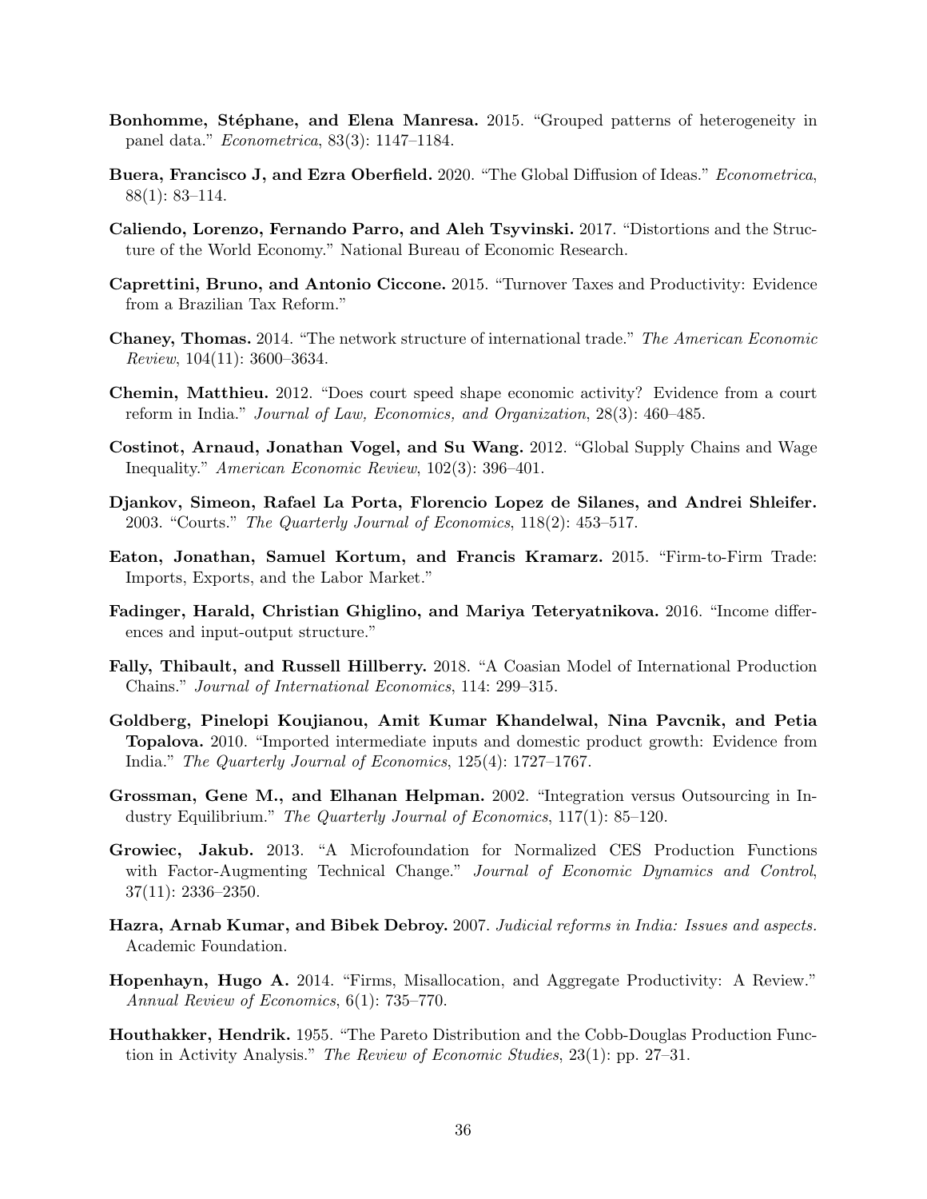**Bonhomme, Stéphane, and Elena Manresa.** 2015. "Grouped patterns of heterogeneity in panel data." *Econometrica*, 83(3): 1147–1184.

**Buera, Francisco J, and Ezra Oberfield.** 2020. "The Global Diffusion of Ideas." *Econometrica*, 88(1): 83–114.

**Caliendo, Lorenzo, Fernando Parro, and Aleh Tsyvinski.** 2017. "Distortions and the Structure of the World Economy." National Bureau of Economic Research.

**Caprettini, Bruno, and Antonio Ciccone.** 2015. "Turnover Taxes and Productivity: Evidence from a Brazilian Tax Reform."

**Chaney, Thomas.** 2014. "The network structure of international trade." *The American Economic Review*, 104(11): 3600–3634.

**Chemin, Matthieu.** 2012. "Does court speed shape economic activity? Evidence from a court reform in India." *Journal of Law, Economics, and Organization*, 28(3): 460–485.

**Costinot, Arnaud, Jonathan Vogel, and Su Wang.** 2012. "Global Supply Chains and Wage Inequality." *American Economic Review*, 102(3): 396–401.

**Djankov, Simeon, Rafael La Porta, Florencio Lopez de Silanes, and Andrei Shleifer.** 2003. "Courts." *The Quarterly Journal of Economics*, 118(2): 453–517.

**Eaton, Jonathan, Samuel Kortum, and Francis Kramarz.** 2015. "Firm-to-Firm Trade: Imports, Exports, and the Labor Market."

**Fadinger, Harald, Christian Ghiglino, and Mariya Teteryatnikova.** 2016. "Income differences and input-output structure."

**Fally, Thibault, and Russell Hillberry.** 2018. "A Coasian Model of International Production Chains." *Journal of International Economics*, 114: 299–315.

**Goldberg, Pinelopi Koujianou, Amit Kumar Khandelwal, Nina Pavcnik, and Petia Topalova.** 2010. "Imported intermediate inputs and domestic product growth: Evidence from India." *The Quarterly Journal of Economics*, 125(4): 1727–1767.

**Grossman, Gene M., and Elhanan Helpman.** 2002. "Integration versus Outsourcing in Industry Equilibrium." *The Quarterly Journal of Economics*, 117(1): 85–120.

**Growiec, Jakub.** 2013. "A Microfoundation for Normalized CES Production Functions with Factor-Augmenting Technical Change." *Journal of Economic Dynamics and Control*, 37(11): 2336–2350.

**Hazra, Arnab Kumar, and Bibek Debroy.** 2007. *Judicial reforms in India: Issues and aspects.* Academic Foundation.

**Hopenhayn, Hugo A.** 2014. "Firms, Misallocation, and Aggregate Productivity: A Review." *Annual Review of Economics*, 6(1): 735–770.

**Houthakker, Hendrik.** 1955. "The Pareto Distribution and the Cobb-Douglas Production Function in Activity Analysis." *The Review of Economic Studies*, 23(1): pp. 27–31.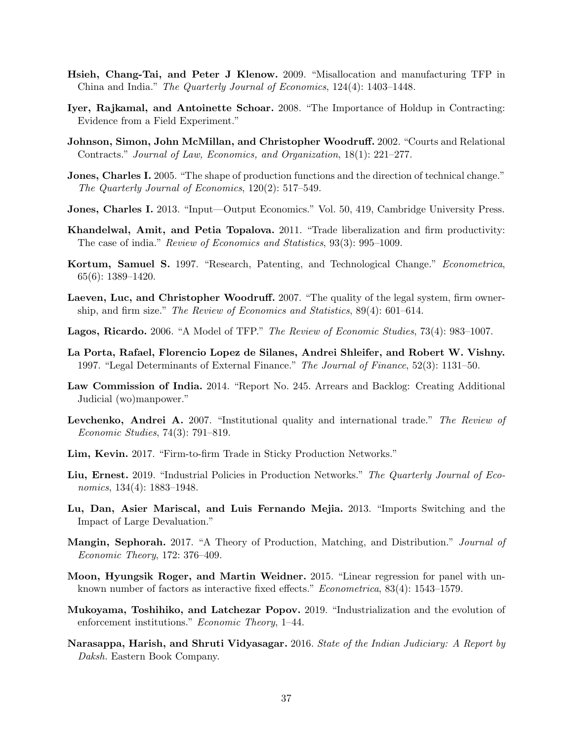**Hsieh, Chang-Tai, and Peter J Klenow.** 2009. "Misallocation and manufacturing TFP in China and India." *The Quarterly Journal of Economics*, 124(4): 1403–1448.

**Iyer, Rajkamal, and Antoinette Schoar.** 2008. "The Importance of Holdup in Contracting: Evidence from a Field Experiment."

**Johnson, Simon, John McMillan, and Christopher Woodruff.** 2002. "Courts and Relational Contracts." *Journal of Law, Economics, and Organization*, 18(1): 221–277.

**Jones, Charles I.** 2005. "The shape of production functions and the direction of technical change." *The Quarterly Journal of Economics*, 120(2): 517–549.

**Jones, Charles I.** 2013. "Input—Output Economics." Vol. 50, 419, Cambridge University Press.

**Khandelwal, Amit, and Petia Topalova.** 2011. "Trade liberalization and firm productivity: The case of india." *Review of Economics and Statistics*, 93(3): 995–1009.

**Kortum, Samuel S.** 1997. "Research, Patenting, and Technological Change." *Econometrica*, 65(6): 1389–1420.

**Laeven, Luc, and Christopher Woodruff.** 2007. "The quality of the legal system, firm ownership, and firm size." *The Review of Economics and Statistics*, 89(4): 601–614.

**Lagos, Ricardo.** 2006. "A Model of TFP." *The Review of Economic Studies*, 73(4): 983–1007.

**La Porta, Rafael, Florencio Lopez de Silanes, Andrei Shleifer, and Robert W. Vishny.** 1997. "Legal Determinants of External Finance." *The Journal of Finance*, 52(3): 1131–50.

**Law Commission of India.** 2014. "Report No. 245. Arrears and Backlog: Creating Additional Judicial (wo)manpower."

**Levchenko, Andrei A.** 2007. "Institutional quality and international trade." *The Review of Economic Studies*, 74(3): 791–819.

**Lim, Kevin.** 2017. "Firm-to-firm Trade in Sticky Production Networks."

**Liu, Ernest.** 2019. "Industrial Policies in Production Networks." *The Quarterly Journal of Economics*, 134(4): 1883–1948.

**Lu, Dan, Asier Mariscal, and Luis Fernando Mejia.** 2013. "Imports Switching and the Impact of Large Devaluation."

**Mangin, Sephorah.** 2017. "A Theory of Production, Matching, and Distribution." *Journal of Economic Theory*, 172: 376–409.

**Moon, Hyungsik Roger, and Martin Weidner.** 2015. "Linear regression for panel with unknown number of factors as interactive fixed effects." *Econometrica*, 83(4): 1543–1579.

**Mukoyama, Toshihiko, and Latchezar Popov.** 2019. "Industrialization and the evolution of enforcement institutions." *Economic Theory*, 1–44.

**Narasappa, Harish, and Shruti Vidyasagar.** 2016. *State of the Indian Judiciary: A Report by Daksh.* Eastern Book Company.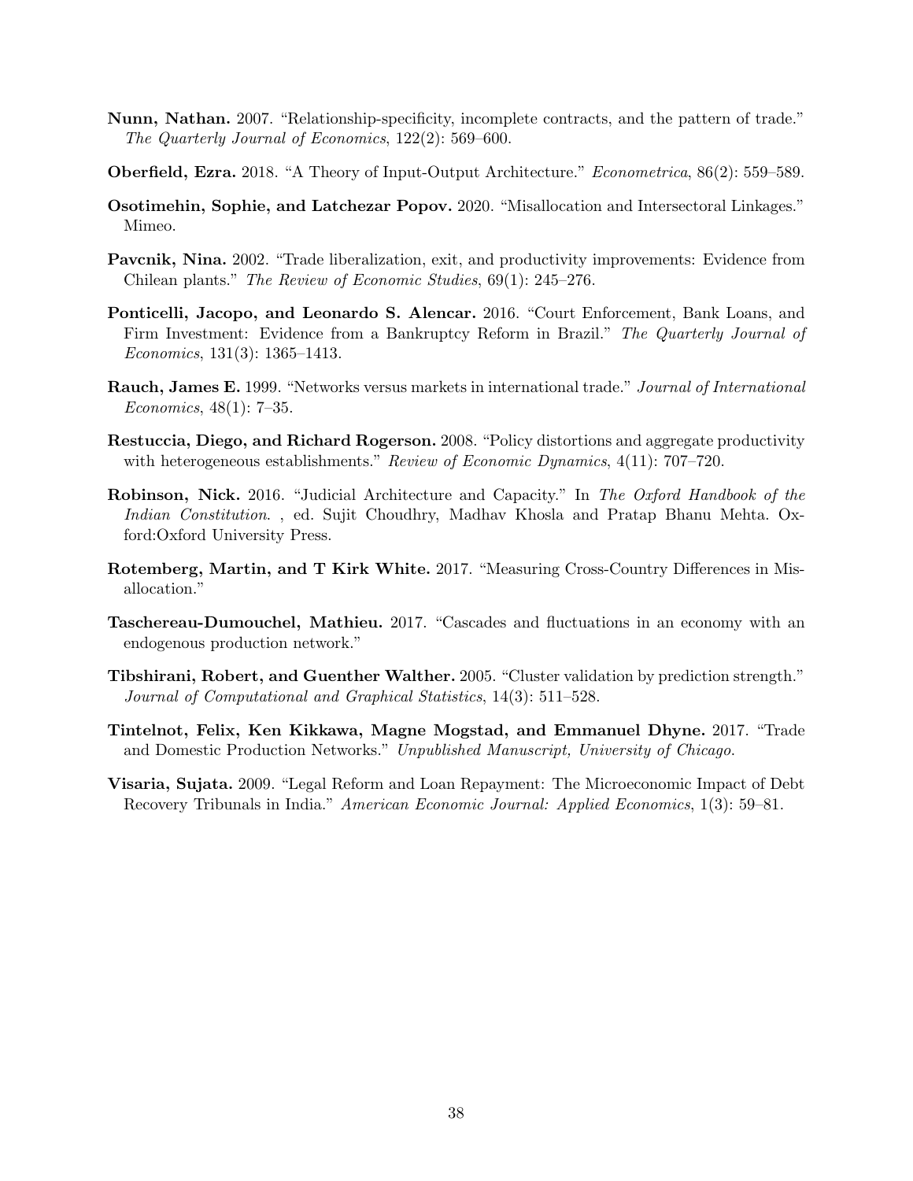**Nunn, Nathan.** 2007. "Relationship-specificity, incomplete contracts, and the pattern of trade." *The Quarterly Journal of Economics*, 122(2): 569–600.

**Oberfield, Ezra.** 2018. "A Theory of Input-Output Architecture." *Econometrica*, 86(2): 559–589.

**Osotimehin, Sophie, and Latchezar Popov.** 2020. "Misallocation and Intersectoral Linkages." Mimeo.

**Pavcnik, Nina.** 2002. "Trade liberalization, exit, and productivity improvements: Evidence from Chilean plants." *The Review of Economic Studies*, 69(1): 245–276.

**Ponticelli, Jacopo, and Leonardo S. Alencar.** 2016. "Court Enforcement, Bank Loans, and Firm Investment: Evidence from a Bankruptcy Reform in Brazil." *The Quarterly Journal of Economics*, 131(3): 1365–1413.

**Rauch, James E.** 1999. "Networks versus markets in international trade." *Journal of International Economics*, 48(1): 7–35.

**Restuccia, Diego, and Richard Rogerson.** 2008. "Policy distortions and aggregate productivity with heterogeneous establishments." *Review of Economic Dynamics*, 4(11): 707–720.

**Robinson, Nick.** 2016. "Judicial Architecture and Capacity." In *The Oxford Handbook of the Indian Constitution*. , ed. Sujit Choudhry, Madhav Khosla and Pratap Bhanu Mehta. Oxford:Oxford University Press.

**Rotemberg, Martin, and T Kirk White.** 2017. "Measuring Cross-Country Differences in Misallocation."

**Taschereau-Dumouchel, Mathieu.** 2017. "Cascades and fluctuations in an economy with an endogenous production network."

**Tibshirani, Robert, and Guenther Walther.** 2005. "Cluster validation by prediction strength." *Journal of Computational and Graphical Statistics*, 14(3): 511–528.

**Tintelnot, Felix, Ken Kikkawa, Magne Mogstad, and Emmanuel Dhyne.** 2017. "Trade and Domestic Production Networks." *Unpublished Manuscript, University of Chicago.*

**Visaria, Sujata.** 2009. "Legal Reform and Loan Repayment: The Microeconomic Impact of Debt Recovery Tribunals in India." *American Economic Journal: Applied Economics*, 1(3): 59–81.